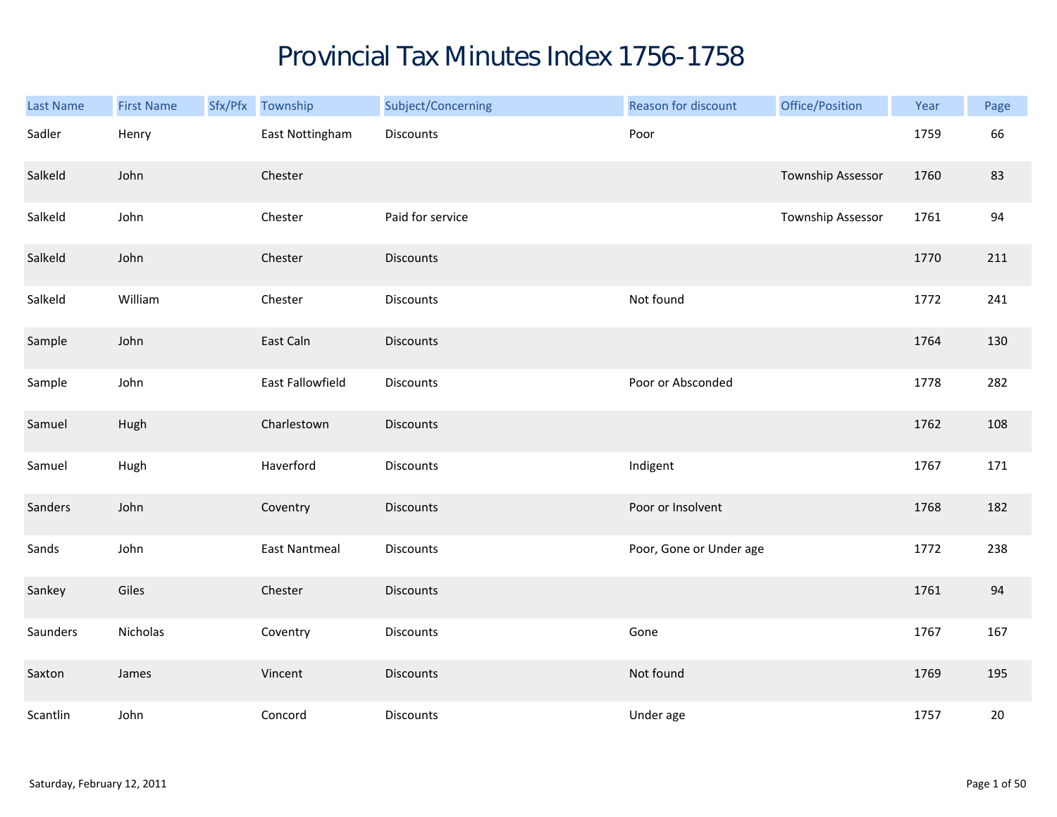# Provincial Tax Minutes Index 1756-1758

| Last Name | First Name | Sfx/Pfx | Township | Subject/Concerning | Reason for discount | Office/Position | Year | Page |
|---|---|---|---|---|---|---|---|---|
| Sadler | Henry | | East Nottingham | Discounts | Poor | | 1759 | 66 |
| Salkeld | John | | Chester | | | Township Assessor | 1760 | 83 |
| Salkeld | John | | Chester | Paid for service | | Township Assessor | 1761 | 94 |
| Salkeld | John | | Chester | Discounts | | | 1770 | 211 |
| Salkeld | William | | Chester | Discounts | Not found | | 1772 | 241 |
| Sample | John | | East Caln | Discounts | | | 1764 | 130 |
| Sample | John | | East Fallowfield | Discounts | Poor or Absconded | | 1778 | 282 |
| Samuel | Hugh | | Charlestown | Discounts | | | 1762 | 108 |
| Samuel | Hugh | | Haverford | Discounts | Indigent | | 1767 | 171 |
| Sanders | John | | Coventry | Discounts | Poor or Insolvent | | 1768 | 182 |
| Sands | John | | East Nantmeal | Discounts | Poor, Gone or Under age | | 1772 | 238 |
| Sankey | Giles | | Chester | Discounts | | | 1761 | 94 |
| Saunders | Nicholas | | Coventry | Discounts | Gone | | 1767 | 167 |
| Saxton | James | | Vincent | Discounts | Not found | | 1769 | 195 |
| Scantlin | John | | Concord | Discounts | Under age | | 1757 | 20 |

Saturday, February 12, 2011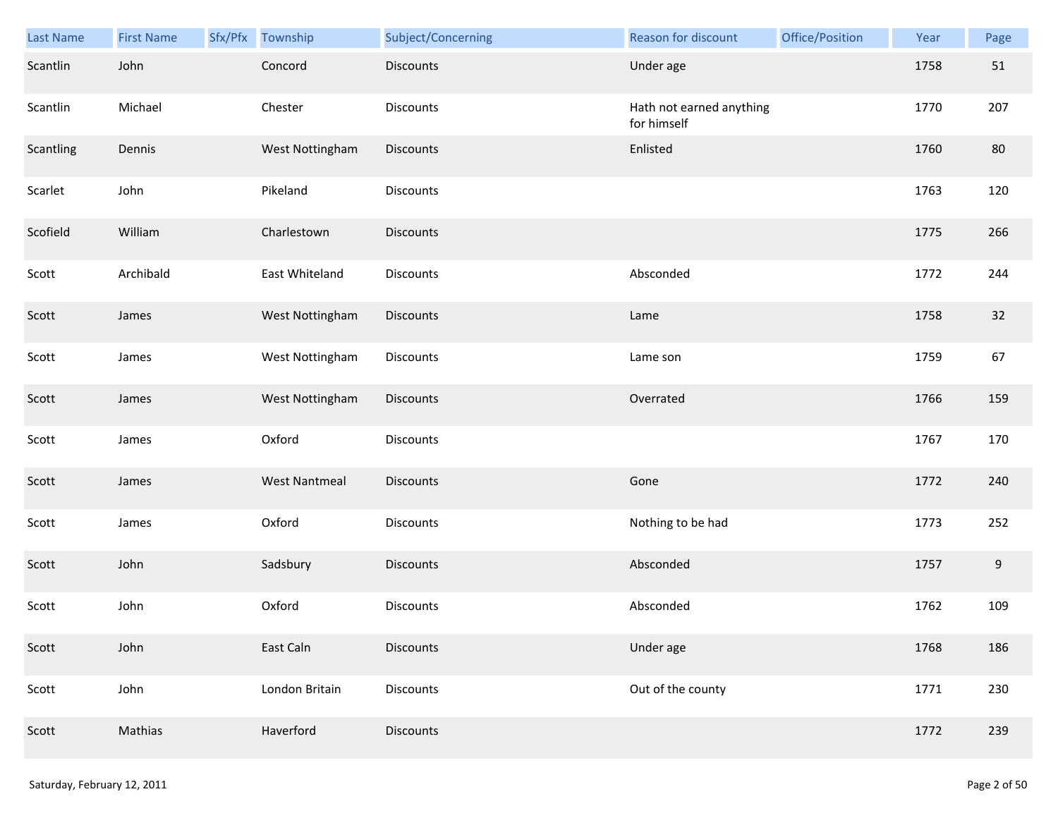| Last Name | First Name | Sfx/Pfx | Township | Subject/Concerning | Reason for discount | Office/Position | Year | Page |
| --- | --- | --- | --- | --- | --- | --- | --- | --- |
| Scantlin | John | | Concord | Discounts | Under age | | 1758 | 51 |
| Scantlin | Michael | | Chester | Discounts | Hath not earned anything for himself | | 1770 | 207 |
| Scantling | Dennis | | West Nottingham | Discounts | Enlisted | | 1760 | 80 |
| Scarlet | John | | Pikeland | Discounts | | | 1763 | 120 |
| Scofield | William | | Charlestown | Discounts | | | 1775 | 266 |
| Scott | Archibald | | East Whiteland | Discounts | Absconded | | 1772 | 244 |
| Scott | James | | West Nottingham | Discounts | Lame | | 1758 | 32 |
| Scott | James | | West Nottingham | Discounts | Lame son | | 1759 | 67 |
| Scott | James | | West Nottingham | Discounts | Overrated | | 1766 | 159 |
| Scott | James | | Oxford | Discounts | | | 1767 | 170 |
| Scott | James | | West Nantmeal | Discounts | Gone | | 1772 | 240 |
| Scott | James | | Oxford | Discounts | Nothing to be had | | 1773 | 252 |
| Scott | John | | Sadsbury | Discounts | Absconded | | 1757 | 9 |
| Scott | John | | Oxford | Discounts | Absconded | | 1762 | 109 |
| Scott | John | | East Caln | Discounts | Under age | | 1768 | 186 |
| Scott | John | | London Britain | Discounts | Out of the county | | 1771 | 230 |
| Scott | Mathias | | Haverford | Discounts | | | 1772 | 239 |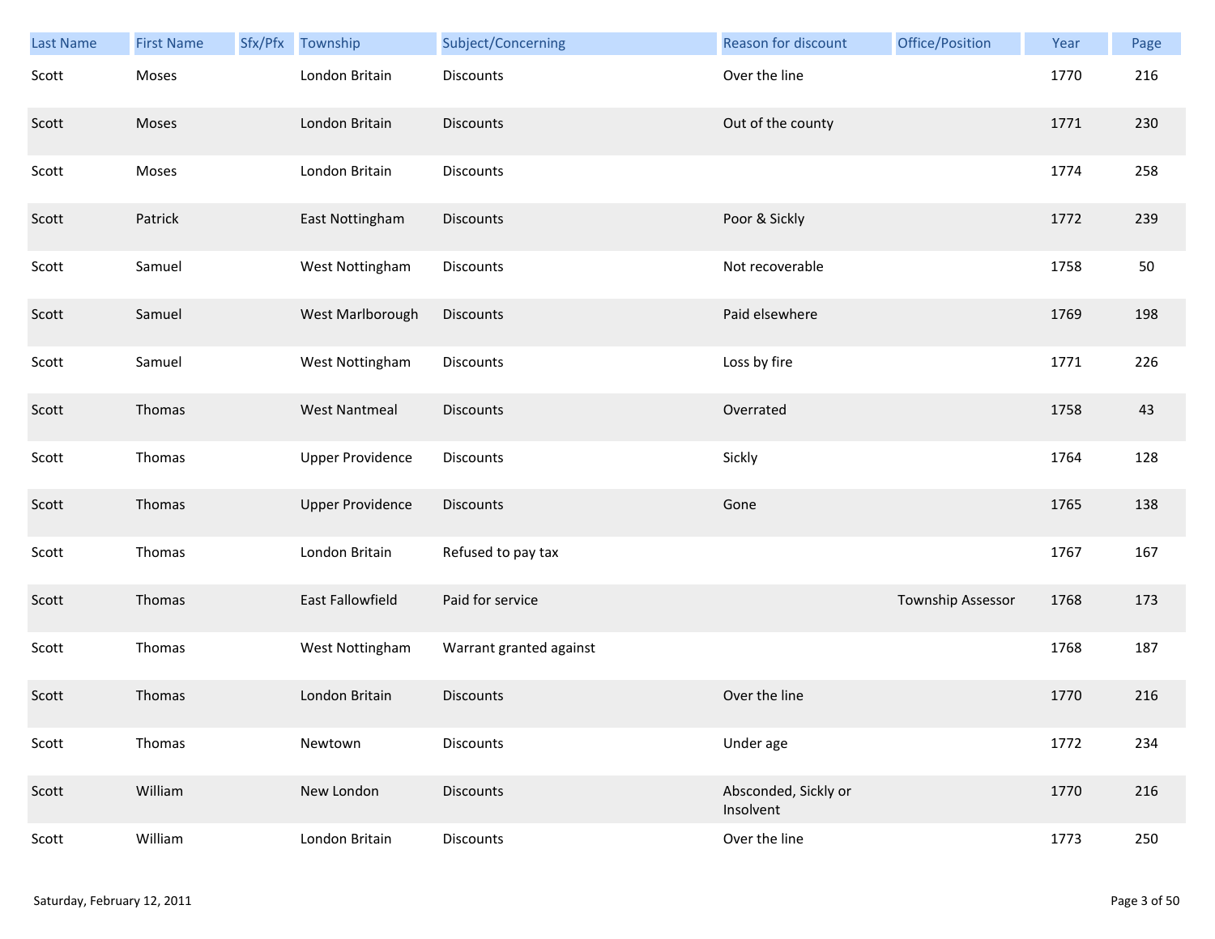| Last Name | First Name | Sfx/Pfx | Township | Subject/Concerning | Reason for discount | Office/Position | Year | Page |
|---|---|---|---|---|---|---|---|---|
| Scott | Moses | | London Britain | Discounts | Over the line | | 1770 | 216 |
| Scott | Moses | | London Britain | Discounts | Out of the county | | 1771 | 230 |
| Scott | Moses | | London Britain | Discounts | | | 1774 | 258 |
| Scott | Patrick | | East Nottingham | Discounts | Poor & Sickly | | 1772 | 239 |
| Scott | Samuel | | West Nottingham | Discounts | Not recoverable | | 1758 | 50 |
| Scott | Samuel | | West Marlborough | Discounts | Paid elsewhere | | 1769 | 198 |
| Scott | Samuel | | West Nottingham | Discounts | Loss by fire | | 1771 | 226 |
| Scott | Thomas | | West Nantmeal | Discounts | Overrated | | 1758 | 43 |
| Scott | Thomas | | Upper Providence | Discounts | Sickly | | 1764 | 128 |
| Scott | Thomas | | Upper Providence | Discounts | Gone | | 1765 | 138 |
| Scott | Thomas | | London Britain | Refused to pay tax | | | 1767 | 167 |
| Scott | Thomas | | East Fallowfield | Paid for service | | Township Assessor | 1768 | 173 |
| Scott | Thomas | | West Nottingham | Warrant granted against | | | 1768 | 187 |
| Scott | Thomas | | London Britain | Discounts | Over the line | | 1770 | 216 |
| Scott | Thomas | | Newtown | Discounts | Under age | | 1772 | 234 |
| Scott | William | | New London | Discounts | Absconded, Sickly or Insolvent | | 1770 | 216 |
| Scott | William | | London Britain | Discounts | Over the line | | 1773 | 250 |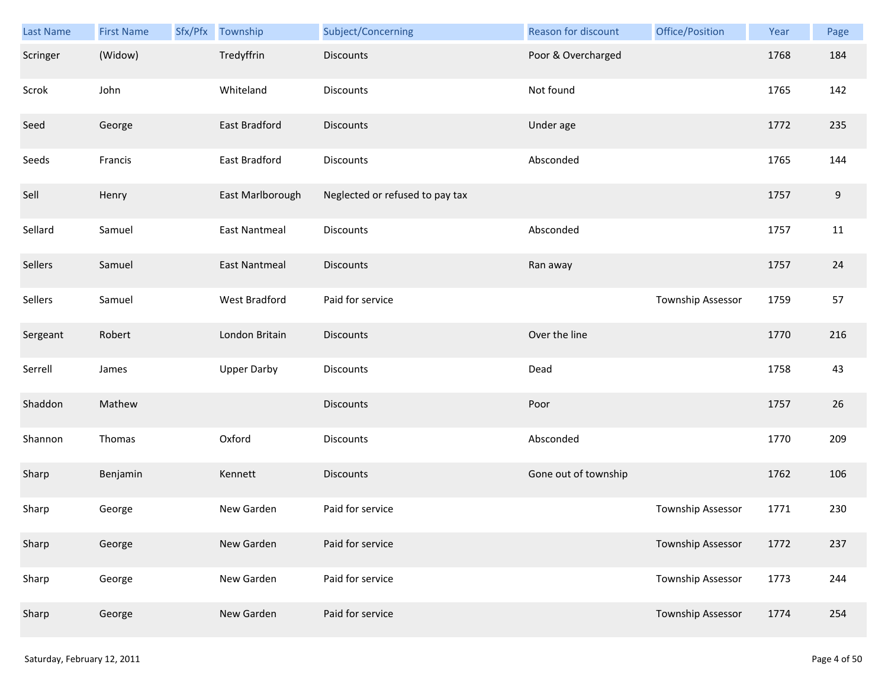| Last Name | First Name | Sfx/Pfx | Township | Subject/Concerning | Reason for discount | Office/Position | Year | Page |
|---|---|---|---|---|---|---|---|---|
| Scringer | (Widow) | | Tredyffrin | Discounts | Poor & Overcharged | | 1768 | 184 |
| Scrok | John | | Whiteland | Discounts | Not found | | 1765 | 142 |
| Seed | George | | East Bradford | Discounts | Under age | | 1772 | 235 |
| Seeds | Francis | | East Bradford | Discounts | Absconded | | 1765 | 144 |
| Sell | Henry | | East Marlborough | Neglected or refused to pay tax | | | 1757 | 9 |
| Sellard | Samuel | | East Nantmeal | Discounts | Absconded | | 1757 | 11 |
| Sellers | Samuel | | East Nantmeal | Discounts | Ran away | | 1757 | 24 |
| Sellers | Samuel | | West Bradford | Paid for service | | Township Assessor | 1759 | 57 |
| Sergeant | Robert | | London Britain | Discounts | Over the line | | 1770 | 216 |
| Serrell | James | | Upper Darby | Discounts | Dead | | 1758 | 43 |
| Shaddon | Mathew | | | Discounts | Poor | | 1757 | 26 |
| Shannon | Thomas | | Oxford | Discounts | Absconded | | 1770 | 209 |
| Sharp | Benjamin | | Kennett | Discounts | Gone out of township | | 1762 | 106 |
| Sharp | George | | New Garden | Paid for service | | Township Assessor | 1771 | 230 |
| Sharp | George | | New Garden | Paid for service | | Township Assessor | 1772 | 237 |
| Sharp | George | | New Garden | Paid for service | | Township Assessor | 1773 | 244 |
| Sharp | George | | New Garden | Paid for service | | Township Assessor | 1774 | 254 |

Saturday, February 12, 2011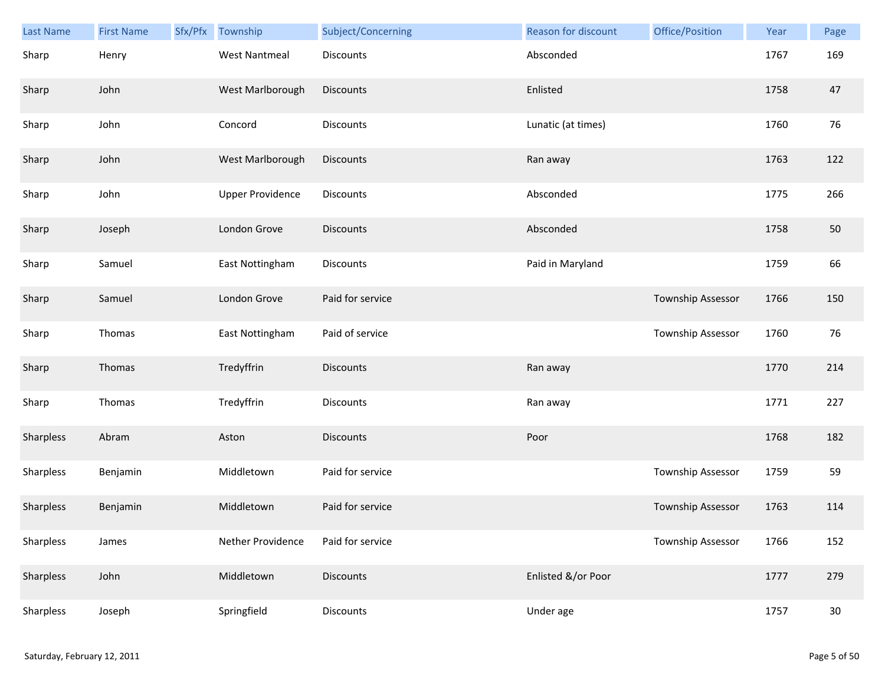| Last Name | First Name | Sfx/Pfx | Township | Subject/Concerning | Reason for discount | Office/Position | Year | Page |
|---|---|---|---|---|---|---|---|---|
| Sharp | Henry | | West Nantmeal | Discounts | Absconded | | 1767 | 169 |
| Sharp | John | | West Marlborough | Discounts | Enlisted | | 1758 | 47 |
| Sharp | John | | Concord | Discounts | Lunatic (at times) | | 1760 | 76 |
| Sharp | John | | West Marlborough | Discounts | Ran away | | 1763 | 122 |
| Sharp | John | | Upper Providence | Discounts | Absconded | | 1775 | 266 |
| Sharp | Joseph | | London Grove | Discounts | Absconded | | 1758 | 50 |
| Sharp | Samuel | | East Nottingham | Discounts | Paid in Maryland | | 1759 | 66 |
| Sharp | Samuel | | London Grove | Paid for service | | Township Assessor | 1766 | 150 |
| Sharp | Thomas | | East Nottingham | Paid of service | | Township Assessor | 1760 | 76 |
| Sharp | Thomas | | Tredyffrin | Discounts | Ran away | | 1770 | 214 |
| Sharp | Thomas | | Tredyffrin | Discounts | Ran away | | 1771 | 227 |
| Sharpless | Abram | | Aston | Discounts | Poor | | 1768 | 182 |
| Sharpless | Benjamin | | Middletown | Paid for service | | Township Assessor | 1759 | 59 |
| Sharpless | Benjamin | | Middletown | Paid for service | | Township Assessor | 1763 | 114 |
| Sharpless | James | | Nether Providence | Paid for service | | Township Assessor | 1766 | 152 |
| Sharpless | John | | Middletown | Discounts | Enlisted &/or Poor | | 1777 | 279 |
| Sharpless | Joseph | | Springfield | Discounts | Under age | | 1757 | 30 |

Saturday, February 12, 2011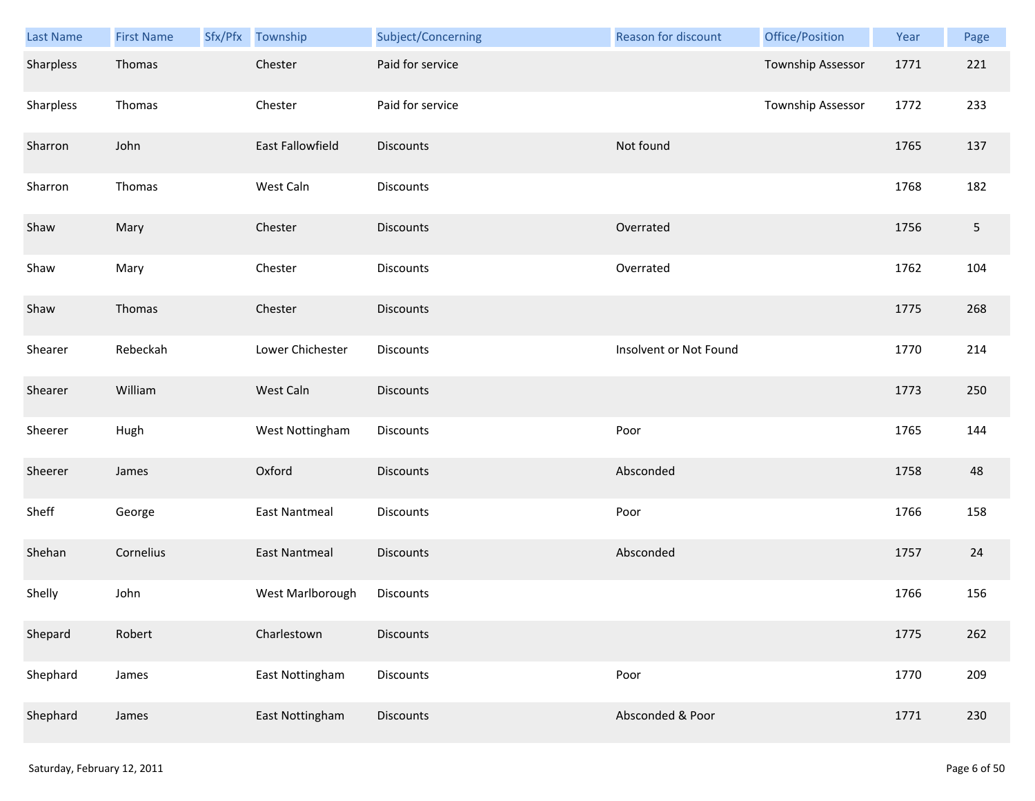| Last Name | First Name | Sfx/Pfx | Township | Subject/Concerning | Reason for discount | Office/Position | Year | Page |
|---|---|---|---|---|---|---|---|---|
| Sharpless | Thomas | | Chester | Paid for service | | Township Assessor | 1771 | 221 |
| Sharpless | Thomas | | Chester | Paid for service | | Township Assessor | 1772 | 233 |
| Sharron | John | | East Fallowfield | Discounts | Not found | | 1765 | 137 |
| Sharron | Thomas | | West Caln | Discounts | | | 1768 | 182 |
| Shaw | Mary | | Chester | Discounts | Overrated | | 1756 | 5 |
| Shaw | Mary | | Chester | Discounts | Overrated | | 1762 | 104 |
| Shaw | Thomas | | Chester | Discounts | | | 1775 | 268 |
| Shearer | Rebeckah | | Lower Chichester | Discounts | Insolvent or Not Found | | 1770 | 214 |
| Shearer | William | | West Caln | Discounts | | | 1773 | 250 |
| Sheerer | Hugh | | West Nottingham | Discounts | Poor | | 1765 | 144 |
| Sheerer | James | | Oxford | Discounts | Absconded | | 1758 | 48 |
| Sheff | George | | East Nantmeal | Discounts | Poor | | 1766 | 158 |
| Shehan | Cornelius | | East Nantmeal | Discounts | Absconded | | 1757 | 24 |
| Shelly | John | | West Marlborough | Discounts | | | 1766 | 156 |
| Shepard | Robert | | Charlestown | Discounts | | | 1775 | 262 |
| Shephard | James | | East Nottingham | Discounts | Poor | | 1770 | 209 |
| Shephard | James | | East Nottingham | Discounts | Absconded & Poor | | 1771 | 230 |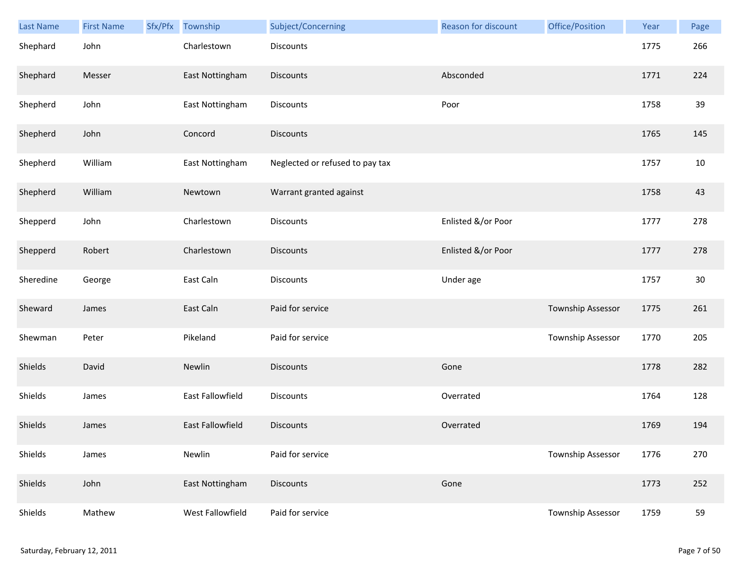| Last Name | First Name | Sfx/Pfx | Township | Subject/Concerning | Reason for discount | Office/Position | Year | Page |
|---|---|---|---|---|---|---|---|---|
| Shephard | John | | Charlestown | Discounts | | | 1775 | 266 |
| Shephard | Messer | | East Nottingham | Discounts | Absconded | | 1771 | 224 |
| Shepherd | John | | East Nottingham | Discounts | Poor | | 1758 | 39 |
| Shepherd | John | | Concord | Discounts | | | 1765 | 145 |
| Shepherd | William | | East Nottingham | Neglected or refused to pay tax | | | 1757 | 10 |
| Shepherd | William | | Newtown | Warrant granted against | | | 1758 | 43 |
| Shepperd | John | | Charlestown | Discounts | Enlisted &/or Poor | | 1777 | 278 |
| Shepperd | Robert | | Charlestown | Discounts | Enlisted &/or Poor | | 1777 | 278 |
| Sheredine | George | | East Caln | Discounts | Under age | | 1757 | 30 |
| Sheward | James | | East Caln | Paid for service | | Township Assessor | 1775 | 261 |
| Shewman | Peter | | Pikeland | Paid for service | | Township Assessor | 1770 | 205 |
| Shields | David | | Newlin | Discounts | Gone | | 1778 | 282 |
| Shields | James | | East Fallowfield | Discounts | Overrated | | 1764 | 128 |
| Shields | James | | East Fallowfield | Discounts | Overrated | | 1769 | 194 |
| Shields | James | | Newlin | Paid for service | | Township Assessor | 1776 | 270 |
| Shields | John | | East Nottingham | Discounts | Gone | | 1773 | 252 |
| Shields | Mathew | | West Fallowfield | Paid for service | | Township Assessor | 1759 | 59 |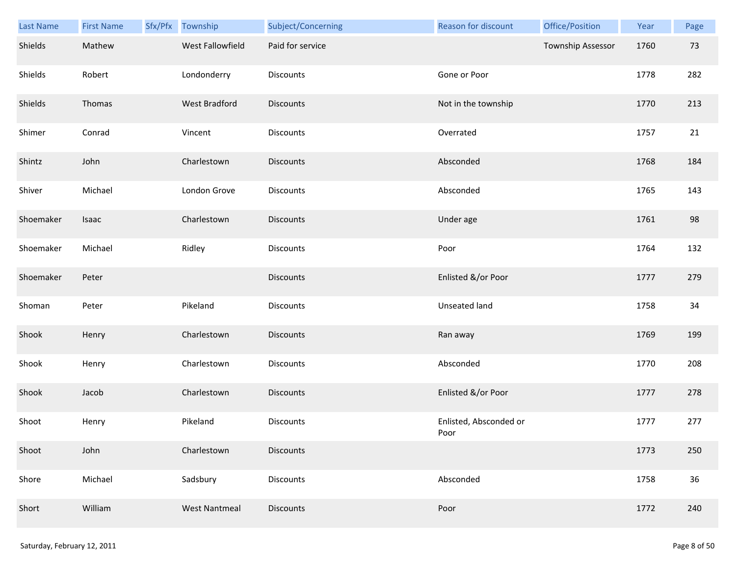| Last Name | First Name | Sfx/Pfx | Township | Subject/Concerning | Reason for discount | Office/Position | Year | Page |
|---|---|---|---|---|---|---|---|---|
| Shields | Mathew | | West Fallowfield | Paid for service | | Township Assessor | 1760 | 73 |
| Shields | Robert | | Londonderry | Discounts | Gone or Poor | | 1778 | 282 |
| Shields | Thomas | | West Bradford | Discounts | Not in the township | | 1770 | 213 |
| Shimer | Conrad | | Vincent | Discounts | Overrated | | 1757 | 21 |
| Shintz | John | | Charlestown | Discounts | Absconded | | 1768 | 184 |
| Shiver | Michael | | London Grove | Discounts | Absconded | | 1765 | 143 |
| Shoemaker | Isaac | | Charlestown | Discounts | Under age | | 1761 | 98 |
| Shoemaker | Michael | | Ridley | Discounts | Poor | | 1764 | 132 |
| Shoemaker | Peter | | | Discounts | Enlisted &/or Poor | | 1777 | 279 |
| Shoman | Peter | | Pikeland | Discounts | Unseated land | | 1758 | 34 |
| Shook | Henry | | Charlestown | Discounts | Ran away | | 1769 | 199 |
| Shook | Henry | | Charlestown | Discounts | Absconded | | 1770 | 208 |
| Shook | Jacob | | Charlestown | Discounts | Enlisted &/or Poor | | 1777 | 278 |
| Shoot | Henry | | Pikeland | Discounts | Enlisted, Absconded or Poor | | 1777 | 277 |
| Shoot | John | | Charlestown | Discounts | | | 1773 | 250 |
| Shore | Michael | | Sadsbury | Discounts | Absconded | | 1758 | 36 |
| Short | William | | West Nantmeal | Discounts | Poor | | 1772 | 240 |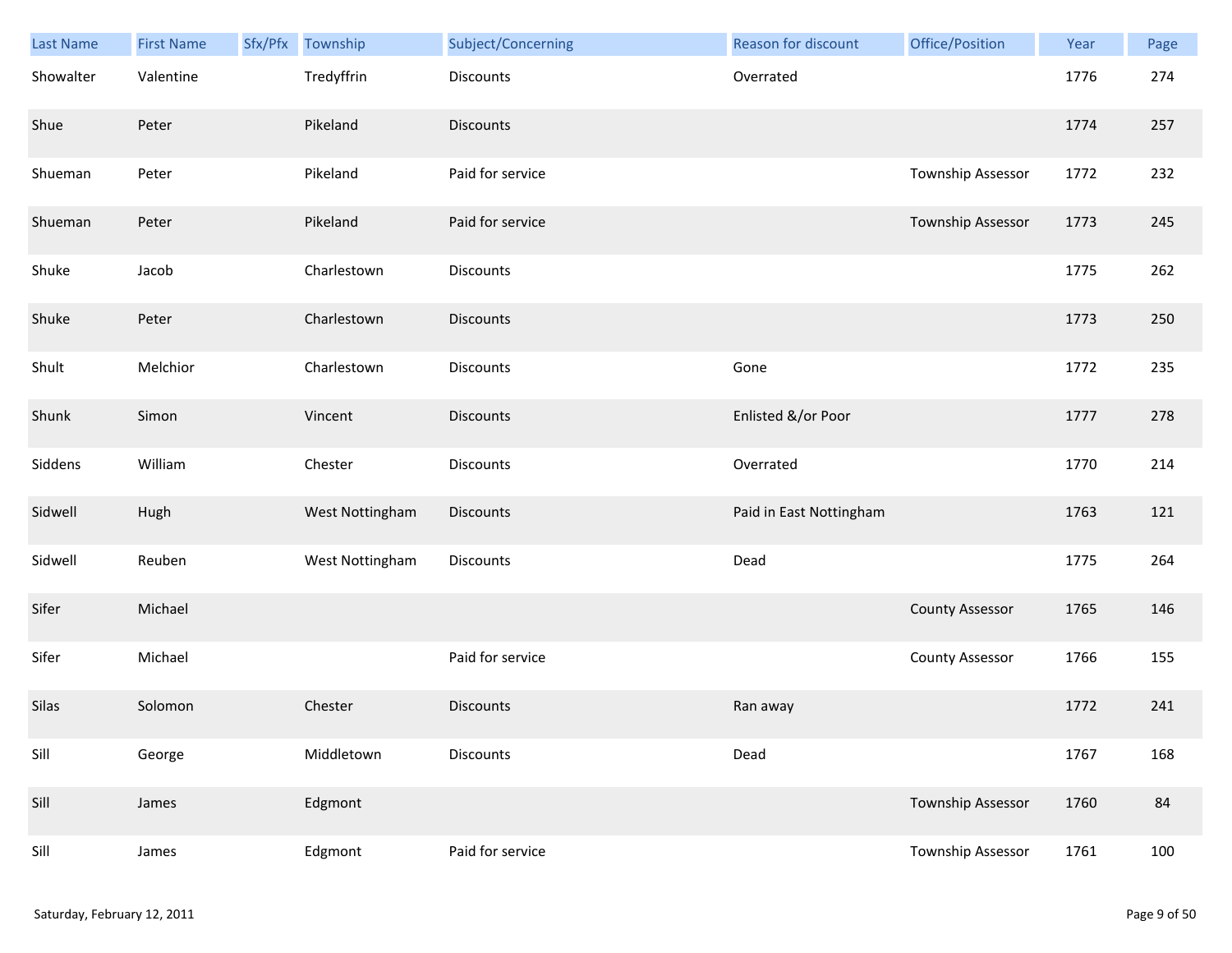| Last Name | First Name | Sfx/Pfx | Township | Subject/Concerning | Reason for discount | Office/Position | Year | Page |
|---|---|---|---|---|---|---|---|---|
| Showalter | Valentine | | Tredyffrin | Discounts | Overrated | | 1776 | 274 |
| Shue | Peter | | Pikeland | Discounts | | | 1774 | 257 |
| Shueman | Peter | | Pikeland | Paid for service | | Township Assessor | 1772 | 232 |
| Shueman | Peter | | Pikeland | Paid for service | | Township Assessor | 1773 | 245 |
| Shuke | Jacob | | Charlestown | Discounts | | | 1775 | 262 |
| Shuke | Peter | | Charlestown | Discounts | | | 1773 | 250 |
| Shult | Melchior | | Charlestown | Discounts | Gone | | 1772 | 235 |
| Shunk | Simon | | Vincent | Discounts | Enlisted &/or Poor | | 1777 | 278 |
| Siddens | William | | Chester | Discounts | Overrated | | 1770 | 214 |
| Sidwell | Hugh | | West Nottingham | Discounts | Paid in East Nottingham | | 1763 | 121 |
| Sidwell | Reuben | | West Nottingham | Discounts | Dead | | 1775 | 264 |
| Sifer | Michael | | | | | County Assessor | 1765 | 146 |
| Sifer | Michael | | | Paid for service | | County Assessor | 1766 | 155 |
| Silas | Solomon | | Chester | Discounts | Ran away | | 1772 | 241 |
| Sill | George | | Middletown | Discounts | Dead | | 1767 | 168 |
| Sill | James | | Edgmont | | | Township Assessor | 1760 | 84 |
| Sill | James | | Edgmont | Paid for service | | Township Assessor | 1761 | 100 |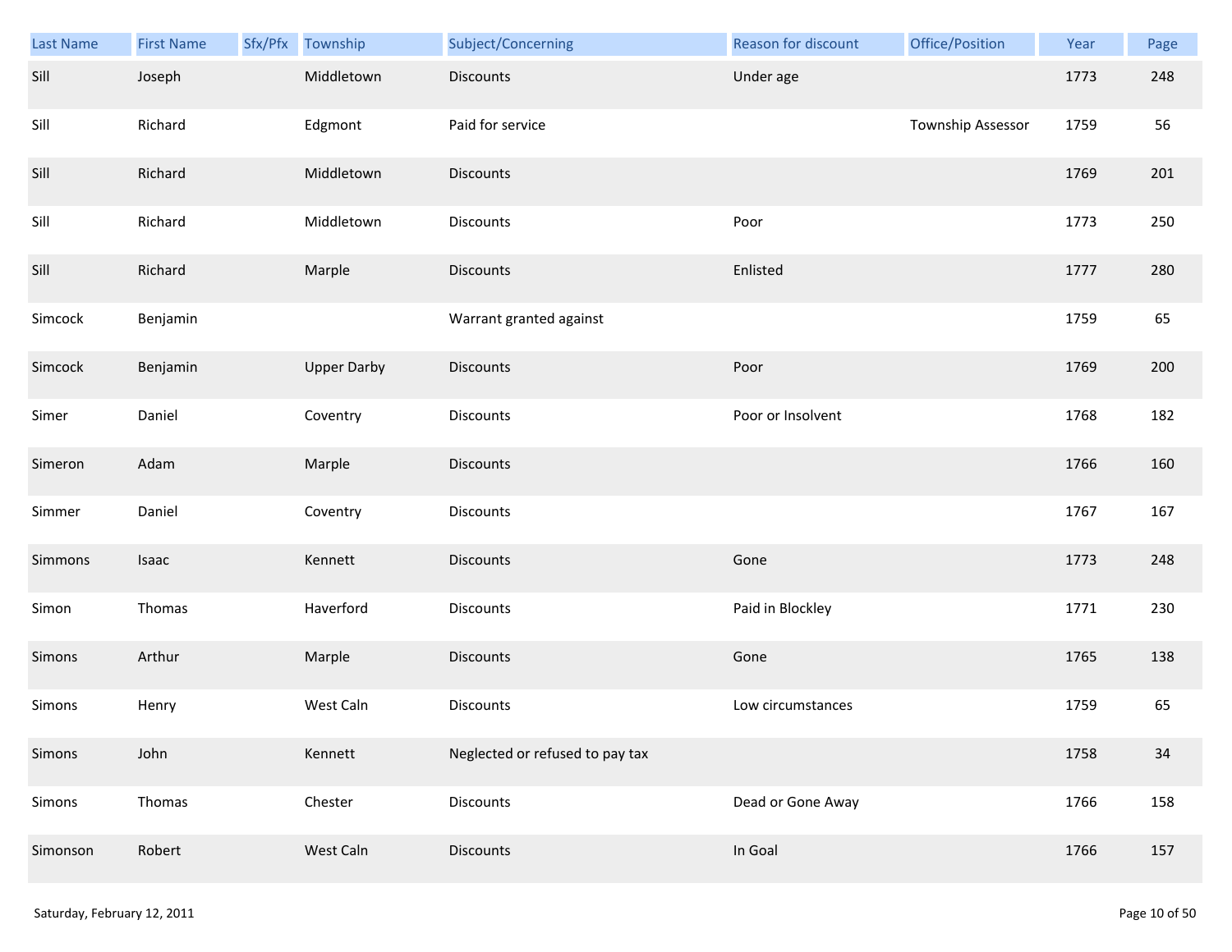| Last Name | First Name | Sfx/Pfx | Township | Subject/Concerning | Reason for discount | Office/Position | Year | Page |
|---|---|---|---|---|---|---|---|---|
| Sill | Joseph | | Middletown | Discounts | Under age | | 1773 | 248 |
| Sill | Richard | | Edgmont | Paid for service | | Township Assessor | 1759 | 56 |
| Sill | Richard | | Middletown | Discounts | | | 1769 | 201 |
| Sill | Richard | | Middletown | Discounts | Poor | | 1773 | 250 |
| Sill | Richard | | Marple | Discounts | Enlisted | | 1777 | 280 |
| Simcock | Benjamin | | | Warrant granted against | | | 1759 | 65 |
| Simcock | Benjamin | | Upper Darby | Discounts | Poor | | 1769 | 200 |
| Simer | Daniel | | Coventry | Discounts | Poor or Insolvent | | 1768 | 182 |
| Simeron | Adam | | Marple | Discounts | | | 1766 | 160 |
| Simmer | Daniel | | Coventry | Discounts | | | 1767 | 167 |
| Simmons | Isaac | | Kennett | Discounts | Gone | | 1773 | 248 |
| Simon | Thomas | | Haverford | Discounts | Paid in Blockley | | 1771 | 230 |
| Simons | Arthur | | Marple | Discounts | Gone | | 1765 | 138 |
| Simons | Henry | | West Caln | Discounts | Low circumstances | | 1759 | 65 |
| Simons | John | | Kennett | Neglected or refused to pay tax | | | 1758 | 34 |
| Simons | Thomas | | Chester | Discounts | Dead or Gone Away | | 1766 | 158 |
| Simonson | Robert | | West Caln | Discounts | In Goal | | 1766 | 157 |

Saturday, February 12, 2011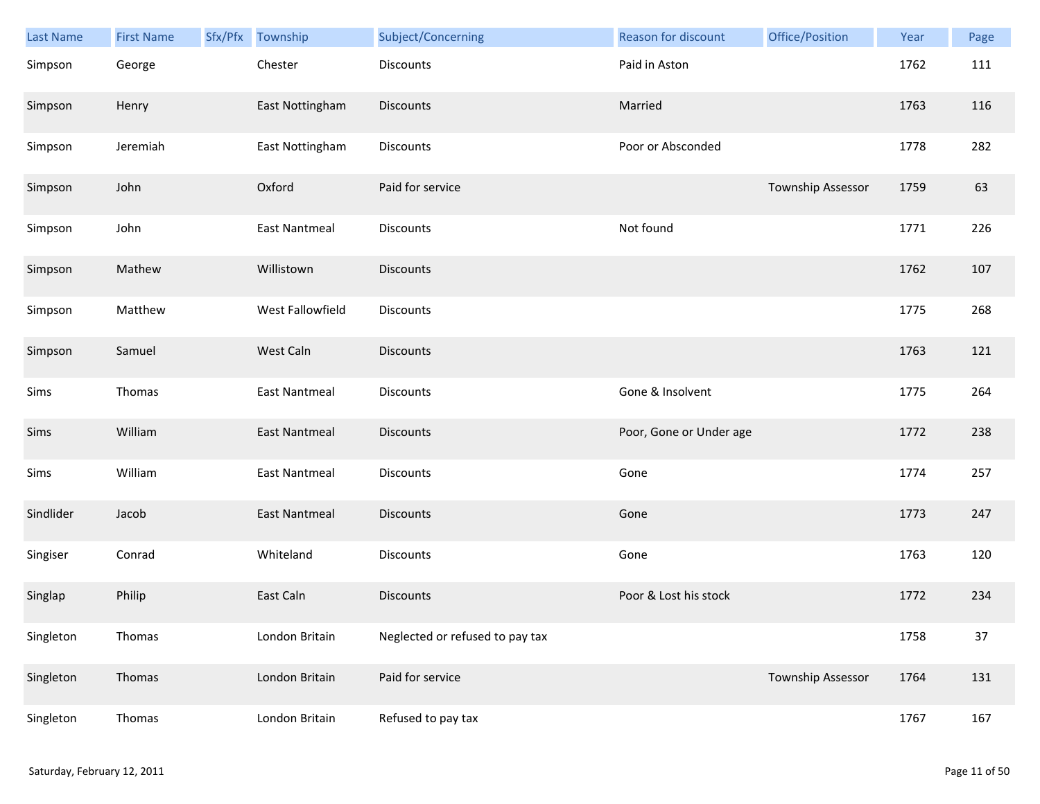| Last Name | First Name | Sfx/Pfx | Township | Subject/Concerning | Reason for discount | Office/Position | Year | Page |
|---|---|---|---|---|---|---|---|---|
| Simpson | George | | Chester | Discounts | Paid in Aston | | 1762 | 111 |
| Simpson | Henry | | East Nottingham | Discounts | Married | | 1763 | 116 |
| Simpson | Jeremiah | | East Nottingham | Discounts | Poor or Absconded | | 1778 | 282 |
| Simpson | John | | Oxford | Paid for service | | Township Assessor | 1759 | 63 |
| Simpson | John | | East Nantmeal | Discounts | Not found | | 1771 | 226 |
| Simpson | Mathew | | Willistown | Discounts | | | 1762 | 107 |
| Simpson | Matthew | | West Fallowfield | Discounts | | | 1775 | 268 |
| Simpson | Samuel | | West Caln | Discounts | | | 1763 | 121 |
| Sims | Thomas | | East Nantmeal | Discounts | Gone & Insolvent | | 1775 | 264 |
| Sims | William | | East Nantmeal | Discounts | Poor, Gone or Under age | | 1772 | 238 |
| Sims | William | | East Nantmeal | Discounts | Gone | | 1774 | 257 |
| Sindlider | Jacob | | East Nantmeal | Discounts | Gone | | 1773 | 247 |
| Singiser | Conrad | | Whiteland | Discounts | Gone | | 1763 | 120 |
| Singlap | Philip | | East Caln | Discounts | Poor & Lost his stock | | 1772 | 234 |
| Singleton | Thomas | | London Britain | Neglected or refused to pay tax | | | 1758 | 37 |
| Singleton | Thomas | | London Britain | Paid for service | | Township Assessor | 1764 | 131 |
| Singleton | Thomas | | London Britain | Refused to pay tax | | | 1767 | 167 |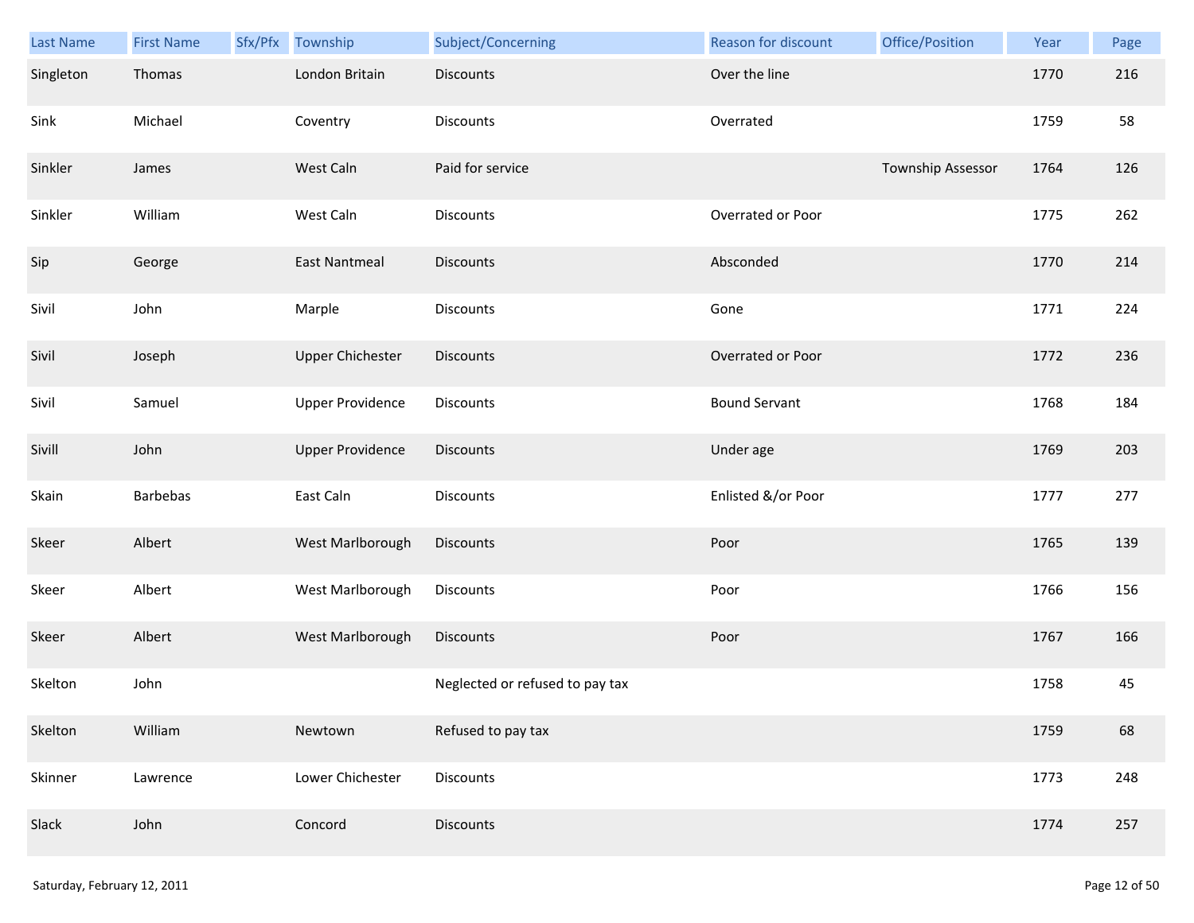| Last Name | First Name | Sfx/Pfx | Township | Subject/Concerning | Reason for discount | Office/Position | Year | Page |
|---|---|---|---|---|---|---|---|---|
| Singleton | Thomas | | London Britain | Discounts | Over the line | | 1770 | 216 |
| Sink | Michael | | Coventry | Discounts | Overrated | | 1759 | 58 |
| Sinkler | James | | West Caln | Paid for service | | Township Assessor | 1764 | 126 |
| Sinkler | William | | West Caln | Discounts | Overrated or Poor | | 1775 | 262 |
| Sip | George | | East Nantmeal | Discounts | Absconded | | 1770 | 214 |
| Sivil | John | | Marple | Discounts | Gone | | 1771 | 224 |
| Sivil | Joseph | | Upper Chichester | Discounts | Overrated or Poor | | 1772 | 236 |
| Sivil | Samuel | | Upper Providence | Discounts | Bound Servant | | 1768 | 184 |
| Sivill | John | | Upper Providence | Discounts | Under age | | 1769 | 203 |
| Skain | Barbebas | | East Caln | Discounts | Enlisted &/or Poor | | 1777 | 277 |
| Skeer | Albert | | West Marlborough | Discounts | Poor | | 1765 | 139 |
| Skeer | Albert | | West Marlborough | Discounts | Poor | | 1766 | 156 |
| Skeer | Albert | | West Marlborough | Discounts | Poor | | 1767 | 166 |
| Skelton | John | | | Neglected or refused to pay tax | | | 1758 | 45 |
| Skelton | William | | Newtown | Refused to pay tax | | | 1759 | 68 |
| Skinner | Lawrence | | Lower Chichester | Discounts | | | 1773 | 248 |
| Slack | John | | Concord | Discounts | | | 1774 | 257 |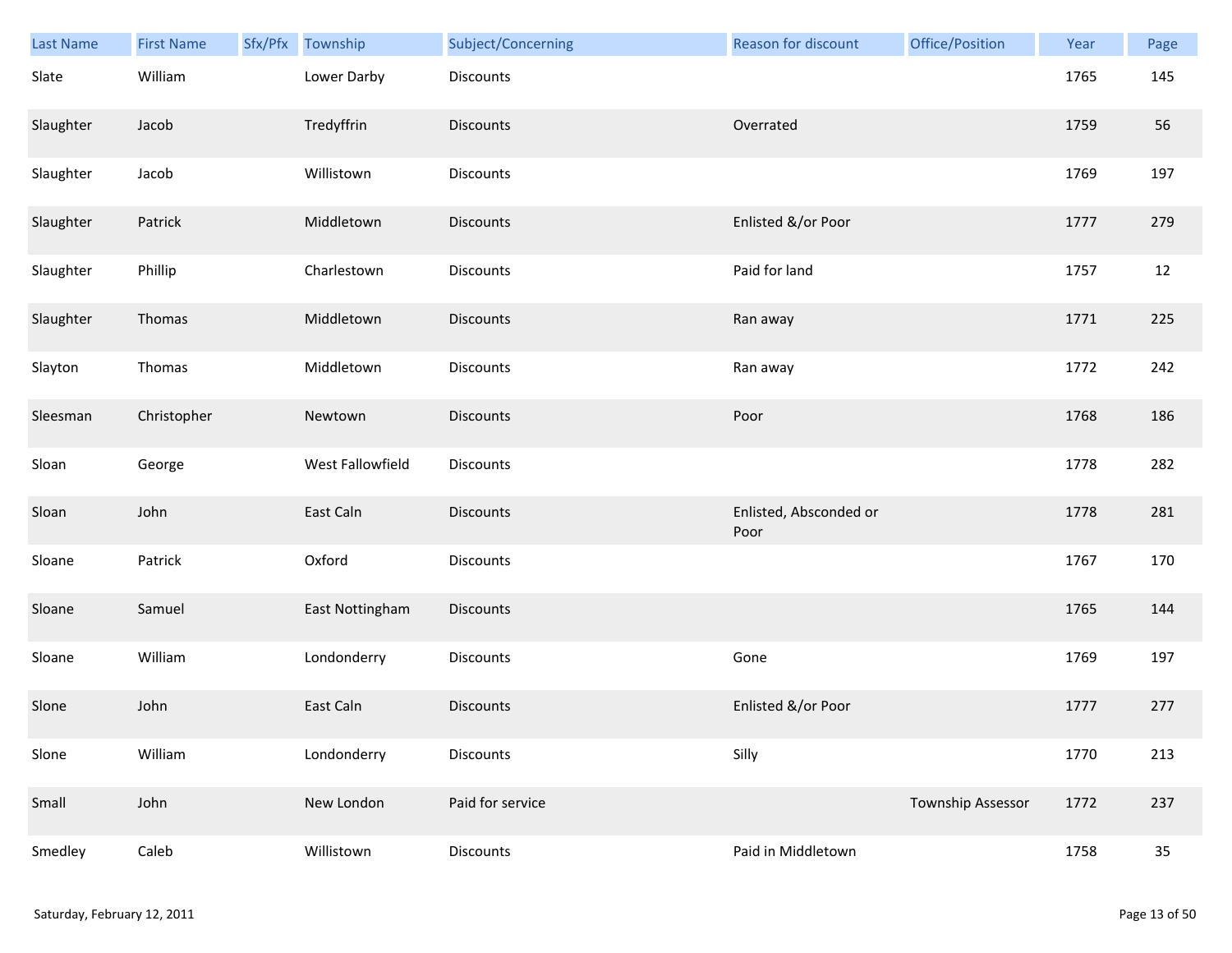| Last Name | First Name | Sfx/Pfx | Township | Subject/Concerning | Reason for discount | Office/Position | Year | Page |
|---|---|---|---|---|---|---|---|---|
| Slate | William | | Lower Darby | Discounts | | | 1765 | 145 |
| Slaughter | Jacob | | Tredyffrin | Discounts | Overrated | | 1759 | 56 |
| Slaughter | Jacob | | Willistown | Discounts | | | 1769 | 197 |
| Slaughter | Patrick | | Middletown | Discounts | Enlisted &/or Poor | | 1777 | 279 |
| Slaughter | Phillip | | Charlestown | Discounts | Paid for land | | 1757 | 12 |
| Slaughter | Thomas | | Middletown | Discounts | Ran away | | 1771 | 225 |
| Slayton | Thomas | | Middletown | Discounts | Ran away | | 1772 | 242 |
| Sleesman | Christopher | | Newtown | Discounts | Poor | | 1768 | 186 |
| Sloan | George | | West Fallowfield | Discounts | | | 1778 | 282 |
| Sloan | John | | East Caln | Discounts | Enlisted, Absconded or Poor | | 1778 | 281 |
| Sloane | Patrick | | Oxford | Discounts | | | 1767 | 170 |
| Sloane | Samuel | | East Nottingham | Discounts | | | 1765 | 144 |
| Sloane | William | | Londonderry | Discounts | Gone | | 1769 | 197 |
| Slone | John | | East Caln | Discounts | Enlisted &/or Poor | | 1777 | 277 |
| Slone | William | | Londonderry | Discounts | Silly | | 1770 | 213 |
| Small | John | | New London | Paid for service | | Township Assessor | 1772 | 237 |
| Smedley | Caleb | | Willistown | Discounts | Paid in Middletown | | 1758 | 35 |

Saturday, February 12, 2011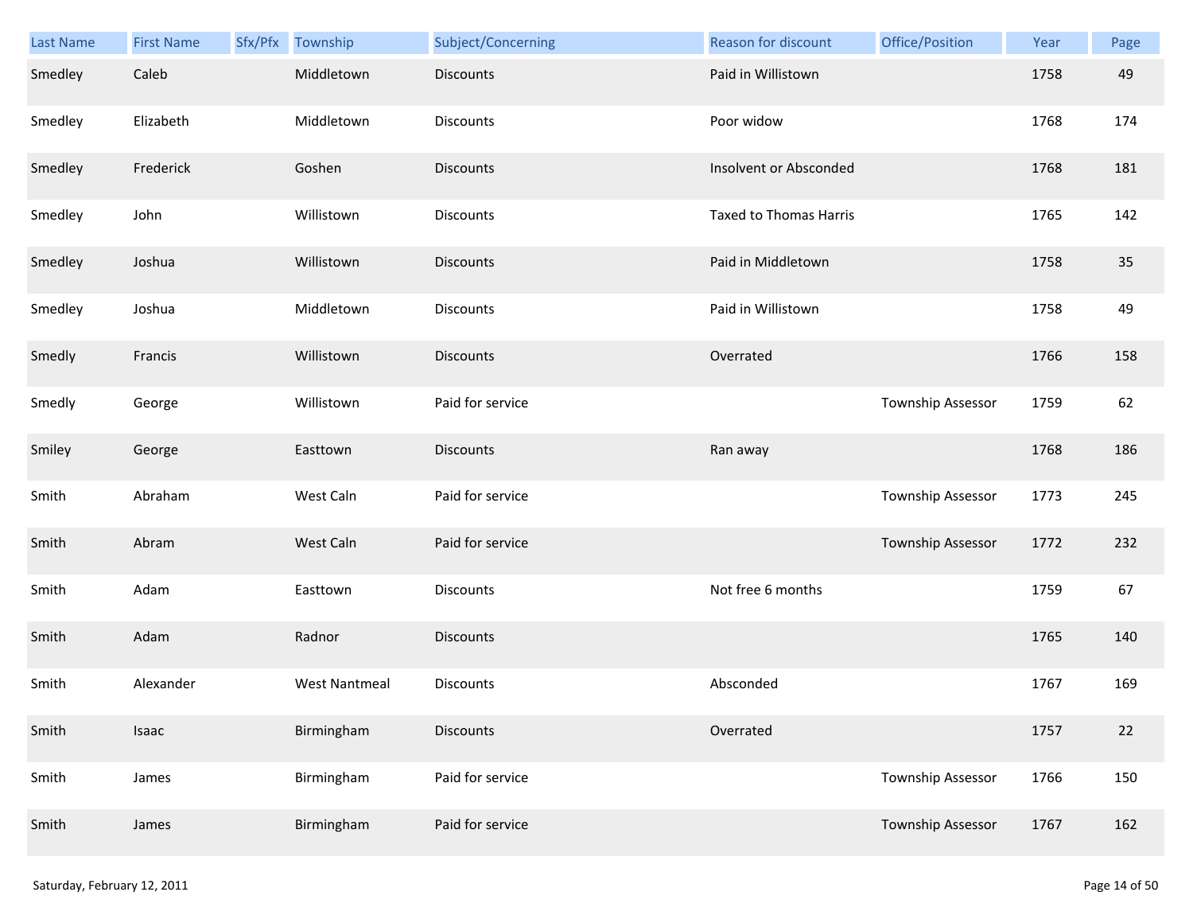| Last Name | First Name | Sfx/Pfx | Township | Subject/Concerning | Reason for discount | Office/Position | Year | Page |
|---|---|---|---|---|---|---|---|---|
| Smedley | Caleb | | Middletown | Discounts | Paid in Willistown | | 1758 | 49 |
| Smedley | Elizabeth | | Middletown | Discounts | Poor widow | | 1768 | 174 |
| Smedley | Frederick | | Goshen | Discounts | Insolvent or Absconded | | 1768 | 181 |
| Smedley | John | | Willistown | Discounts | Taxed to Thomas Harris | | 1765 | 142 |
| Smedley | Joshua | | Willistown | Discounts | Paid in Middletown | | 1758 | 35 |
| Smedley | Joshua | | Middletown | Discounts | Paid in Willistown | | 1758 | 49 |
| Smedly | Francis | | Willistown | Discounts | Overrated | | 1766 | 158 |
| Smedly | George | | Willistown | Paid for service | | Township Assessor | 1759 | 62 |
| Smiley | George | | Easttown | Discounts | Ran away | | 1768 | 186 |
| Smith | Abraham | | West Caln | Paid for service | | Township Assessor | 1773 | 245 |
| Smith | Abram | | West Caln | Paid for service | | Township Assessor | 1772 | 232 |
| Smith | Adam | | Easttown | Discounts | Not free 6 months | | 1759 | 67 |
| Smith | Adam | | Radnor | Discounts | | | 1765 | 140 |
| Smith | Alexander | | West Nantmeal | Discounts | Absconded | | 1767 | 169 |
| Smith | Isaac | | Birmingham | Discounts | Overrated | | 1757 | 22 |
| Smith | James | | Birmingham | Paid for service | | Township Assessor | 1766 | 150 |
| Smith | James | | Birmingham | Paid for service | | Township Assessor | 1767 | 162 |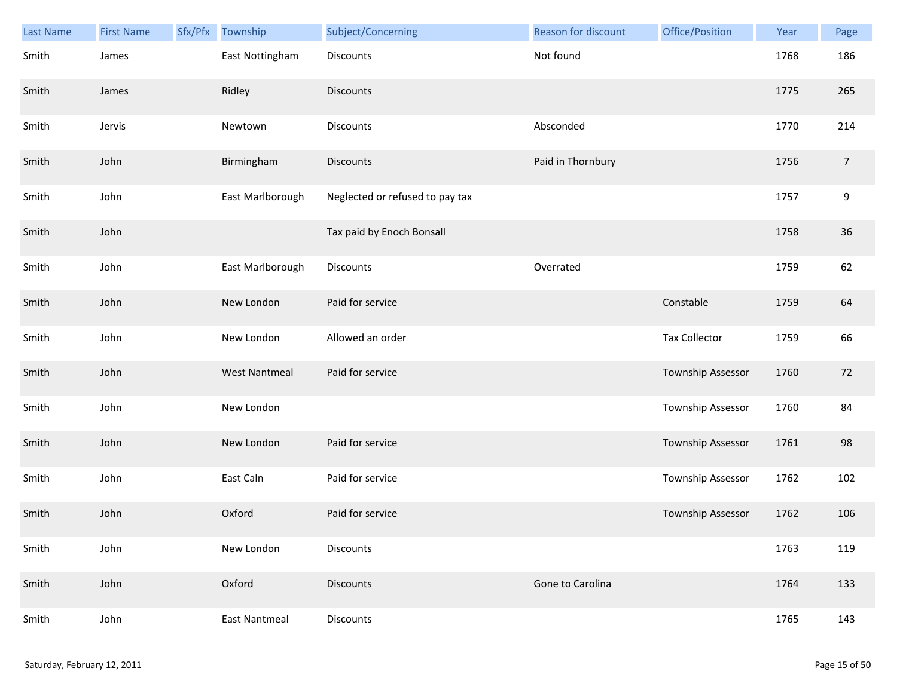| Last Name | First Name | Sfx/Pfx | Township | Subject/Concerning | Reason for discount | Office/Position | Year | Page |
| --- | --- | --- | --- | --- | --- | --- | --- | --- |
| Smith | James | | East Nottingham | Discounts | Not found | | 1768 | 186 |
| Smith | James | | Ridley | Discounts | | | 1775 | 265 |
| Smith | Jervis | | Newtown | Discounts | Absconded | | 1770 | 214 |
| Smith | John | | Birmingham | Discounts | Paid in Thornbury | | 1756 | 7 |
| Smith | John | | East Marlborough | Neglected or refused to pay tax | | | 1757 | 9 |
| Smith | John | | | Tax paid by Enoch Bonsall | | | 1758 | 36 |
| Smith | John | | East Marlborough | Discounts | Overrated | | 1759 | 62 |
| Smith | John | | New London | Paid for service | | Constable | 1759 | 64 |
| Smith | John | | New London | Allowed an order | | Tax Collector | 1759 | 66 |
| Smith | John | | West Nantmeal | Paid for service | | Township Assessor | 1760 | 72 |
| Smith | John | | New London | | | Township Assessor | 1760 | 84 |
| Smith | John | | New London | Paid for service | | Township Assessor | 1761 | 98 |
| Smith | John | | East Caln | Paid for service | | Township Assessor | 1762 | 102 |
| Smith | John | | Oxford | Paid for service | | Township Assessor | 1762 | 106 |
| Smith | John | | New London | Discounts | | | 1763 | 119 |
| Smith | John | | Oxford | Discounts | Gone to Carolina | | 1764 | 133 |
| Smith | John | | East Nantmeal | Discounts | | | 1765 | 143 |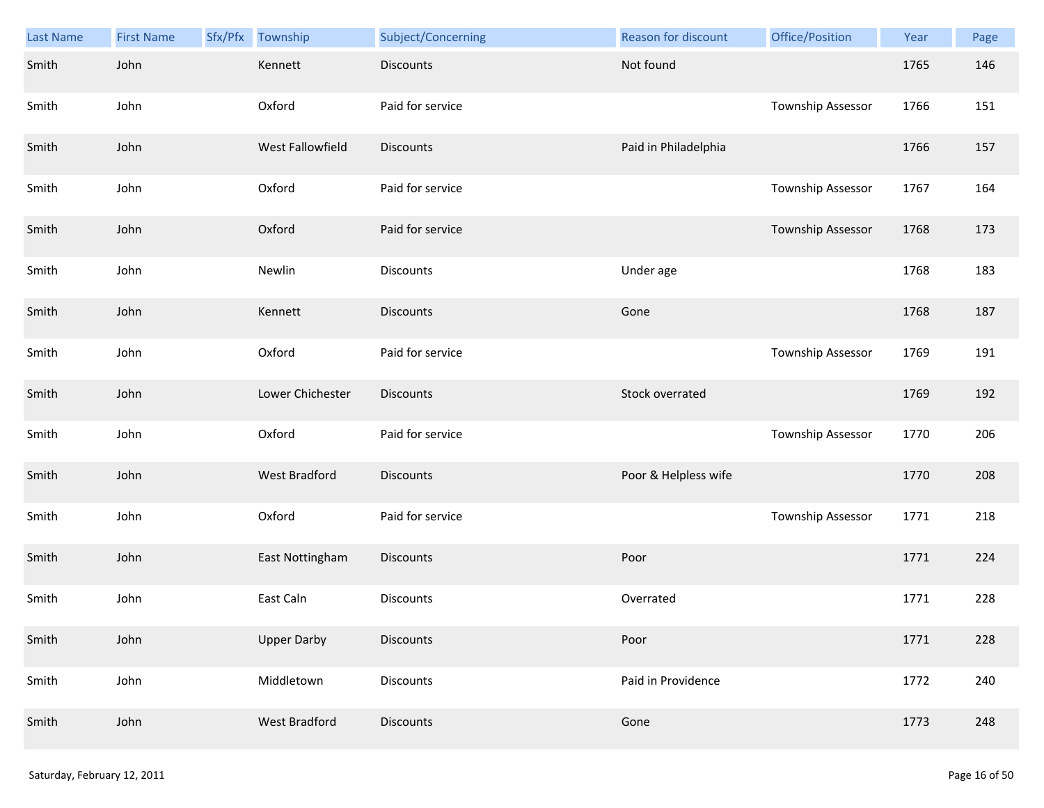| Last Name | First Name | Sfx/Pfx | Township | Subject/Concerning | Reason for discount | Office/Position | Year | Page |
| --- | --- | --- | --- | --- | --- | --- | --- | --- |
| Smith | John | | Kennett | Discounts | Not found | | 1765 | 146 |
| Smith | John | | Oxford | Paid for service | | Township Assessor | 1766 | 151 |
| Smith | John | | West Fallowfield | Discounts | Paid in Philadelphia | | 1766 | 157 |
| Smith | John | | Oxford | Paid for service | | Township Assessor | 1767 | 164 |
| Smith | John | | Oxford | Paid for service | | Township Assessor | 1768 | 173 |
| Smith | John | | Newlin | Discounts | Under age | | 1768 | 183 |
| Smith | John | | Kennett | Discounts | Gone | | 1768 | 187 |
| Smith | John | | Oxford | Paid for service | | Township Assessor | 1769 | 191 |
| Smith | John | | Lower Chichester | Discounts | Stock overrated | | 1769 | 192 |
| Smith | John | | Oxford | Paid for service | | Township Assessor | 1770 | 206 |
| Smith | John | | West Bradford | Discounts | Poor & Helpless wife | | 1770 | 208 |
| Smith | John | | Oxford | Paid for service | | Township Assessor | 1771 | 218 |
| Smith | John | | East Nottingham | Discounts | Poor | | 1771 | 224 |
| Smith | John | | East Caln | Discounts | Overrated | | 1771 | 228 |
| Smith | John | | Upper Darby | Discounts | Poor | | 1771 | 228 |
| Smith | John | | Middletown | Discounts | Paid in Providence | | 1772 | 240 |
| Smith | John | | West Bradford | Discounts | Gone | | 1773 | 248 |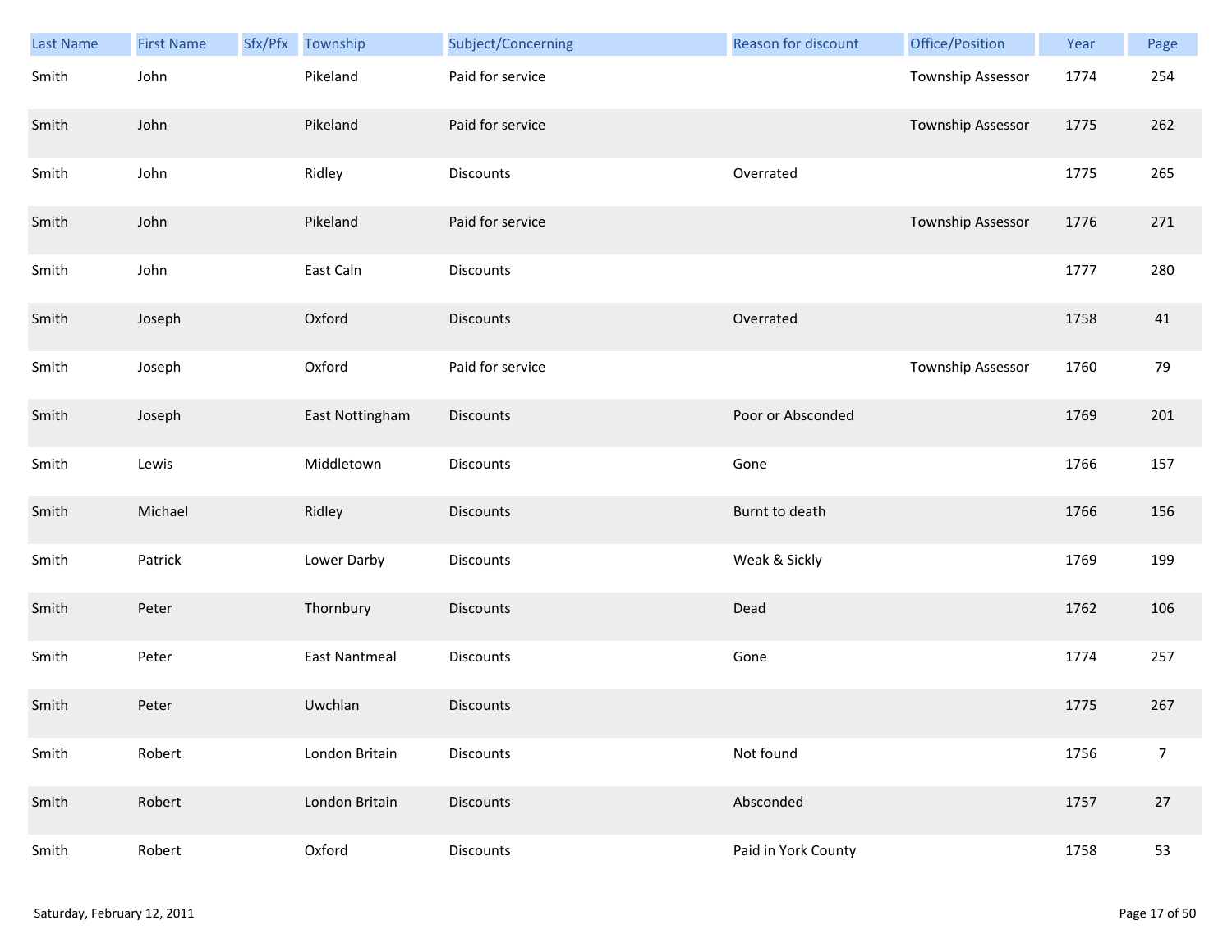| Last Name | First Name | Sfx/Pfx | Township | Subject/Concerning | Reason for discount | Office/Position | Year | Page |
|---|---|---|---|---|---|---|---|---|
| Smith | John | | Pikeland | Paid for service | | Township Assessor | 1774 | 254 |
| Smith | John | | Pikeland | Paid for service | | Township Assessor | 1775 | 262 |
| Smith | John | | Ridley | Discounts | Overrated | | 1775 | 265 |
| Smith | John | | Pikeland | Paid for service | | Township Assessor | 1776 | 271 |
| Smith | John | | East Caln | Discounts | | | 1777 | 280 |
| Smith | Joseph | | Oxford | Discounts | Overrated | | 1758 | 41 |
| Smith | Joseph | | Oxford | Paid for service | | Township Assessor | 1760 | 79 |
| Smith | Joseph | | East Nottingham | Discounts | Poor or Absconded | | 1769 | 201 |
| Smith | Lewis | | Middletown | Discounts | Gone | | 1766 | 157 |
| Smith | Michael | | Ridley | Discounts | Burnt to death | | 1766 | 156 |
| Smith | Patrick | | Lower Darby | Discounts | Weak & Sickly | | 1769 | 199 |
| Smith | Peter | | Thornbury | Discounts | Dead | | 1762 | 106 |
| Smith | Peter | | East Nantmeal | Discounts | Gone | | 1774 | 257 |
| Smith | Peter | | Uwchlan | Discounts | | | 1775 | 267 |
| Smith | Robert | | London Britain | Discounts | Not found | | 1756 | 7 |
| Smith | Robert | | London Britain | Discounts | Absconded | | 1757 | 27 |
| Smith | Robert | | Oxford | Discounts | Paid in York County | | 1758 | 53 |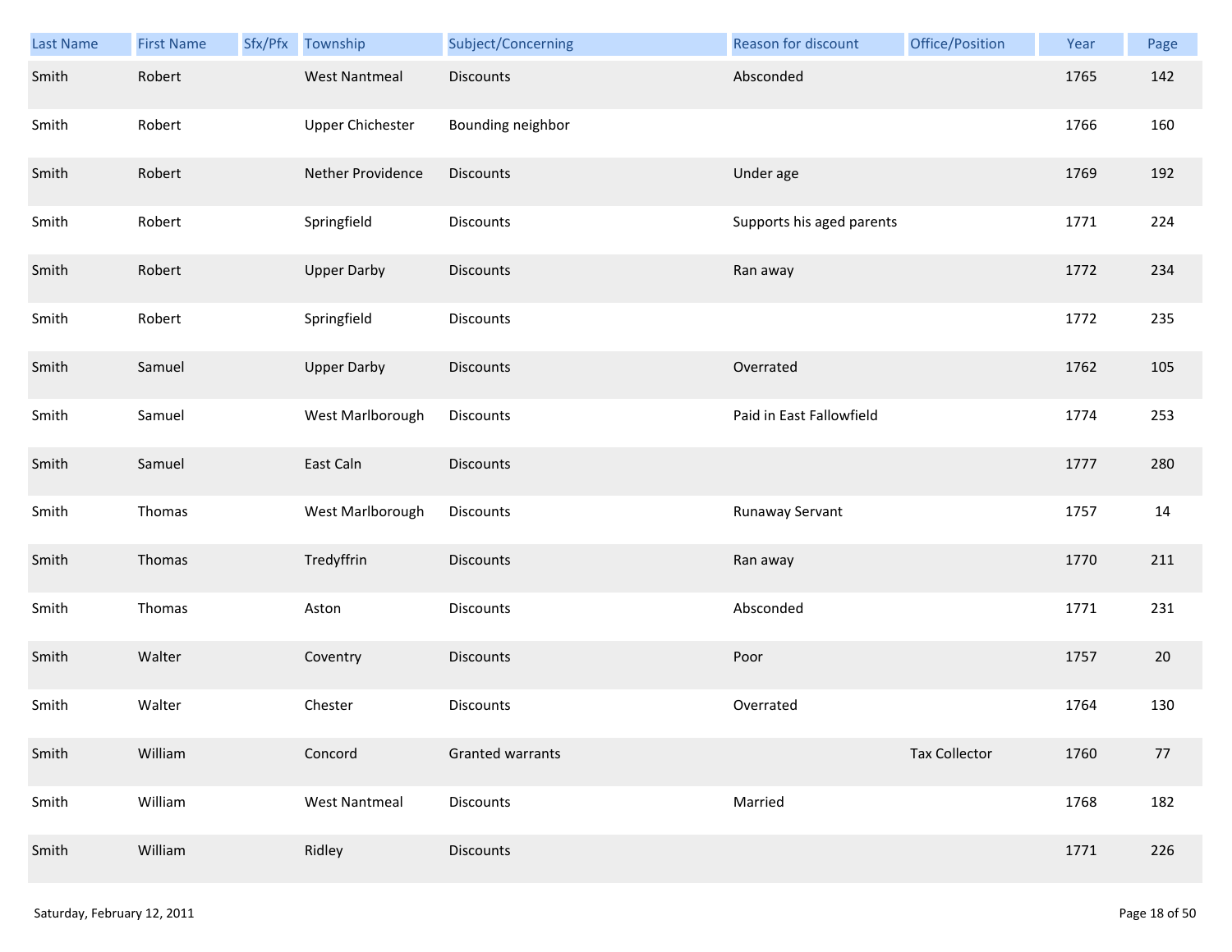| Last Name | First Name | Sfx/Pfx | Township | Subject/Concerning | Reason for discount | Office/Position | Year | Page |
|---|---|---|---|---|---|---|---|---|
| Smith | Robert | | West Nantmeal | Discounts | Absconded | | 1765 | 142 |
| Smith | Robert | | Upper Chichester | Bounding neighbor | | | 1766 | 160 |
| Smith | Robert | | Nether Providence | Discounts | Under age | | 1769 | 192 |
| Smith | Robert | | Springfield | Discounts | Supports his aged parents | | 1771 | 224 |
| Smith | Robert | | Upper Darby | Discounts | Ran away | | 1772 | 234 |
| Smith | Robert | | Springfield | Discounts | | | 1772 | 235 |
| Smith | Samuel | | Upper Darby | Discounts | Overrated | | 1762 | 105 |
| Smith | Samuel | | West Marlborough | Discounts | Paid in East Fallowfield | | 1774 | 253 |
| Smith | Samuel | | East Caln | Discounts | | | 1777 | 280 |
| Smith | Thomas | | West Marlborough | Discounts | Runaway Servant | | 1757 | 14 |
| Smith | Thomas | | Tredyffrin | Discounts | Ran away | | 1770 | 211 |
| Smith | Thomas | | Aston | Discounts | Absconded | | 1771 | 231 |
| Smith | Walter | | Coventry | Discounts | Poor | | 1757 | 20 |
| Smith | Walter | | Chester | Discounts | Overrated | | 1764 | 130 |
| Smith | William | | Concord | Granted warrants | | Tax Collector | 1760 | 77 |
| Smith | William | | West Nantmeal | Discounts | Married | | 1768 | 182 |
| Smith | William | | Ridley | Discounts | | | 1771 | 226 |

Saturday, February 12, 2011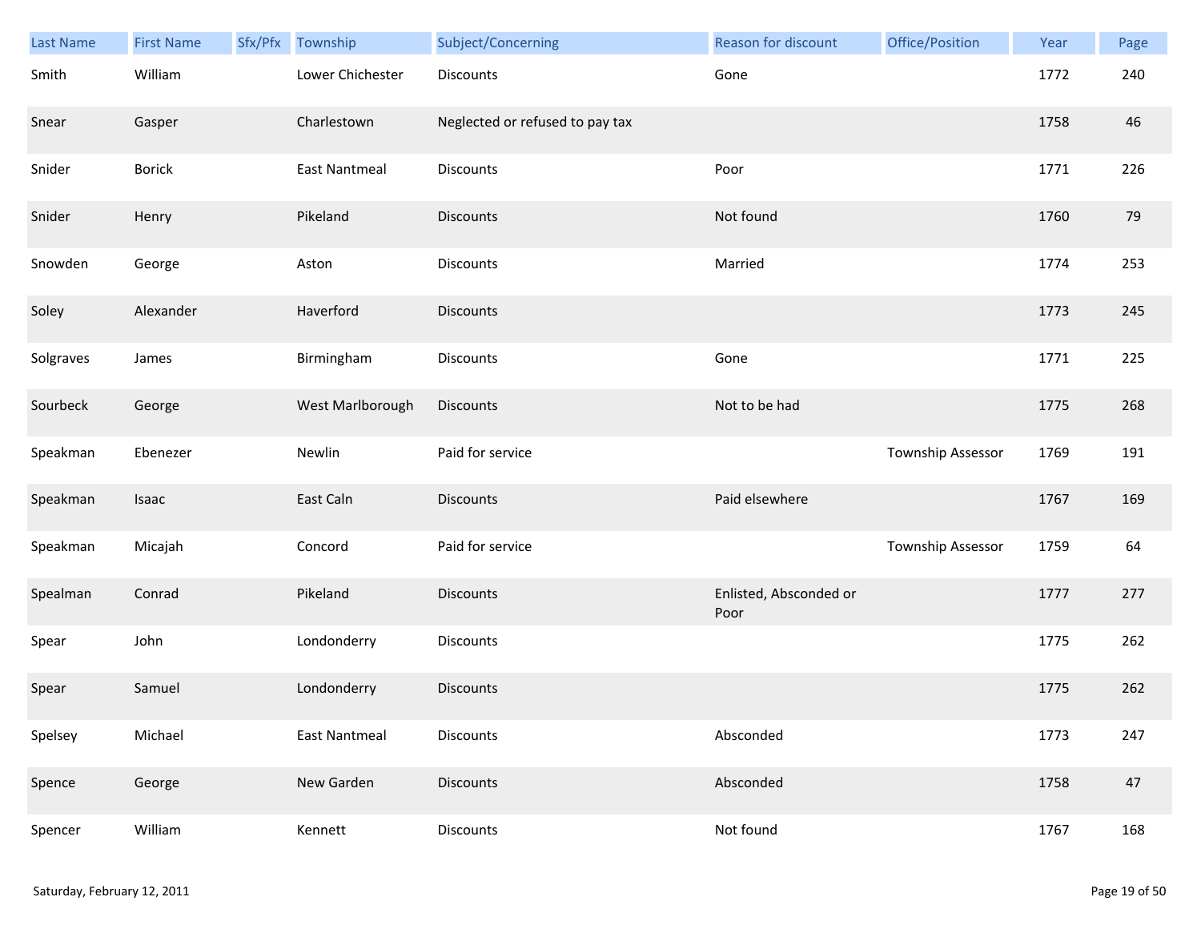| Last Name | First Name | Sfx/Pfx | Township | Subject/Concerning | Reason for discount | Office/Position | Year | Page |
|---|---|---|---|---|---|---|---|---|
| Smith | William | | Lower Chichester | Discounts | Gone | | 1772 | 240 |
| Snear | Gasper | | Charlestown | Neglected or refused to pay tax | | | 1758 | 46 |
| Snider | Borick | | East Nantmeal | Discounts | Poor | | 1771 | 226 |
| Snider | Henry | | Pikeland | Discounts | Not found | | 1760 | 79 |
| Snowden | George | | Aston | Discounts | Married | | 1774 | 253 |
| Soley | Alexander | | Haverford | Discounts | | | 1773 | 245 |
| Solgraves | James | | Birmingham | Discounts | Gone | | 1771 | 225 |
| Sourbeck | George | | West Marlborough | Discounts | Not to be had | | 1775 | 268 |
| Speakman | Ebenezer | | Newlin | Paid for service | | Township Assessor | 1769 | 191 |
| Speakman | Isaac | | East Caln | Discounts | Paid elsewhere | | 1767 | 169 |
| Speakman | Micajah | | Concord | Paid for service | | Township Assessor | 1759 | 64 |
| Spealman | Conrad | | Pikeland | Discounts | Enlisted, Absconded or Poor | | 1777 | 277 |
| Spear | John | | Londonderry | Discounts | | | 1775 | 262 |
| Spear | Samuel | | Londonderry | Discounts | | | 1775 | 262 |
| Spelsey | Michael | | East Nantmeal | Discounts | Absconded | | 1773 | 247 |
| Spence | George | | New Garden | Discounts | Absconded | | 1758 | 47 |
| Spencer | William | | Kennett | Discounts | Not found | | 1767 | 168 |

Saturday, February 12, 2011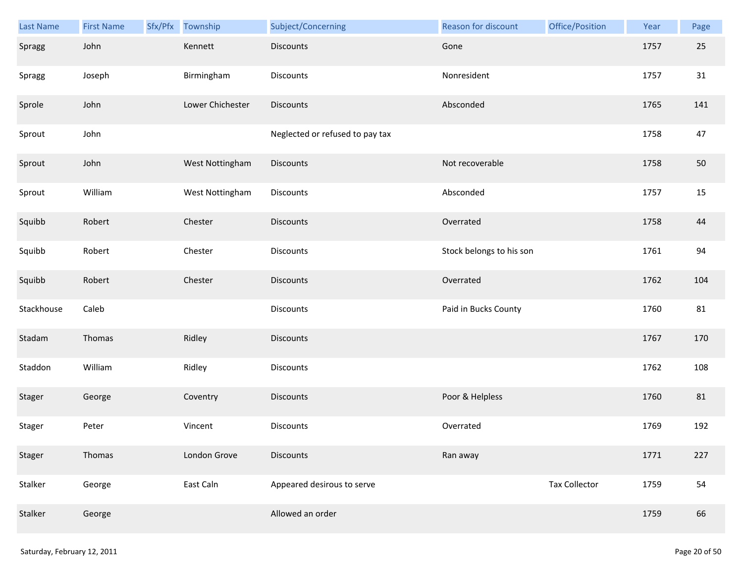| Last Name | First Name | Sfx/Pfx | Township | Subject/Concerning | Reason for discount | Office/Position | Year | Page |
|---|---|---|---|---|---|---|---|---|
| Spragg | John | | Kennett | Discounts | Gone | | 1757 | 25 |
| Spragg | Joseph | | Birmingham | Discounts | Nonresident | | 1757 | 31 |
| Sprole | John | | Lower Chichester | Discounts | Absconded | | 1765 | 141 |
| Sprout | John | | | Neglected or refused to pay tax | | | 1758 | 47 |
| Sprout | John | | West Nottingham | Discounts | Not recoverable | | 1758 | 50 |
| Sprout | William | | West Nottingham | Discounts | Absconded | | 1757 | 15 |
| Squibb | Robert | | Chester | Discounts | Overrated | | 1758 | 44 |
| Squibb | Robert | | Chester | Discounts | Stock belongs to his son | | 1761 | 94 |
| Squibb | Robert | | Chester | Discounts | Overrated | | 1762 | 104 |
| Stackhouse | Caleb | | | Discounts | Paid in Bucks County | | 1760 | 81 |
| Stadam | Thomas | | Ridley | Discounts | | | 1767 | 170 |
| Staddon | William | | Ridley | Discounts | | | 1762 | 108 |
| Stager | George | | Coventry | Discounts | Poor & Helpless | | 1760 | 81 |
| Stager | Peter | | Vincent | Discounts | Overrated | | 1769 | 192 |
| Stager | Thomas | | London Grove | Discounts | Ran away | | 1771 | 227 |
| Stalker | George | | East Caln | Appeared desirous to serve | | Tax Collector | 1759 | 54 |
| Stalker | George | | | Allowed an order | | | 1759 | 66 |

Saturday, February 12, 2011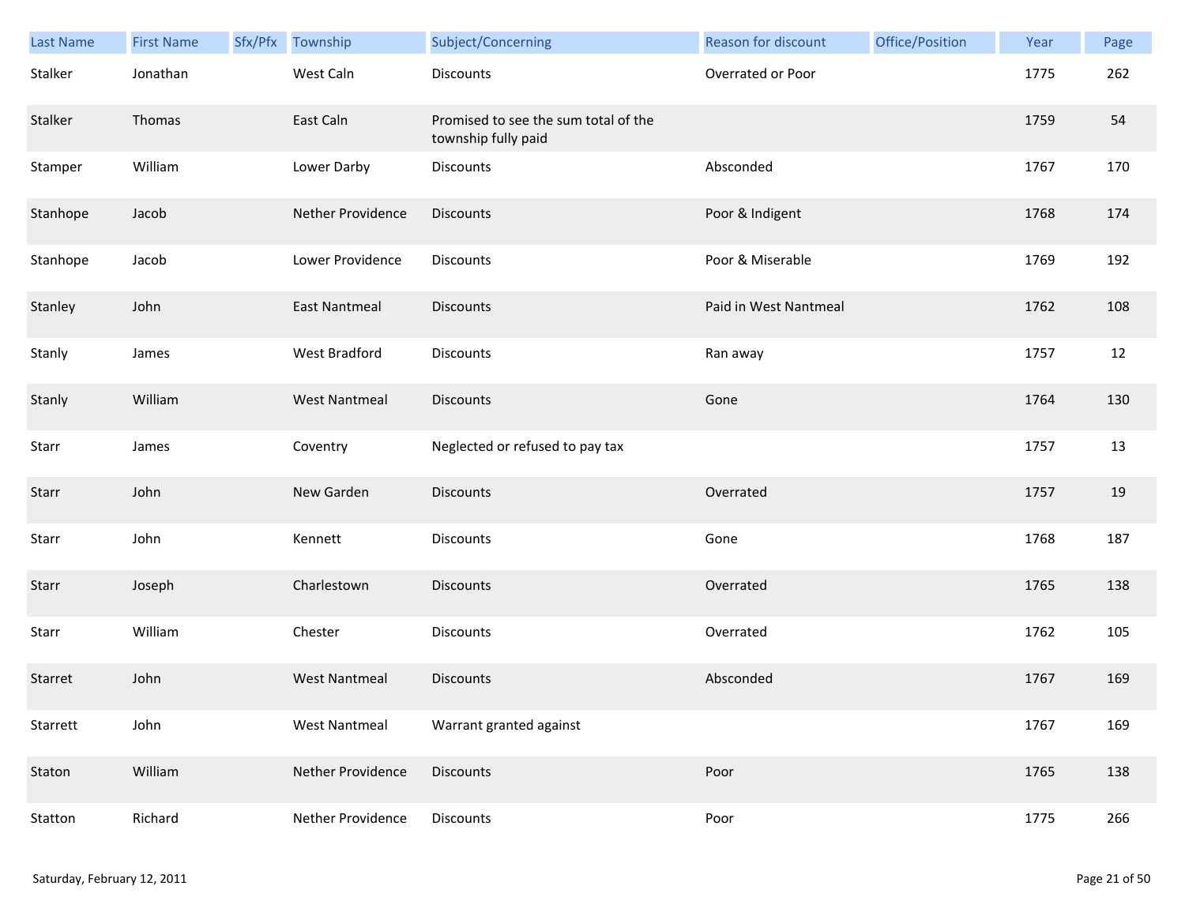| Last Name | First Name | Sfx/Pfx | Township | Subject/Concerning | Reason for discount | Office/Position | Year | Page |
|---|---|---|---|---|---|---|---|---|
| Stalker | Jonathan | | West Caln | Discounts | Overrated or Poor | | 1775 | 262 |
| Stalker | Thomas | | East Caln | Promised to see the sum total of the township fully paid | | | 1759 | 54 |
| Stamper | William | | Lower Darby | Discounts | Absconded | | 1767 | 170 |
| Stanhope | Jacob | | Nether Providence | Discounts | Poor & Indigent | | 1768 | 174 |
| Stanhope | Jacob | | Lower Providence | Discounts | Poor & Miserable | | 1769 | 192 |
| Stanley | John | | East Nantmeal | Discounts | Paid in West Nantmeal | | 1762 | 108 |
| Stanly | James | | West Bradford | Discounts | Ran away | | 1757 | 12 |
| Stanly | William | | West Nantmeal | Discounts | Gone | | 1764 | 130 |
| Starr | James | | Coventry | Neglected or refused to pay tax | | | 1757 | 13 |
| Starr | John | | New Garden | Discounts | Overrated | | 1757 | 19 |
| Starr | John | | Kennett | Discounts | Gone | | 1768 | 187 |
| Starr | Joseph | | Charlestown | Discounts | Overrated | | 1765 | 138 |
| Starr | William | | Chester | Discounts | Overrated | | 1762 | 105 |
| Starret | John | | West Nantmeal | Discounts | Absconded | | 1767 | 169 |
| Starrett | John | | West Nantmeal | Warrant granted against | | | 1767 | 169 |
| Staton | William | | Nether Providence | Discounts | Poor | | 1765 | 138 |
| Statton | Richard | | Nether Providence | Discounts | Poor | | 1775 | 266 |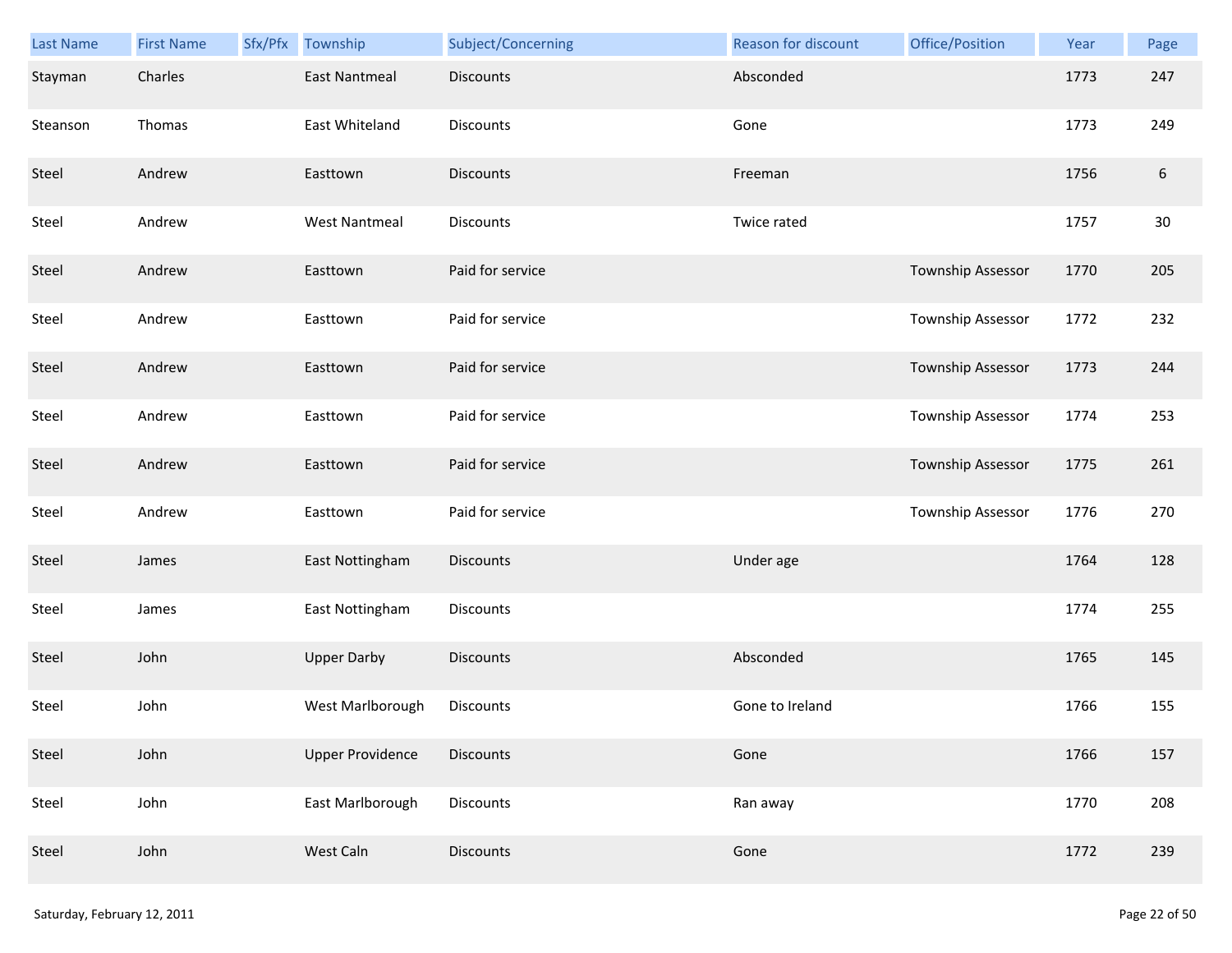| Last Name | First Name | Sfx/Pfx | Township | Subject/Concerning | Reason for discount | Office/Position | Year | Page |
|---|---|---|---|---|---|---|---|---|
| Stayman | Charles | | East Nantmeal | Discounts | Absconded | | 1773 | 247 |
| Steanson | Thomas | | East Whiteland | Discounts | Gone | | 1773 | 249 |
| Steel | Andrew | | Easttown | Discounts | Freeman | | 1756 | 6 |
| Steel | Andrew | | West Nantmeal | Discounts | Twice rated | | 1757 | 30 |
| Steel | Andrew | | Easttown | Paid for service | | Township Assessor | 1770 | 205 |
| Steel | Andrew | | Easttown | Paid for service | | Township Assessor | 1772 | 232 |
| Steel | Andrew | | Easttown | Paid for service | | Township Assessor | 1773 | 244 |
| Steel | Andrew | | Easttown | Paid for service | | Township Assessor | 1774 | 253 |
| Steel | Andrew | | Easttown | Paid for service | | Township Assessor | 1775 | 261 |
| Steel | Andrew | | Easttown | Paid for service | | Township Assessor | 1776 | 270 |
| Steel | James | | East Nottingham | Discounts | Under age | | 1764 | 128 |
| Steel | James | | East Nottingham | Discounts | | | 1774 | 255 |
| Steel | John | | Upper Darby | Discounts | Absconded | | 1765 | 145 |
| Steel | John | | West Marlborough | Discounts | Gone to Ireland | | 1766 | 155 |
| Steel | John | | Upper Providence | Discounts | Gone | | 1766 | 157 |
| Steel | John | | East Marlborough | Discounts | Ran away | | 1770 | 208 |
| Steel | John | | West Caln | Discounts | Gone | | 1772 | 239 |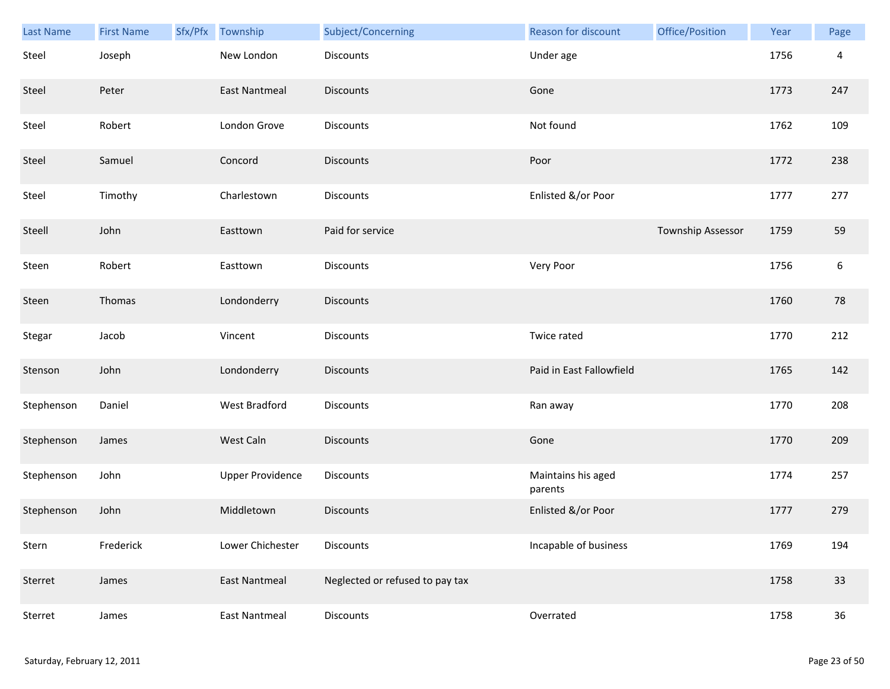| Last Name | First Name | Sfx/Pfx | Township | Subject/Concerning | Reason for discount | Office/Position | Year | Page |
| --- | --- | --- | --- | --- | --- | --- | --- | --- |
| Steel | Joseph | | New London | Discounts | Under age | | 1756 | 4 |
| Steel | Peter | | East Nantmeal | Discounts | Gone | | 1773 | 247 |
| Steel | Robert | | London Grove | Discounts | Not found | | 1762 | 109 |
| Steel | Samuel | | Concord | Discounts | Poor | | 1772 | 238 |
| Steel | Timothy | | Charlestown | Discounts | Enlisted &/or Poor | | 1777 | 277 |
| Steell | John | | Easttown | Paid for service | | Township Assessor | 1759 | 59 |
| Steen | Robert | | Easttown | Discounts | Very Poor | | 1756 | 6 |
| Steen | Thomas | | Londonderry | Discounts | | | 1760 | 78 |
| Stegar | Jacob | | Vincent | Discounts | Twice rated | | 1770 | 212 |
| Stenson | John | | Londonderry | Discounts | Paid in East Fallowfield | | 1765 | 142 |
| Stephenson | Daniel | | West Bradford | Discounts | Ran away | | 1770 | 208 |
| Stephenson | James | | West Caln | Discounts | Gone | | 1770 | 209 |
| Stephenson | John | | Upper Providence | Discounts | Maintains his aged parents | | 1774 | 257 |
| Stephenson | John | | Middletown | Discounts | Enlisted &/or Poor | | 1777 | 279 |
| Stern | Frederick | | Lower Chichester | Discounts | Incapable of business | | 1769 | 194 |
| Sterret | James | | East Nantmeal | Neglected or refused to pay tax | | | 1758 | 33 |
| Sterret | James | | East Nantmeal | Discounts | Overrated | | 1758 | 36 |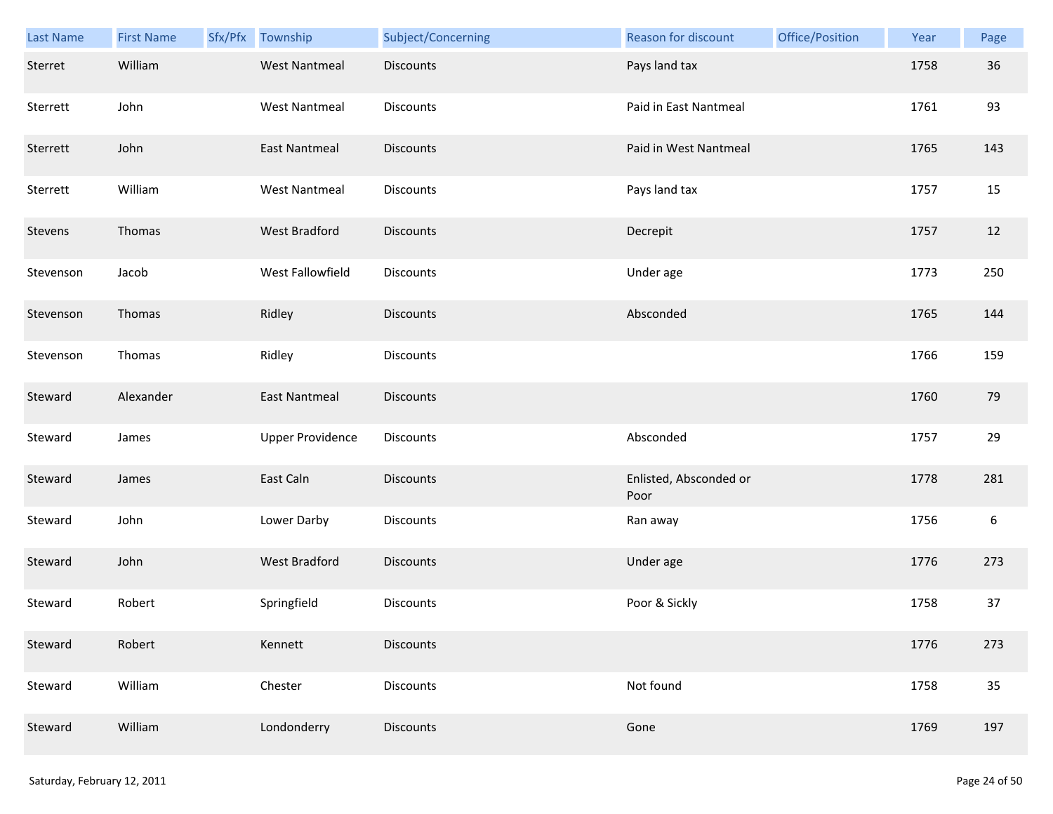| Last Name | First Name | Sfx/Pfx | Township | Subject/Concerning | Reason for discount | Office/Position | Year | Page |
|---|---|---|---|---|---|---|---|---|
| Sterret | William | | West Nantmeal | Discounts | Pays land tax | | 1758 | 36 |
| Sterrett | John | | West Nantmeal | Discounts | Paid in East Nantmeal | | 1761 | 93 |
| Sterrett | John | | East Nantmeal | Discounts | Paid in West Nantmeal | | 1765 | 143 |
| Sterrett | William | | West Nantmeal | Discounts | Pays land tax | | 1757 | 15 |
| Stevens | Thomas | | West Bradford | Discounts | Decrepit | | 1757 | 12 |
| Stevenson | Jacob | | West Fallowfield | Discounts | Under age | | 1773 | 250 |
| Stevenson | Thomas | | Ridley | Discounts | Absconded | | 1765 | 144 |
| Stevenson | Thomas | | Ridley | Discounts | | | 1766 | 159 |
| Steward | Alexander | | East Nantmeal | Discounts | | | 1760 | 79 |
| Steward | James | | Upper Providence | Discounts | Absconded | | 1757 | 29 |
| Steward | James | | East Caln | Discounts | Enlisted, Absconded or Poor | | 1778 | 281 |
| Steward | John | | Lower Darby | Discounts | Ran away | | 1756 | 6 |
| Steward | John | | West Bradford | Discounts | Under age | | 1776 | 273 |
| Steward | Robert | | Springfield | Discounts | Poor & Sickly | | 1758 | 37 |
| Steward | Robert | | Kennett | Discounts | | | 1776 | 273 |
| Steward | William | | Chester | Discounts | Not found | | 1758 | 35 |
| Steward | William | | Londonderry | Discounts | Gone | | 1769 | 197 |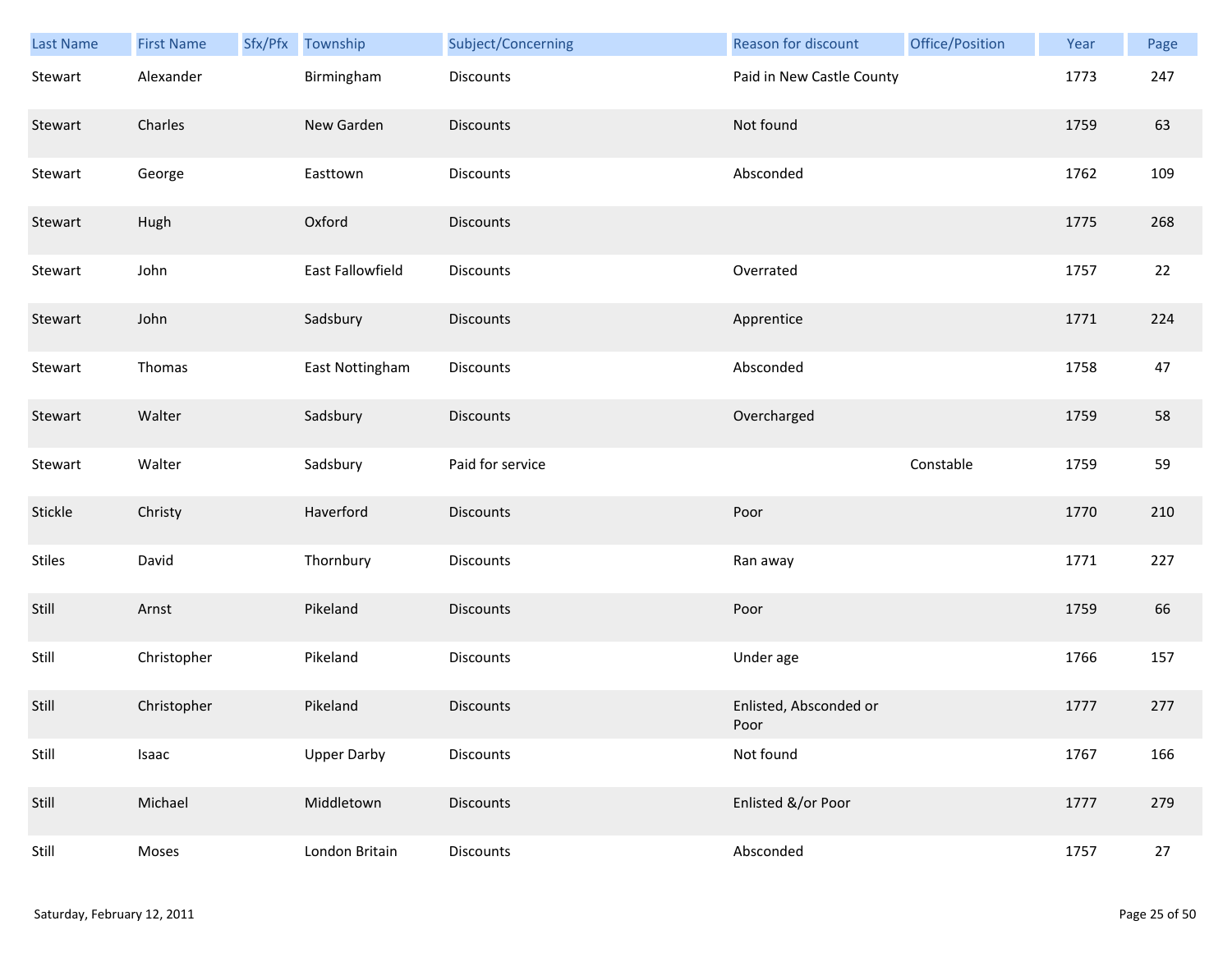| Last Name | First Name | Sfx/Pfx | Township | Subject/Concerning | Reason for discount | Office/Position | Year | Page |
|---|---|---|---|---|---|---|---|---|
| Stewart | Alexander | | Birmingham | Discounts | Paid in New Castle County | | 1773 | 247 |
| Stewart | Charles | | New Garden | Discounts | Not found | | 1759 | 63 |
| Stewart | George | | Easttown | Discounts | Absconded | | 1762 | 109 |
| Stewart | Hugh | | Oxford | Discounts | | | 1775 | 268 |
| Stewart | John | | East Fallowfield | Discounts | Overrated | | 1757 | 22 |
| Stewart | John | | Sadsbury | Discounts | Apprentice | | 1771 | 224 |
| Stewart | Thomas | | East Nottingham | Discounts | Absconded | | 1758 | 47 |
| Stewart | Walter | | Sadsbury | Discounts | Overcharged | | 1759 | 58 |
| Stewart | Walter | | Sadsbury | Paid for service | | Constable | 1759 | 59 |
| Stickle | Christy | | Haverford | Discounts | Poor | | 1770 | 210 |
| Stiles | David | | Thornbury | Discounts | Ran away | | 1771 | 227 |
| Still | Arnst | | Pikeland | Discounts | Poor | | 1759 | 66 |
| Still | Christopher | | Pikeland | Discounts | Under age | | 1766 | 157 |
| Still | Christopher | | Pikeland | Discounts | Enlisted, Absconded or Poor | | 1777 | 277 |
| Still | Isaac | | Upper Darby | Discounts | Not found | | 1767 | 166 |
| Still | Michael | | Middletown | Discounts | Enlisted &/or Poor | | 1777 | 279 |
| Still | Moses | | London Britain | Discounts | Absconded | | 1757 | 27 |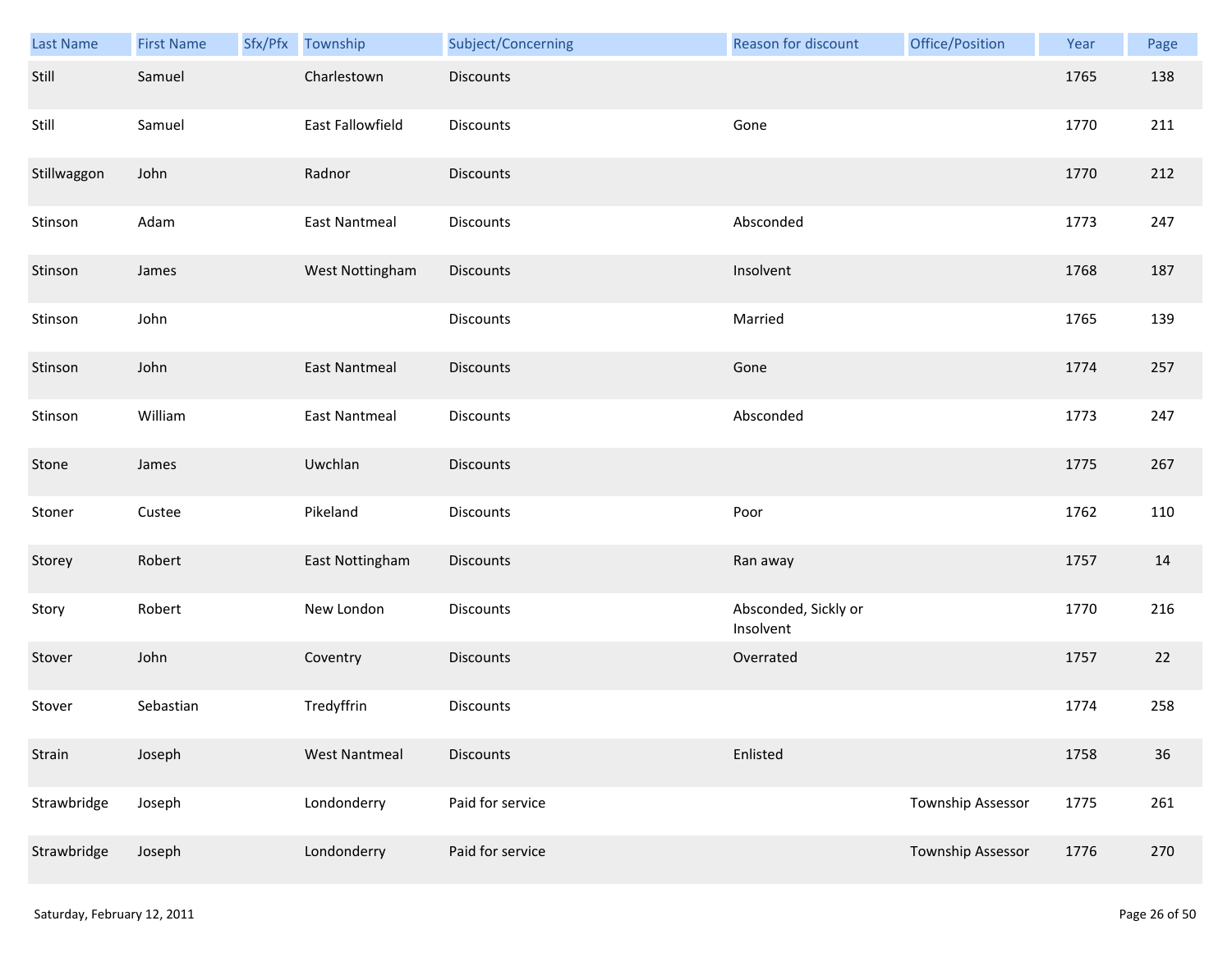| Last Name | First Name | Sfx/Pfx | Township | Subject/Concerning | Reason for discount | Office/Position | Year | Page |
|---|---|---|---|---|---|---|---|---|
| Still | Samuel | | Charlestown | Discounts | | | 1765 | 138 |
| Still | Samuel | | East Fallowfield | Discounts | Gone | | 1770 | 211 |
| Stillwaggon | John | | Radnor | Discounts | | | 1770 | 212 |
| Stinson | Adam | | East Nantmeal | Discounts | Absconded | | 1773 | 247 |
| Stinson | James | | West Nottingham | Discounts | Insolvent | | 1768 | 187 |
| Stinson | John | | | Discounts | Married | | 1765 | 139 |
| Stinson | John | | East Nantmeal | Discounts | Gone | | 1774 | 257 |
| Stinson | William | | East Nantmeal | Discounts | Absconded | | 1773 | 247 |
| Stone | James | | Uwchlan | Discounts | | | 1775 | 267 |
| Stoner | Custee | | Pikeland | Discounts | Poor | | 1762 | 110 |
| Storey | Robert | | East Nottingham | Discounts | Ran away | | 1757 | 14 |
| Story | Robert | | New London | Discounts | Absconded, Sickly or Insolvent | | 1770 | 216 |
| Stover | John | | Coventry | Discounts | Overrated | | 1757 | 22 |
| Stover | Sebastian | | Tredyffrin | Discounts | | | 1774 | 258 |
| Strain | Joseph | | West Nantmeal | Discounts | Enlisted | | 1758 | 36 |
| Strawbridge | Joseph | | Londonderry | Paid for service | | Township Assessor | 1775 | 261 |
| Strawbridge | Joseph | | Londonderry | Paid for service | | Township Assessor | 1776 | 270 |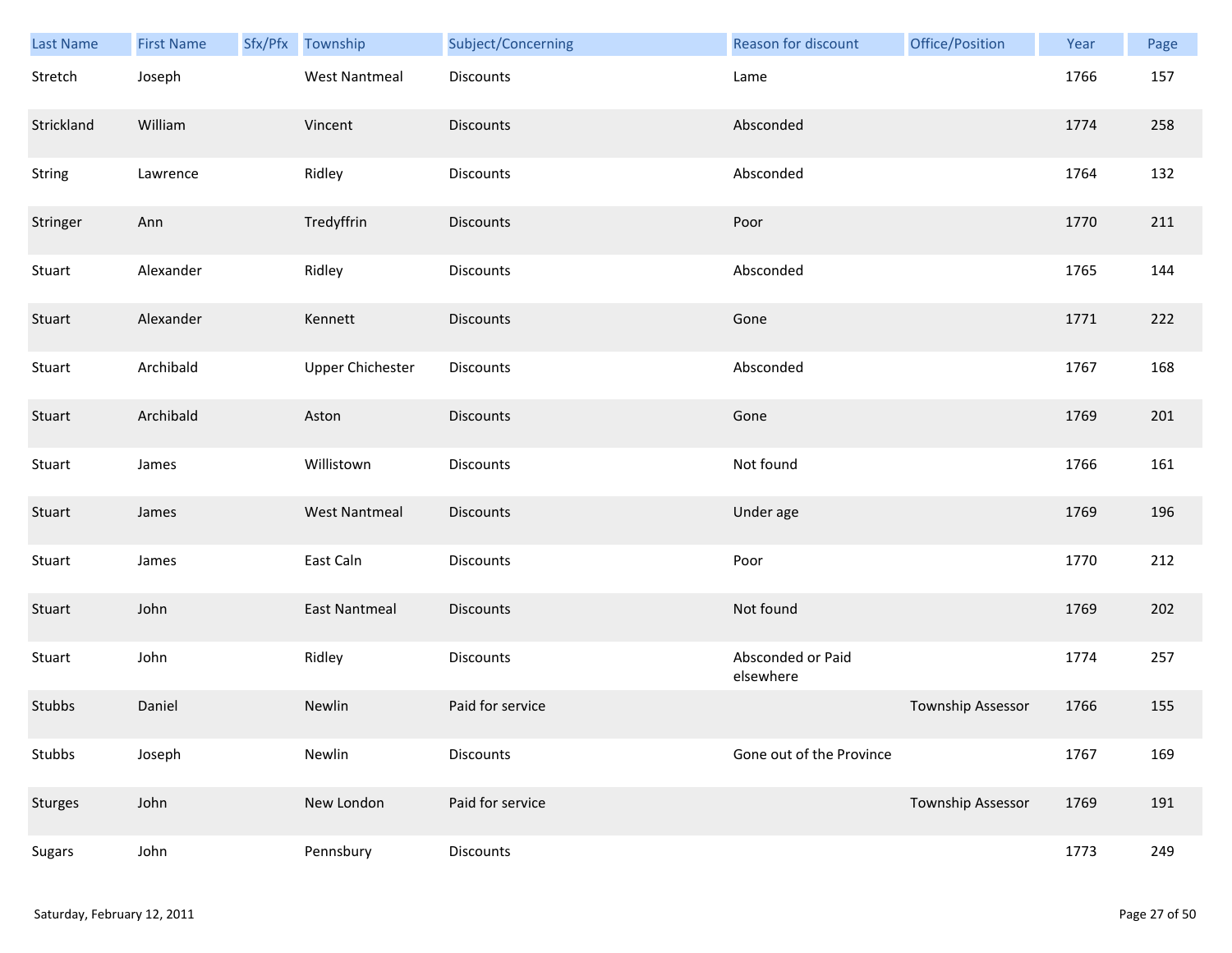| Last Name | First Name | Sfx/Pfx | Township | Subject/Concerning | Reason for discount | Office/Position | Year | Page |
|---|---|---|---|---|---|---|---|---|
| Stretch | Joseph | | West Nantmeal | Discounts | Lame | | 1766 | 157 |
| Strickland | William | | Vincent | Discounts | Absconded | | 1774 | 258 |
| String | Lawrence | | Ridley | Discounts | Absconded | | 1764 | 132 |
| Stringer | Ann | | Tredyffrin | Discounts | Poor | | 1770 | 211 |
| Stuart | Alexander | | Ridley | Discounts | Absconded | | 1765 | 144 |
| Stuart | Alexander | | Kennett | Discounts | Gone | | 1771 | 222 |
| Stuart | Archibald | | Upper Chichester | Discounts | Absconded | | 1767 | 168 |
| Stuart | Archibald | | Aston | Discounts | Gone | | 1769 | 201 |
| Stuart | James | | Willistown | Discounts | Not found | | 1766 | 161 |
| Stuart | James | | West Nantmeal | Discounts | Under age | | 1769 | 196 |
| Stuart | James | | East Caln | Discounts | Poor | | 1770 | 212 |
| Stuart | John | | East Nantmeal | Discounts | Not found | | 1769 | 202 |
| Stuart | John | | Ridley | Discounts | Absconded or Paid elsewhere | | 1774 | 257 |
| Stubbs | Daniel | | Newlin | Paid for service | | Township Assessor | 1766 | 155 |
| Stubbs | Joseph | | Newlin | Discounts | Gone out of the Province | | 1767 | 169 |
| Sturges | John | | New London | Paid for service | | Township Assessor | 1769 | 191 |
| Sugars | John | | Pennsbury | Discounts | | | 1773 | 249 |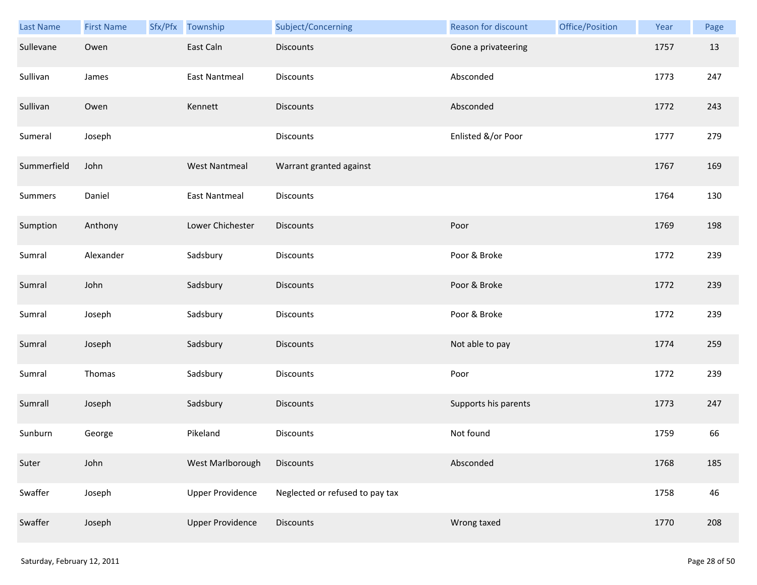| Last Name | First Name | Sfx/Pfx | Township | Subject/Concerning | Reason for discount | Office/Position | Year | Page |
|---|---|---|---|---|---|---|---|---|
| Sullevane | Owen | | East Caln | Discounts | Gone a privateering | | 1757 | 13 |
| Sullivan | James | | East Nantmeal | Discounts | Absconded | | 1773 | 247 |
| Sullivan | Owen | | Kennett | Discounts | Absconded | | 1772 | 243 |
| Sumeral | Joseph | | | Discounts | Enlisted &/or Poor | | 1777 | 279 |
| Summerfield | John | | West Nantmeal | Warrant granted against | | | 1767 | 169 |
| Summers | Daniel | | East Nantmeal | Discounts | | | 1764 | 130 |
| Sumption | Anthony | | Lower Chichester | Discounts | Poor | | 1769 | 198 |
| Sumral | Alexander | | Sadsbury | Discounts | Poor & Broke | | 1772 | 239 |
| Sumral | John | | Sadsbury | Discounts | Poor & Broke | | 1772 | 239 |
| Sumral | Joseph | | Sadsbury | Discounts | Poor & Broke | | 1772 | 239 |
| Sumral | Joseph | | Sadsbury | Discounts | Not able to pay | | 1774 | 259 |
| Sumral | Thomas | | Sadsbury | Discounts | Poor | | 1772 | 239 |
| Sumrall | Joseph | | Sadsbury | Discounts | Supports his parents | | 1773 | 247 |
| Sunburn | George | | Pikeland | Discounts | Not found | | 1759 | 66 |
| Suter | John | | West Marlborough | Discounts | Absconded | | 1768 | 185 |
| Swaffer | Joseph | | Upper Providence | Neglected or refused to pay tax | | | 1758 | 46 |
| Swaffer | Joseph | | Upper Providence | Discounts | Wrong taxed | | 1770 | 208 |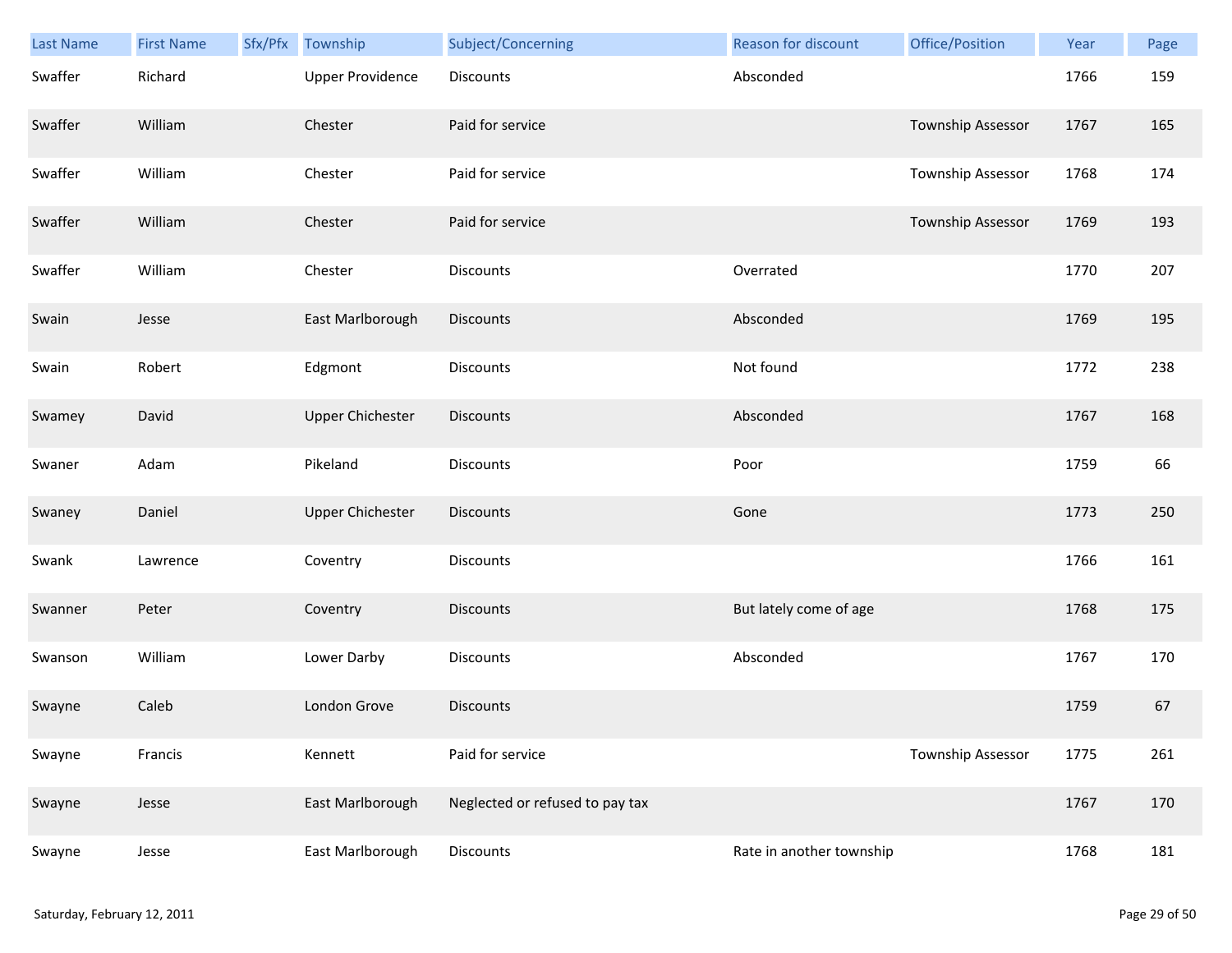| Last Name | First Name | Sfx/Pfx | Township | Subject/Concerning | Reason for discount | Office/Position | Year | Page |
|---|---|---|---|---|---|---|---|---|
| Swaffer | Richard | | Upper Providence | Discounts | Absconded | | 1766 | 159 |
| Swaffer | William | | Chester | Paid for service | | Township Assessor | 1767 | 165 |
| Swaffer | William | | Chester | Paid for service | | Township Assessor | 1768 | 174 |
| Swaffer | William | | Chester | Paid for service | | Township Assessor | 1769 | 193 |
| Swaffer | William | | Chester | Discounts | Overrated | | 1770 | 207 |
| Swain | Jesse | | East Marlborough | Discounts | Absconded | | 1769 | 195 |
| Swain | Robert | | Edgmont | Discounts | Not found | | 1772 | 238 |
| Swamey | David | | Upper Chichester | Discounts | Absconded | | 1767 | 168 |
| Swaner | Adam | | Pikeland | Discounts | Poor | | 1759 | 66 |
| Swaney | Daniel | | Upper Chichester | Discounts | Gone | | 1773 | 250 |
| Swank | Lawrence | | Coventry | Discounts | | | 1766 | 161 |
| Swanner | Peter | | Coventry | Discounts | But lately come of age | | 1768 | 175 |
| Swanson | William | | Lower Darby | Discounts | Absconded | | 1767 | 170 |
| Swayne | Caleb | | London Grove | Discounts | | | 1759 | 67 |
| Swayne | Francis | | Kennett | Paid for service | | Township Assessor | 1775 | 261 |
| Swayne | Jesse | | East Marlborough | Neglected or refused to pay tax | | | 1767 | 170 |
| Swayne | Jesse | | East Marlborough | Discounts | Rate in another township | | 1768 | 181 |

Saturday, February 12, 2011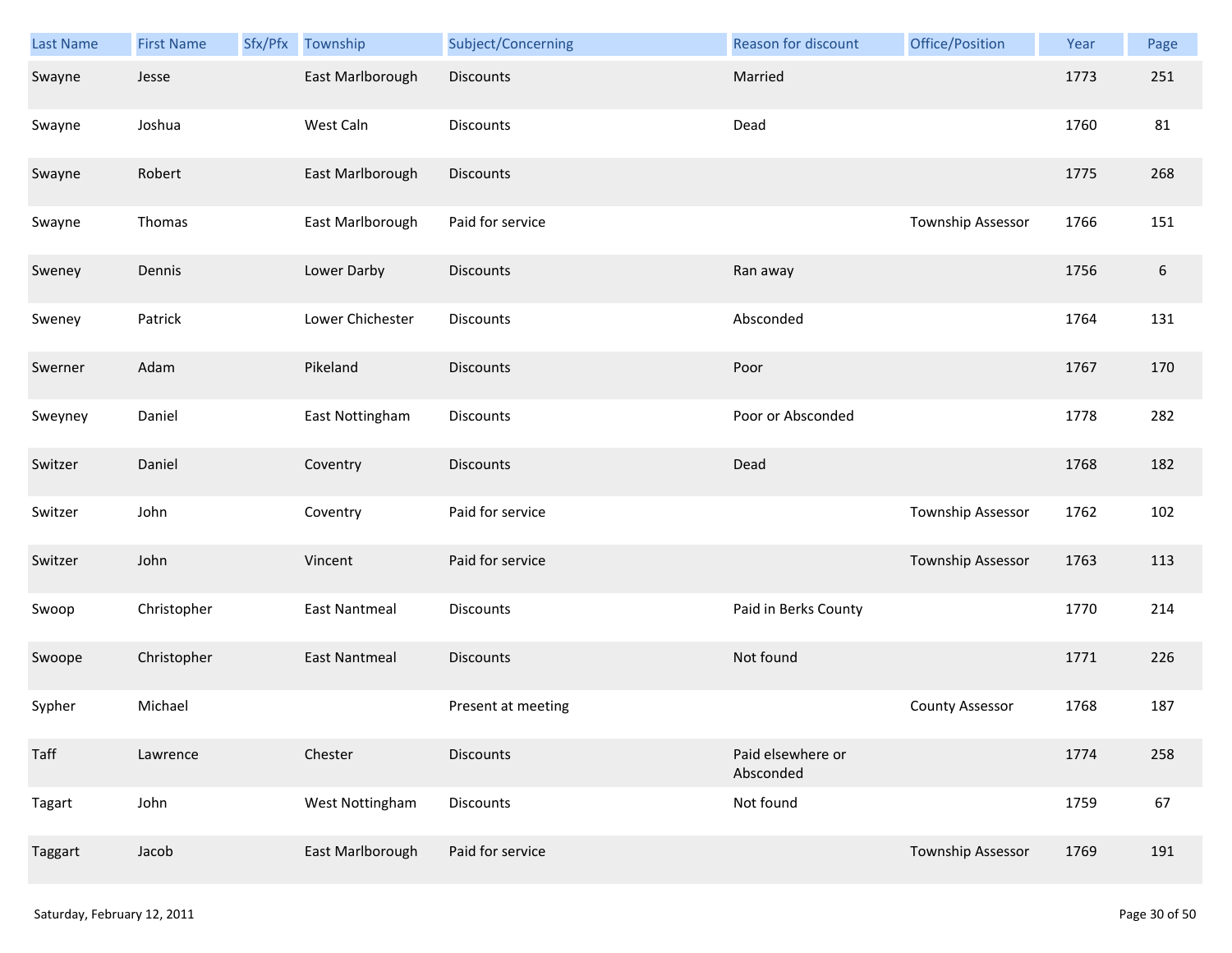| Last Name | First Name | Sfx/Pfx | Township | Subject/Concerning | Reason for discount | Office/Position | Year | Page |
|---|---|---|---|---|---|---|---|---|
| Swayne | Jesse | | East Marlborough | Discounts | Married | | 1773 | 251 |
| Swayne | Joshua | | West Caln | Discounts | Dead | | 1760 | 81 |
| Swayne | Robert | | East Marlborough | Discounts | | | 1775 | 268 |
| Swayne | Thomas | | East Marlborough | Paid for service | | Township Assessor | 1766 | 151 |
| Sweney | Dennis | | Lower Darby | Discounts | Ran away | | 1756 | 6 |
| Sweney | Patrick | | Lower Chichester | Discounts | Absconded | | 1764 | 131 |
| Swerner | Adam | | Pikeland | Discounts | Poor | | 1767 | 170 |
| Sweyney | Daniel | | East Nottingham | Discounts | Poor or Absconded | | 1778 | 282 |
| Switzer | Daniel | | Coventry | Discounts | Dead | | 1768 | 182 |
| Switzer | John | | Coventry | Paid for service | | Township Assessor | 1762 | 102 |
| Switzer | John | | Vincent | Paid for service | | Township Assessor | 1763 | 113 |
| Swoop | Christopher | | East Nantmeal | Discounts | Paid in Berks County | | 1770 | 214 |
| Swoope | Christopher | | East Nantmeal | Discounts | Not found | | 1771 | 226 |
| Sypher | Michael | | | Present at meeting | | County Assessor | 1768 | 187 |
| Taff | Lawrence | | Chester | Discounts | Paid elsewhere or Absconded | | 1774 | 258 |
| Tagart | John | | West Nottingham | Discounts | Not found | | 1759 | 67 |
| Taggart | Jacob | | East Marlborough | Paid for service | | Township Assessor | 1769 | 191 |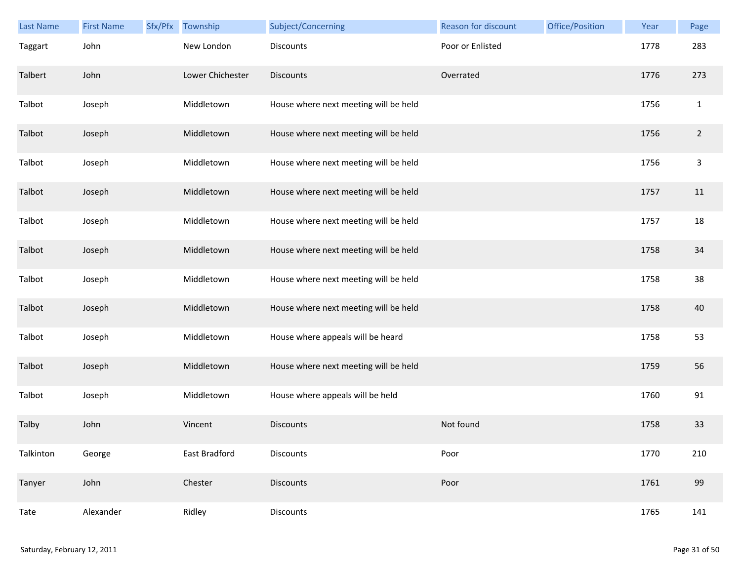| Last Name | First Name | Sfx/Pfx | Township | Subject/Concerning | Reason for discount | Office/Position | Year | Page |
|---|---|---|---|---|---|---|---|---|
| Taggart | John | | New London | Discounts | Poor or Enlisted | | 1778 | 283 |
| Talbert | John | | Lower Chichester | Discounts | Overrated | | 1776 | 273 |
| Talbot | Joseph | | Middletown | House where next meeting will be held | | | 1756 | 1 |
| Talbot | Joseph | | Middletown | House where next meeting will be held | | | 1756 | 2 |
| Talbot | Joseph | | Middletown | House where next meeting will be held | | | 1756 | 3 |
| Talbot | Joseph | | Middletown | House where next meeting will be held | | | 1757 | 11 |
| Talbot | Joseph | | Middletown | House where next meeting will be held | | | 1757 | 18 |
| Talbot | Joseph | | Middletown | House where next meeting will be held | | | 1758 | 34 |
| Talbot | Joseph | | Middletown | House where next meeting will be held | | | 1758 | 38 |
| Talbot | Joseph | | Middletown | House where next meeting will be held | | | 1758 | 40 |
| Talbot | Joseph | | Middletown | House where appeals will be heard | | | 1758 | 53 |
| Talbot | Joseph | | Middletown | House where next meeting will be held | | | 1759 | 56 |
| Talbot | Joseph | | Middletown | House where appeals will be held | | | 1760 | 91 |
| Talby | John | | Vincent | Discounts | Not found | | 1758 | 33 |
| Talkinton | George | | East Bradford | Discounts | Poor | | 1770 | 210 |
| Tanyer | John | | Chester | Discounts | Poor | | 1761 | 99 |
| Tate | Alexander | | Ridley | Discounts | | | 1765 | 141 |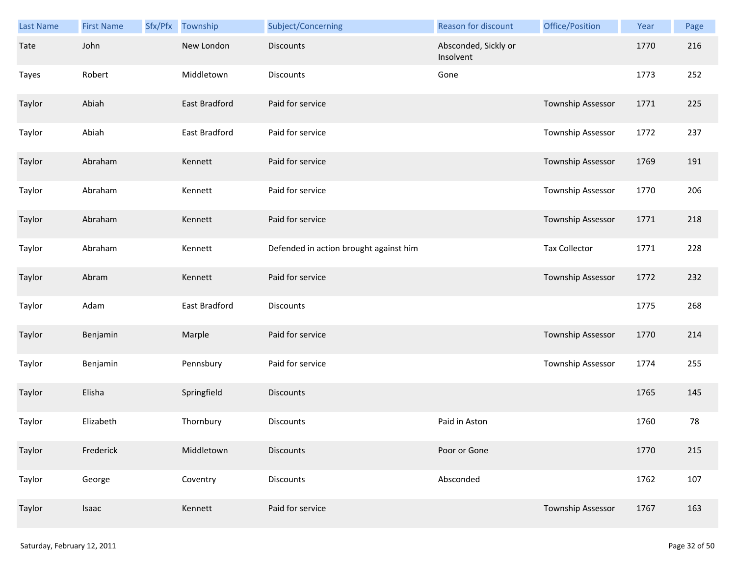| Last Name | First Name | Sfx/Pfx | Township | Subject/Concerning | Reason for discount | Office/Position | Year | Page |
|---|---|---|---|---|---|---|---|---|
| Tate | John | | New London | Discounts | Absconded, Sickly or Insolvent | | 1770 | 216 |
| Tayes | Robert | | Middletown | Discounts | Gone | | 1773 | 252 |
| Taylor | Abiah | | East Bradford | Paid for service | | Township Assessor | 1771 | 225 |
| Taylor | Abiah | | East Bradford | Paid for service | | Township Assessor | 1772 | 237 |
| Taylor | Abraham | | Kennett | Paid for service | | Township Assessor | 1769 | 191 |
| Taylor | Abraham | | Kennett | Paid for service | | Township Assessor | 1770 | 206 |
| Taylor | Abraham | | Kennett | Paid for service | | Township Assessor | 1771 | 218 |
| Taylor | Abraham | | Kennett | Defended in action brought against him | | Tax Collector | 1771 | 228 |
| Taylor | Abram | | Kennett | Paid for service | | Township Assessor | 1772 | 232 |
| Taylor | Adam | | East Bradford | Discounts | | | 1775 | 268 |
| Taylor | Benjamin | | Marple | Paid for service | | Township Assessor | 1770 | 214 |
| Taylor | Benjamin | | Pennsbury | Paid for service | | Township Assessor | 1774 | 255 |
| Taylor | Elisha | | Springfield | Discounts | | | 1765 | 145 |
| Taylor | Elizabeth | | Thornbury | Discounts | Paid in Aston | | 1760 | 78 |
| Taylor | Frederick | | Middletown | Discounts | Poor or Gone | | 1770 | 215 |
| Taylor | George | | Coventry | Discounts | Absconded | | 1762 | 107 |
| Taylor | Isaac | | Kennett | Paid for service | | Township Assessor | 1767 | 163 |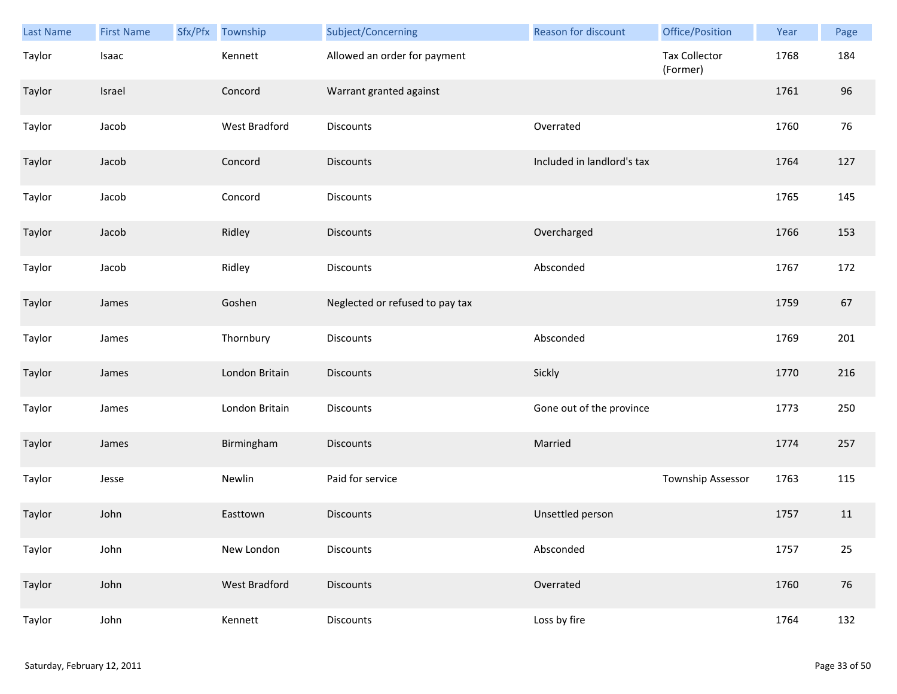| Last Name | First Name | Sfx/Pfx | Township | Subject/Concerning | Reason for discount | Office/Position | Year | Page |
|---|---|---|---|---|---|---|---|---|
| Taylor | Isaac | | Kennett | Allowed an order for payment | | Tax Collector (Former) | 1768 | 184 |
| Taylor | Israel | | Concord | Warrant granted against | | | 1761 | 96 |
| Taylor | Jacob | | West Bradford | Discounts | Overrated | | 1760 | 76 |
| Taylor | Jacob | | Concord | Discounts | Included in landlord's tax | | 1764 | 127 |
| Taylor | Jacob | | Concord | Discounts | | | 1765 | 145 |
| Taylor | Jacob | | Ridley | Discounts | Overcharged | | 1766 | 153 |
| Taylor | Jacob | | Ridley | Discounts | Absconded | | 1767 | 172 |
| Taylor | James | | Goshen | Neglected or refused to pay tax | | | 1759 | 67 |
| Taylor | James | | Thornbury | Discounts | Absconded | | 1769 | 201 |
| Taylor | James | | London Britain | Discounts | Sickly | | 1770 | 216 |
| Taylor | James | | London Britain | Discounts | Gone out of the province | | 1773 | 250 |
| Taylor | James | | Birmingham | Discounts | Married | | 1774 | 257 |
| Taylor | Jesse | | Newlin | Paid for service | | Township Assessor | 1763 | 115 |
| Taylor | John | | Easttown | Discounts | Unsettled person | | 1757 | 11 |
| Taylor | John | | New London | Discounts | Absconded | | 1757 | 25 |
| Taylor | John | | West Bradford | Discounts | Overrated | | 1760 | 76 |
| Taylor | John | | Kennett | Discounts | Loss by fire | | 1764 | 132 |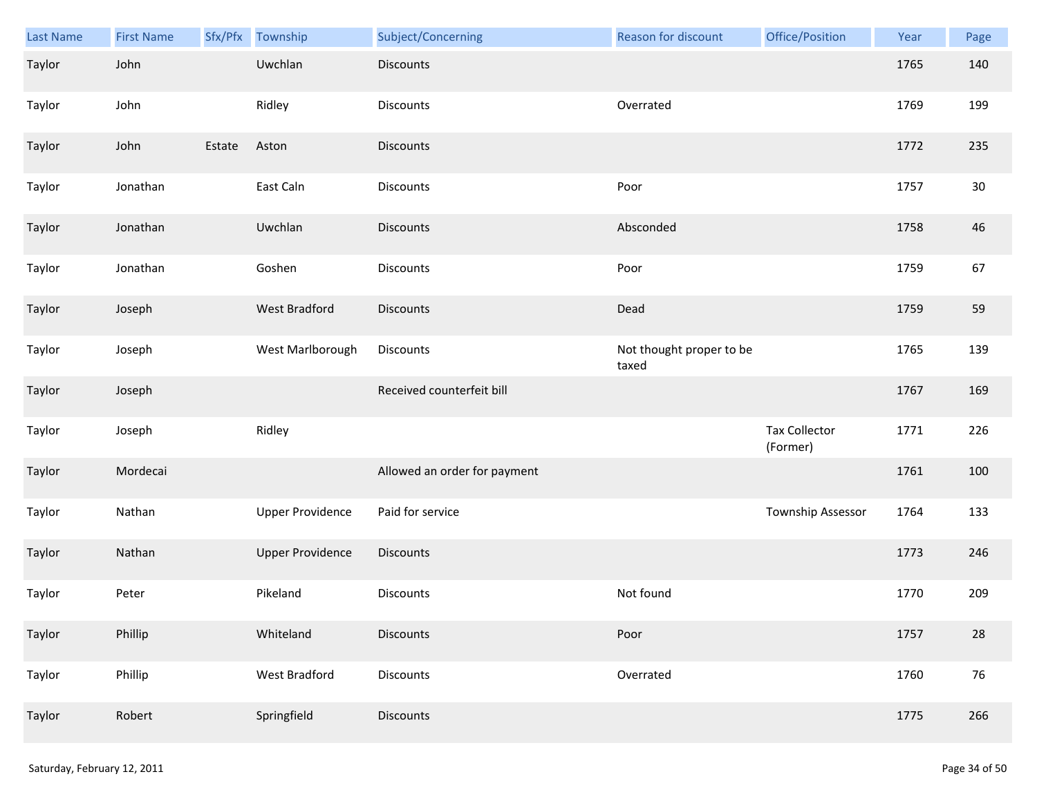| Last Name | First Name | Sfx/Pfx | Township | Subject/Concerning | Reason for discount | Office/Position | Year | Page |
|---|---|---|---|---|---|---|---|---|
| Taylor | John | | Uwchlan | Discounts | | | 1765 | 140 |
| Taylor | John | | Ridley | Discounts | Overrated | | 1769 | 199 |
| Taylor | John | Estate | Aston | Discounts | | | 1772 | 235 |
| Taylor | Jonathan | | East Caln | Discounts | Poor | | 1757 | 30 |
| Taylor | Jonathan | | Uwchlan | Discounts | Absconded | | 1758 | 46 |
| Taylor | Jonathan | | Goshen | Discounts | Poor | | 1759 | 67 |
| Taylor | Joseph | | West Bradford | Discounts | Dead | | 1759 | 59 |
| Taylor | Joseph | | West Marlborough | Discounts | Not thought proper to be taxed | | 1765 | 139 |
| Taylor | Joseph | | | Received counterfeit bill | | | 1767 | 169 |
| Taylor | Joseph | | Ridley | | | Tax Collector (Former) | 1771 | 226 |
| Taylor | Mordecai | | | Allowed an order for payment | | | 1761 | 100 |
| Taylor | Nathan | | Upper Providence | Paid for service | | Township Assessor | 1764 | 133 |
| Taylor | Nathan | | Upper Providence | Discounts | | | 1773 | 246 |
| Taylor | Peter | | Pikeland | Discounts | Not found | | 1770 | 209 |
| Taylor | Phillip | | Whiteland | Discounts | Poor | | 1757 | 28 |
| Taylor | Phillip | | West Bradford | Discounts | Overrated | | 1760 | 76 |
| Taylor | Robert | | Springfield | Discounts | | | 1775 | 266 |

Saturday, February 12, 2011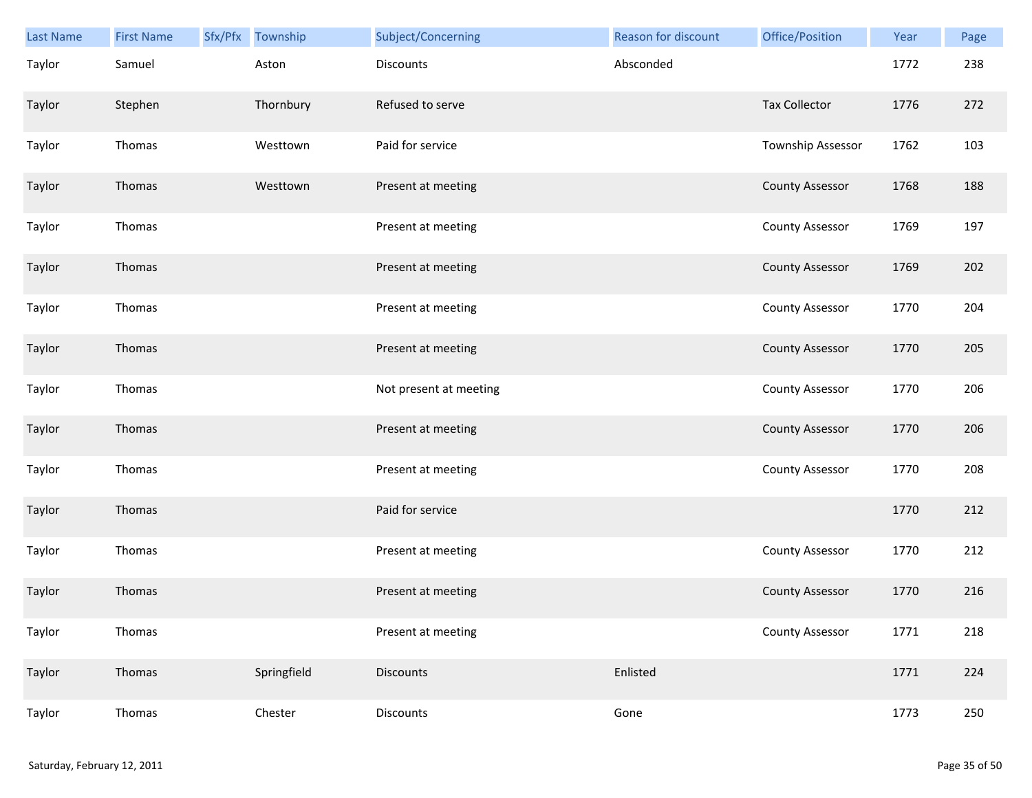| Last Name | First Name | Sfx/Pfx | Township | Subject/Concerning | Reason for discount | Office/Position | Year | Page |
|---|---|---|---|---|---|---|---|---|
| Taylor | Samuel | | Aston | Discounts | Absconded | | 1772 | 238 |
| Taylor | Stephen | | Thornbury | Refused to serve | | Tax Collector | 1776 | 272 |
| Taylor | Thomas | | Westtown | Paid for service | | Township Assessor | 1762 | 103 |
| Taylor | Thomas | | Westtown | Present at meeting | | County Assessor | 1768 | 188 |
| Taylor | Thomas | | | Present at meeting | | County Assessor | 1769 | 197 |
| Taylor | Thomas | | | Present at meeting | | County Assessor | 1769 | 202 |
| Taylor | Thomas | | | Present at meeting | | County Assessor | 1770 | 204 |
| Taylor | Thomas | | | Present at meeting | | County Assessor | 1770 | 205 |
| Taylor | Thomas | | | Not present at meeting | | County Assessor | 1770 | 206 |
| Taylor | Thomas | | | Present at meeting | | County Assessor | 1770 | 206 |
| Taylor | Thomas | | | Present at meeting | | County Assessor | 1770 | 208 |
| Taylor | Thomas | | | Paid for service | | | 1770 | 212 |
| Taylor | Thomas | | | Present at meeting | | County Assessor | 1770 | 212 |
| Taylor | Thomas | | | Present at meeting | | County Assessor | 1770 | 216 |
| Taylor | Thomas | | | Present at meeting | | County Assessor | 1771 | 218 |
| Taylor | Thomas | | Springfield | Discounts | Enlisted | | 1771 | 224 |
| Taylor | Thomas | | Chester | Discounts | Gone | | 1773 | 250 |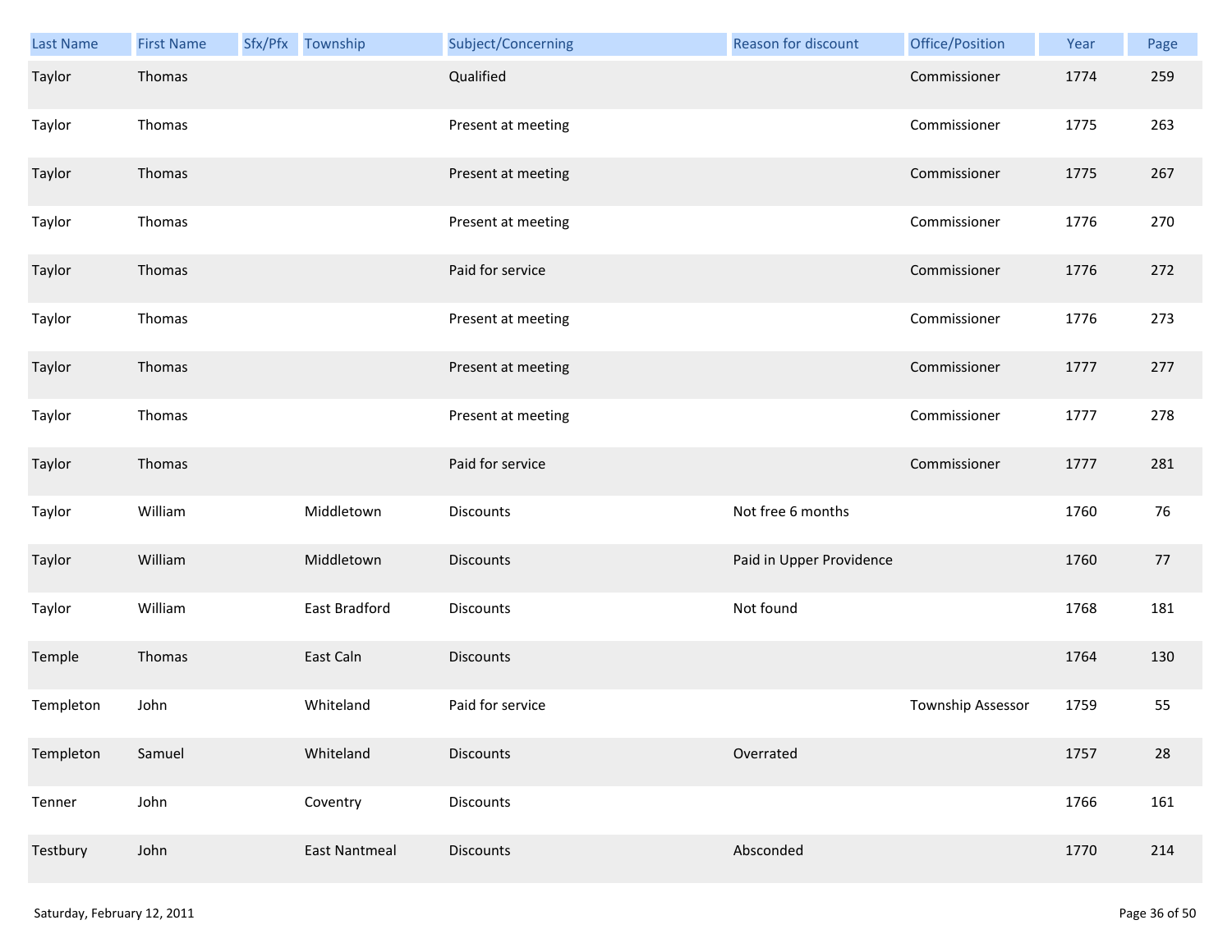| Last Name | First Name | Sfx/Pfx | Township | Subject/Concerning | Reason for discount | Office/Position | Year | Page |
|---|---|---|---|---|---|---|---|---|
| Taylor | Thomas | | | Qualified | | Commissioner | 1774 | 259 |
| Taylor | Thomas | | | Present at meeting | | Commissioner | 1775 | 263 |
| Taylor | Thomas | | | Present at meeting | | Commissioner | 1775 | 267 |
| Taylor | Thomas | | | Present at meeting | | Commissioner | 1776 | 270 |
| Taylor | Thomas | | | Paid for service | | Commissioner | 1776 | 272 |
| Taylor | Thomas | | | Present at meeting | | Commissioner | 1776 | 273 |
| Taylor | Thomas | | | Present at meeting | | Commissioner | 1777 | 277 |
| Taylor | Thomas | | | Present at meeting | | Commissioner | 1777 | 278 |
| Taylor | Thomas | | | Paid for service | | Commissioner | 1777 | 281 |
| Taylor | William | | Middletown | Discounts | Not free 6 months | | 1760 | 76 |
| Taylor | William | | Middletown | Discounts | Paid in Upper Providence | | 1760 | 77 |
| Taylor | William | | East Bradford | Discounts | Not found | | 1768 | 181 |
| Temple | Thomas | | East Caln | Discounts | | | 1764 | 130 |
| Templeton | John | | Whiteland | Paid for service | | Township Assessor | 1759 | 55 |
| Templeton | Samuel | | Whiteland | Discounts | Overrated | | 1757 | 28 |
| Tenner | John | | Coventry | Discounts | | | 1766 | 161 |
| Testbury | John | | East Nantmeal | Discounts | Absconded | | 1770 | 214 |

Saturday, February 12, 2011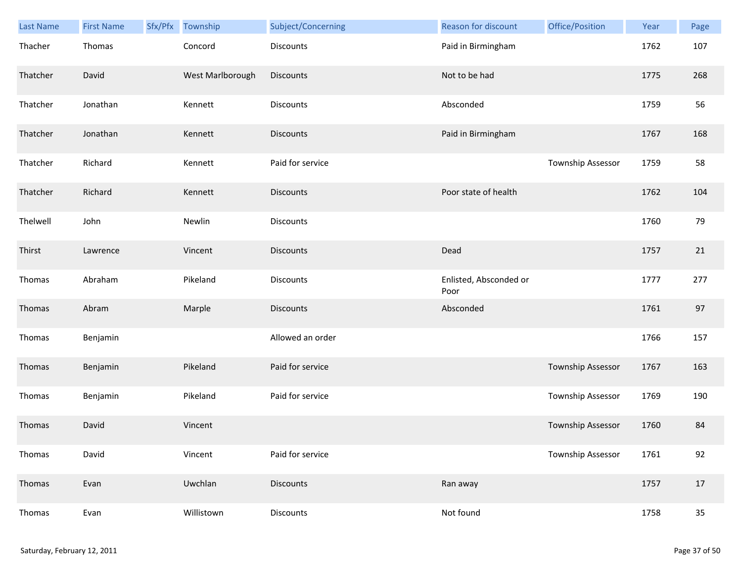| Last Name | First Name | Sfx/Pfx | Township | Subject/Concerning | Reason for discount | Office/Position | Year | Page |
|---|---|---|---|---|---|---|---|---|
| Thacher | Thomas | | Concord | Discounts | Paid in Birmingham | | 1762 | 107 |
| Thatcher | David | | West Marlborough | Discounts | Not to be had | | 1775 | 268 |
| Thatcher | Jonathan | | Kennett | Discounts | Absconded | | 1759 | 56 |
| Thatcher | Jonathan | | Kennett | Discounts | Paid in Birmingham | | 1767 | 168 |
| Thatcher | Richard | | Kennett | Paid for service | | Township Assessor | 1759 | 58 |
| Thatcher | Richard | | Kennett | Discounts | Poor state of health | | 1762 | 104 |
| Thelwell | John | | Newlin | Discounts | | | 1760 | 79 |
| Thirst | Lawrence | | Vincent | Discounts | Dead | | 1757 | 21 |
| Thomas | Abraham | | Pikeland | Discounts | Enlisted, Absconded or Poor | | 1777 | 277 |
| Thomas | Abram | | Marple | Discounts | Absconded | | 1761 | 97 |
| Thomas | Benjamin | | | Allowed an order | | | 1766 | 157 |
| Thomas | Benjamin | | Pikeland | Paid for service | | Township Assessor | 1767 | 163 |
| Thomas | Benjamin | | Pikeland | Paid for service | | Township Assessor | 1769 | 190 |
| Thomas | David | | Vincent | | | Township Assessor | 1760 | 84 |
| Thomas | David | | Vincent | Paid for service | | Township Assessor | 1761 | 92 |
| Thomas | Evan | | Uwchlan | Discounts | Ran away | | 1757 | 17 |
| Thomas | Evan | | Willistown | Discounts | Not found | | 1758 | 35 |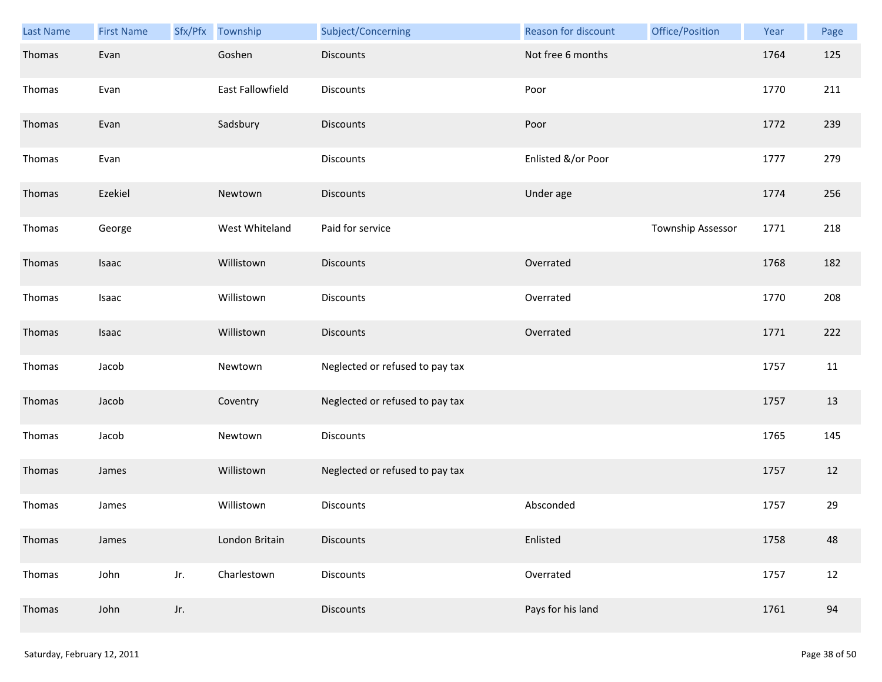| Last Name | First Name | Sfx/Pfx | Township | Subject/Concerning | Reason for discount | Office/Position | Year | Page |
|---|---|---|---|---|---|---|---|---|
| Thomas | Evan | | Goshen | Discounts | Not free 6 months | | 1764 | 125 |
| Thomas | Evan | | East Fallowfield | Discounts | Poor | | 1770 | 211 |
| Thomas | Evan | | Sadsbury | Discounts | Poor | | 1772 | 239 |
| Thomas | Evan | | | Discounts | Enlisted &/or Poor | | 1777 | 279 |
| Thomas | Ezekiel | | Newtown | Discounts | Under age | | 1774 | 256 |
| Thomas | George | | West Whiteland | Paid for service | | Township Assessor | 1771 | 218 |
| Thomas | Isaac | | Willistown | Discounts | Overrated | | 1768 | 182 |
| Thomas | Isaac | | Willistown | Discounts | Overrated | | 1770 | 208 |
| Thomas | Isaac | | Willistown | Discounts | Overrated | | 1771 | 222 |
| Thomas | Jacob | | Newtown | Neglected or refused to pay tax | | | 1757 | 11 |
| Thomas | Jacob | | Coventry | Neglected or refused to pay tax | | | 1757 | 13 |
| Thomas | Jacob | | Newtown | Discounts | | | 1765 | 145 |
| Thomas | James | | Willistown | Neglected or refused to pay tax | | | 1757 | 12 |
| Thomas | James | | Willistown | Discounts | Absconded | | 1757 | 29 |
| Thomas | James | | London Britain | Discounts | Enlisted | | 1758 | 48 |
| Thomas | John | Jr. | Charlestown | Discounts | Overrated | | 1757 | 12 |
| Thomas | John | Jr. | | Discounts | Pays for his land | | 1761 | 94 |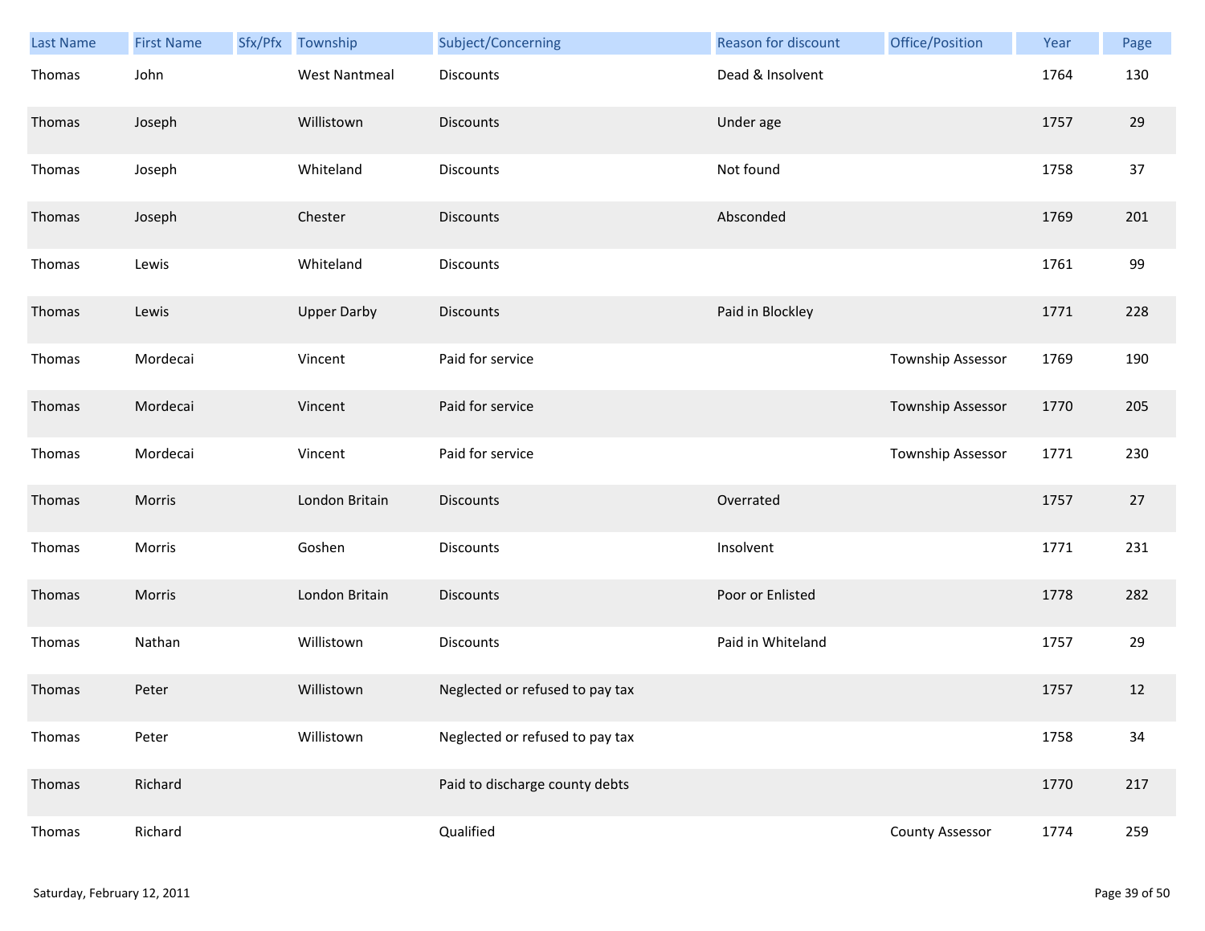| Last Name | First Name | Sfx/Pfx | Township | Subject/Concerning | Reason for discount | Office/Position | Year | Page |
|---|---|---|---|---|---|---|---|---|
| Thomas | John | | West Nantmeal | Discounts | Dead & Insolvent | | 1764 | 130 |
| Thomas | Joseph | | Willistown | Discounts | Under age | | 1757 | 29 |
| Thomas | Joseph | | Whiteland | Discounts | Not found | | 1758 | 37 |
| Thomas | Joseph | | Chester | Discounts | Absconded | | 1769 | 201 |
| Thomas | Lewis | | Whiteland | Discounts | | | 1761 | 99 |
| Thomas | Lewis | | Upper Darby | Discounts | Paid in Blockley | | 1771 | 228 |
| Thomas | Mordecai | | Vincent | Paid for service | | Township Assessor | 1769 | 190 |
| Thomas | Mordecai | | Vincent | Paid for service | | Township Assessor | 1770 | 205 |
| Thomas | Mordecai | | Vincent | Paid for service | | Township Assessor | 1771 | 230 |
| Thomas | Morris | | London Britain | Discounts | Overrated | | 1757 | 27 |
| Thomas | Morris | | Goshen | Discounts | Insolvent | | 1771 | 231 |
| Thomas | Morris | | London Britain | Discounts | Poor or Enlisted | | 1778 | 282 |
| Thomas | Nathan | | Willistown | Discounts | Paid in Whiteland | | 1757 | 29 |
| Thomas | Peter | | Willistown | Neglected or refused to pay tax | | | 1757 | 12 |
| Thomas | Peter | | Willistown | Neglected or refused to pay tax | | | 1758 | 34 |
| Thomas | Richard | | | Paid to discharge county debts | | | 1770 | 217 |
| Thomas | Richard | | | Qualified | | County Assessor | 1774 | 259 |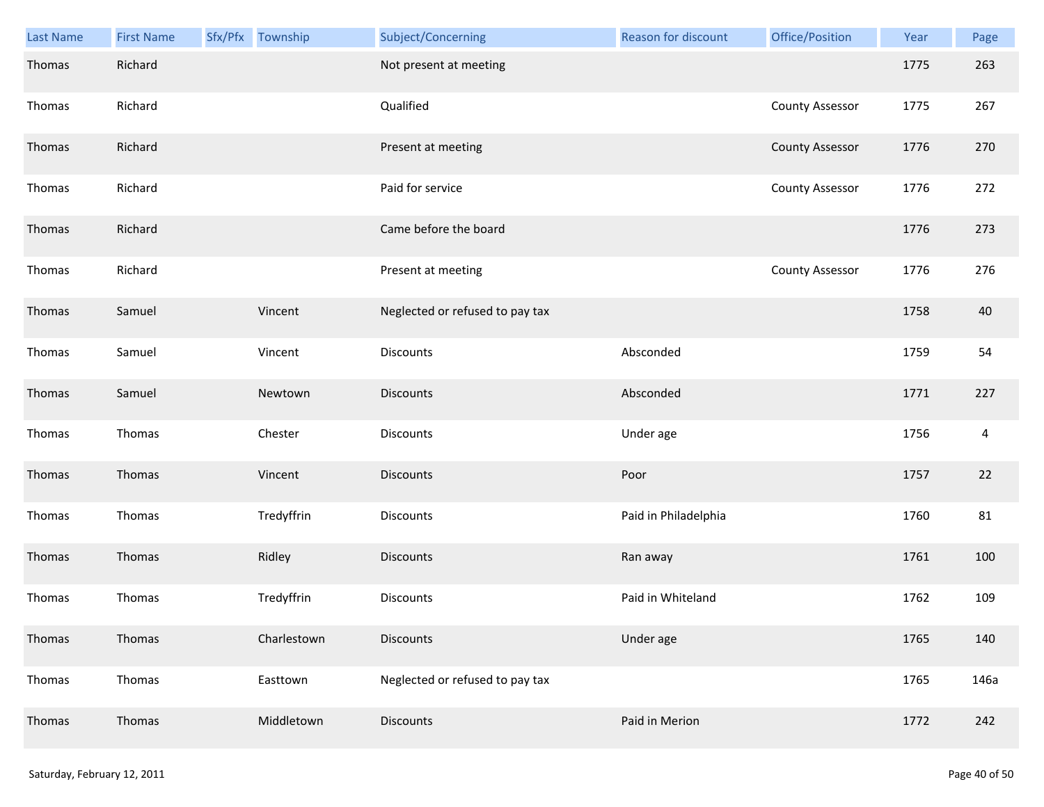| Last Name | First Name | Sfx/Pfx | Township | Subject/Concerning | Reason for discount | Office/Position | Year | Page |
|---|---|---|---|---|---|---|---|---|
| Thomas | Richard | | | Not present at meeting | | | 1775 | 263 |
| Thomas | Richard | | | Qualified | | County Assessor | 1775 | 267 |
| Thomas | Richard | | | Present at meeting | | County Assessor | 1776 | 270 |
| Thomas | Richard | | | Paid for service | | County Assessor | 1776 | 272 |
| Thomas | Richard | | | Came before the board | | | 1776 | 273 |
| Thomas | Richard | | | Present at meeting | | County Assessor | 1776 | 276 |
| Thomas | Samuel | | Vincent | Neglected or refused to pay tax | | | 1758 | 40 |
| Thomas | Samuel | | Vincent | Discounts | Absconded | | 1759 | 54 |
| Thomas | Samuel | | Newtown | Discounts | Absconded | | 1771 | 227 |
| Thomas | Thomas | | Chester | Discounts | Under age | | 1756 | 4 |
| Thomas | Thomas | | Vincent | Discounts | Poor | | 1757 | 22 |
| Thomas | Thomas | | Tredyffrin | Discounts | Paid in Philadelphia | | 1760 | 81 |
| Thomas | Thomas | | Ridley | Discounts | Ran away | | 1761 | 100 |
| Thomas | Thomas | | Tredyffrin | Discounts | Paid in Whiteland | | 1762 | 109 |
| Thomas | Thomas | | Charlestown | Discounts | Under age | | 1765 | 140 |
| Thomas | Thomas | | Easttown | Neglected or refused to pay tax | | | 1765 | 146a |
| Thomas | Thomas | | Middletown | Discounts | Paid in Merion | | 1772 | 242 |

Saturday, February 12, 2011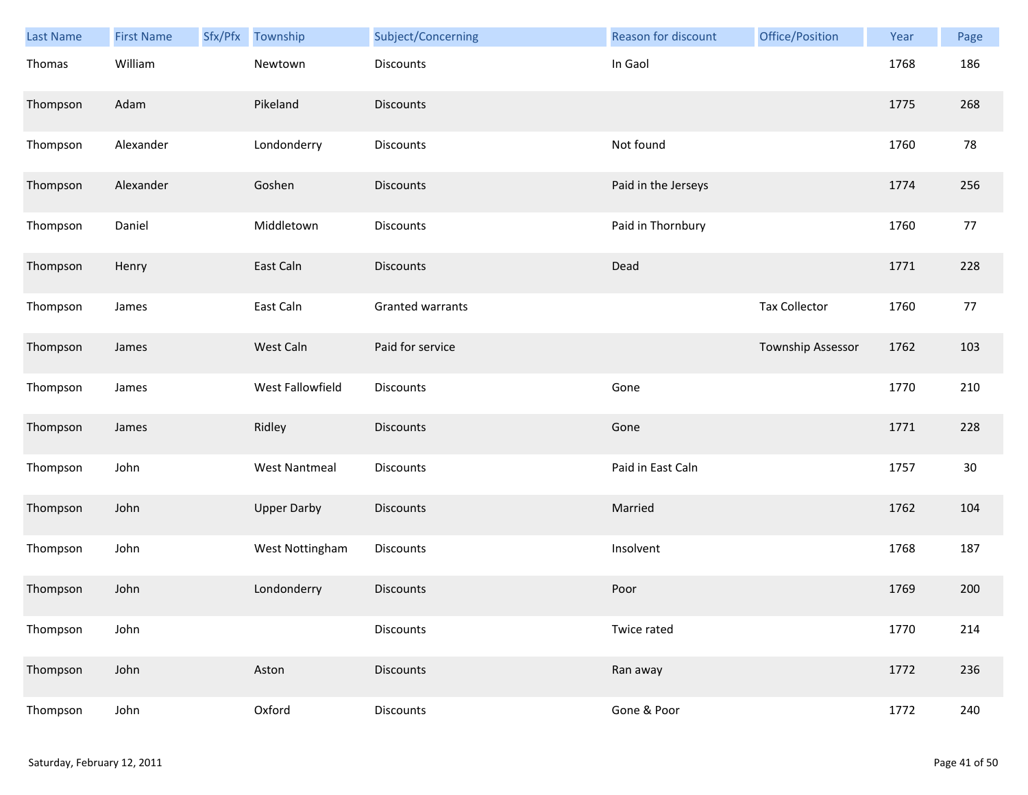| Last Name | First Name | Sfx/Pfx | Township | Subject/Concerning | Reason for discount | Office/Position | Year | Page |
|---|---|---|---|---|---|---|---|---|
| Thomas | William | | Newtown | Discounts | In Gaol | | 1768 | 186 |
| Thompson | Adam | | Pikeland | Discounts | | | 1775 | 268 |
| Thompson | Alexander | | Londonderry | Discounts | Not found | | 1760 | 78 |
| Thompson | Alexander | | Goshen | Discounts | Paid in the Jerseys | | 1774 | 256 |
| Thompson | Daniel | | Middletown | Discounts | Paid in Thornbury | | 1760 | 77 |
| Thompson | Henry | | East Caln | Discounts | Dead | | 1771 | 228 |
| Thompson | James | | East Caln | Granted warrants | | Tax Collector | 1760 | 77 |
| Thompson | James | | West Caln | Paid for service | | Township Assessor | 1762 | 103 |
| Thompson | James | | West Fallowfield | Discounts | Gone | | 1770 | 210 |
| Thompson | James | | Ridley | Discounts | Gone | | 1771 | 228 |
| Thompson | John | | West Nantmeal | Discounts | Paid in East Caln | | 1757 | 30 |
| Thompson | John | | Upper Darby | Discounts | Married | | 1762 | 104 |
| Thompson | John | | West Nottingham | Discounts | Insolvent | | 1768 | 187 |
| Thompson | John | | Londonderry | Discounts | Poor | | 1769 | 200 |
| Thompson | John | | | Discounts | Twice rated | | 1770 | 214 |
| Thompson | John | | Aston | Discounts | Ran away | | 1772 | 236 |
| Thompson | John | | Oxford | Discounts | Gone & Poor | | 1772 | 240 |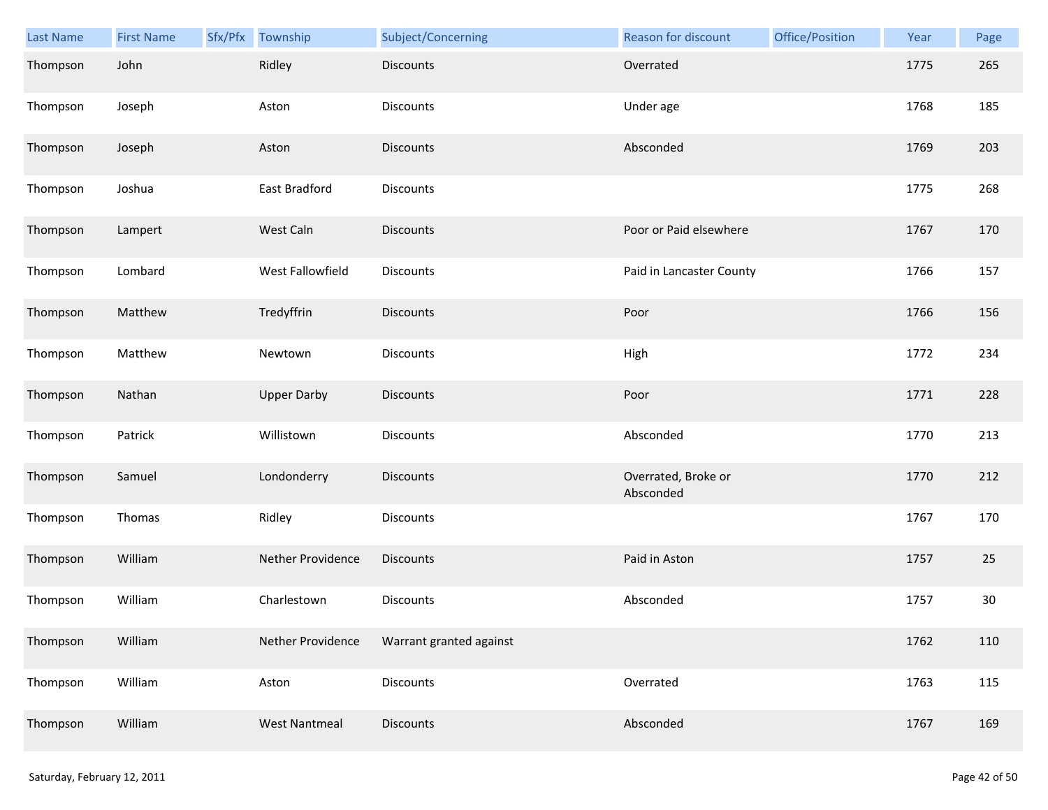| Last Name | First Name | Sfx/Pfx | Township | Subject/Concerning | Reason for discount | Office/Position | Year | Page |
|---|---|---|---|---|---|---|---|---|
| Thompson | John | | Ridley | Discounts | Overrated | | 1775 | 265 |
| Thompson | Joseph | | Aston | Discounts | Under age | | 1768 | 185 |
| Thompson | Joseph | | Aston | Discounts | Absconded | | 1769 | 203 |
| Thompson | Joshua | | East Bradford | Discounts | | | 1775 | 268 |
| Thompson | Lampert | | West Caln | Discounts | Poor or Paid elsewhere | | 1767 | 170 |
| Thompson | Lombard | | West Fallowfield | Discounts | Paid in Lancaster County | | 1766 | 157 |
| Thompson | Matthew | | Tredyffrin | Discounts | Poor | | 1766 | 156 |
| Thompson | Matthew | | Newtown | Discounts | High | | 1772 | 234 |
| Thompson | Nathan | | Upper Darby | Discounts | Poor | | 1771 | 228 |
| Thompson | Patrick | | Willistown | Discounts | Absconded | | 1770 | 213 |
| Thompson | Samuel | | Londonderry | Discounts | Overrated, Broke or Absconded | | 1770 | 212 |
| Thompson | Thomas | | Ridley | Discounts | | | 1767 | 170 |
| Thompson | William | | Nether Providence | Discounts | Paid in Aston | | 1757 | 25 |
| Thompson | William | | Charlestown | Discounts | Absconded | | 1757 | 30 |
| Thompson | William | | Nether Providence | Warrant granted against | | | 1762 | 110 |
| Thompson | William | | Aston | Discounts | Overrated | | 1763 | 115 |
| Thompson | William | | West Nantmeal | Discounts | Absconded | | 1767 | 169 |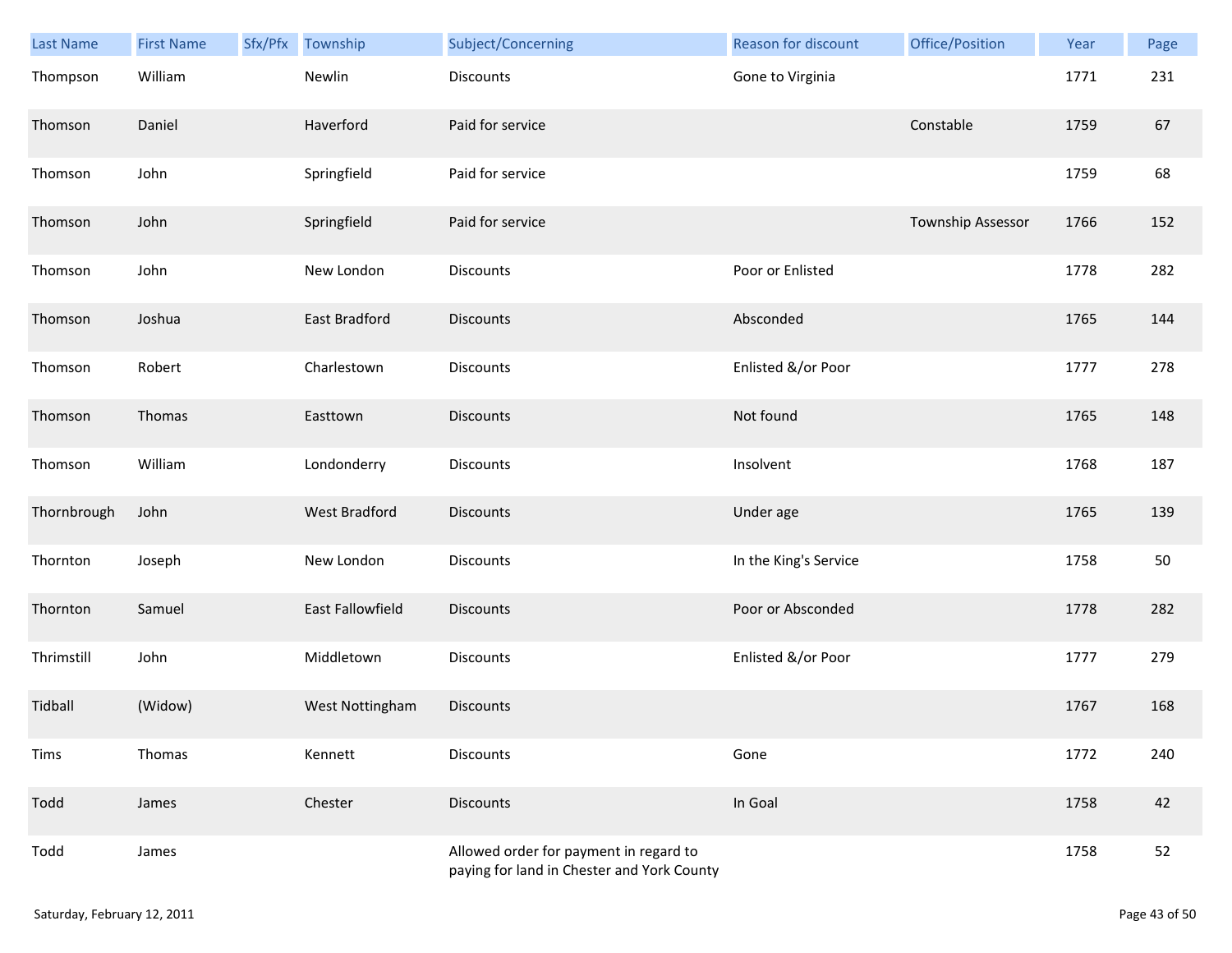| Last Name | First Name | Sfx/Pfx | Township | Subject/Concerning | Reason for discount | Office/Position | Year | Page |
|---|---|---|---|---|---|---|---|---|
| Thompson | William | | Newlin | Discounts | Gone to Virginia | | 1771 | 231 |
| Thomson | Daniel | | Haverford | Paid for service | | Constable | 1759 | 67 |
| Thomson | John | | Springfield | Paid for service | | | 1759 | 68 |
| Thomson | John | | Springfield | Paid for service | | Township Assessor | 1766 | 152 |
| Thomson | John | | New London | Discounts | Poor or Enlisted | | 1778 | 282 |
| Thomson | Joshua | | East Bradford | Discounts | Absconded | | 1765 | 144 |
| Thomson | Robert | | Charlestown | Discounts | Enlisted &/or Poor | | 1777 | 278 |
| Thomson | Thomas | | Easttown | Discounts | Not found | | 1765 | 148 |
| Thomson | William | | Londonderry | Discounts | Insolvent | | 1768 | 187 |
| Thornbrough | John | | West Bradford | Discounts | Under age | | 1765 | 139 |
| Thornton | Joseph | | New London | Discounts | In the King's Service | | 1758 | 50 |
| Thornton | Samuel | | East Fallowfield | Discounts | Poor or Absconded | | 1778 | 282 |
| Thrimstill | John | | Middletown | Discounts | Enlisted &/or Poor | | 1777 | 279 |
| Tidball | (Widow) | | West Nottingham | Discounts | | | 1767 | 168 |
| Tims | Thomas | | Kennett | Discounts | Gone | | 1772 | 240 |
| Todd | James | | Chester | Discounts | In Goal | | 1758 | 42 |
| Todd | James | | | Allowed order for payment in regard to paying for land in Chester and York County | | | 1758 | 52 |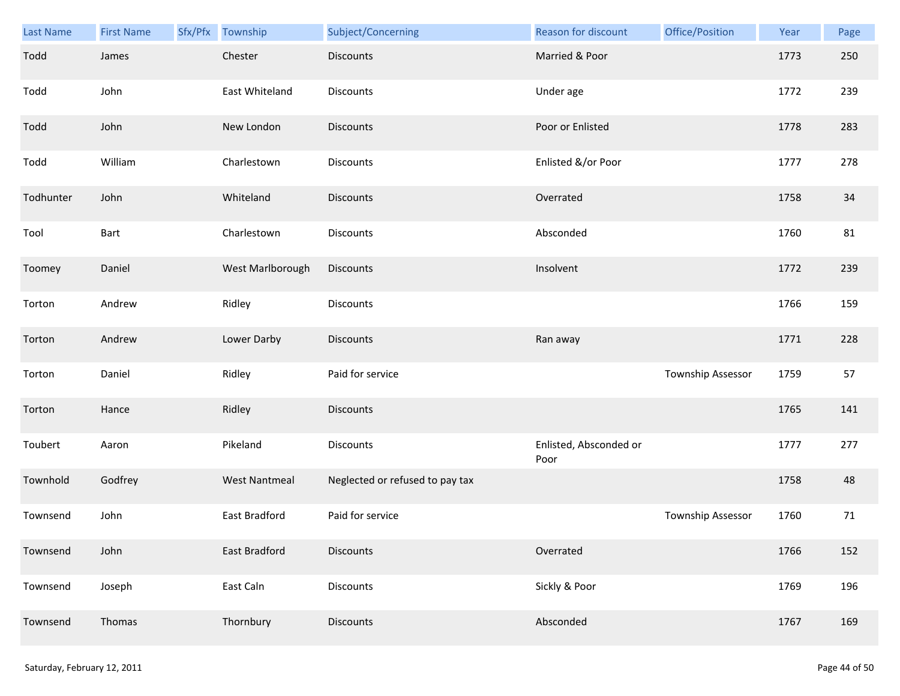| Last Name | First Name | Sfx/Pfx | Township | Subject/Concerning | Reason for discount | Office/Position | Year | Page |
|---|---|---|---|---|---|---|---|---|
| Todd | James | | Chester | Discounts | Married & Poor | | 1773 | 250 |
| Todd | John | | East Whiteland | Discounts | Under age | | 1772 | 239 |
| Todd | John | | New London | Discounts | Poor or Enlisted | | 1778 | 283 |
| Todd | William | | Charlestown | Discounts | Enlisted &/or Poor | | 1777 | 278 |
| Todhunter | John | | Whiteland | Discounts | Overrated | | 1758 | 34 |
| Tool | Bart | | Charlestown | Discounts | Absconded | | 1760 | 81 |
| Toomey | Daniel | | West Marlborough | Discounts | Insolvent | | 1772 | 239 |
| Torton | Andrew | | Ridley | Discounts | | | 1766 | 159 |
| Torton | Andrew | | Lower Darby | Discounts | Ran away | | 1771 | 228 |
| Torton | Daniel | | Ridley | Paid for service | | Township Assessor | 1759 | 57 |
| Torton | Hance | | Ridley | Discounts | | | 1765 | 141 |
| Toubert | Aaron | | Pikeland | Discounts | Enlisted, Absconded or Poor | | 1777 | 277 |
| Townhold | Godfrey | | West Nantmeal | Neglected or refused to pay tax | | | 1758 | 48 |
| Townsend | John | | East Bradford | Paid for service | | Township Assessor | 1760 | 71 |
| Townsend | John | | East Bradford | Discounts | Overrated | | 1766 | 152 |
| Townsend | Joseph | | East Caln | Discounts | Sickly & Poor | | 1769 | 196 |
| Townsend | Thomas | | Thornbury | Discounts | Absconded | | 1767 | 169 |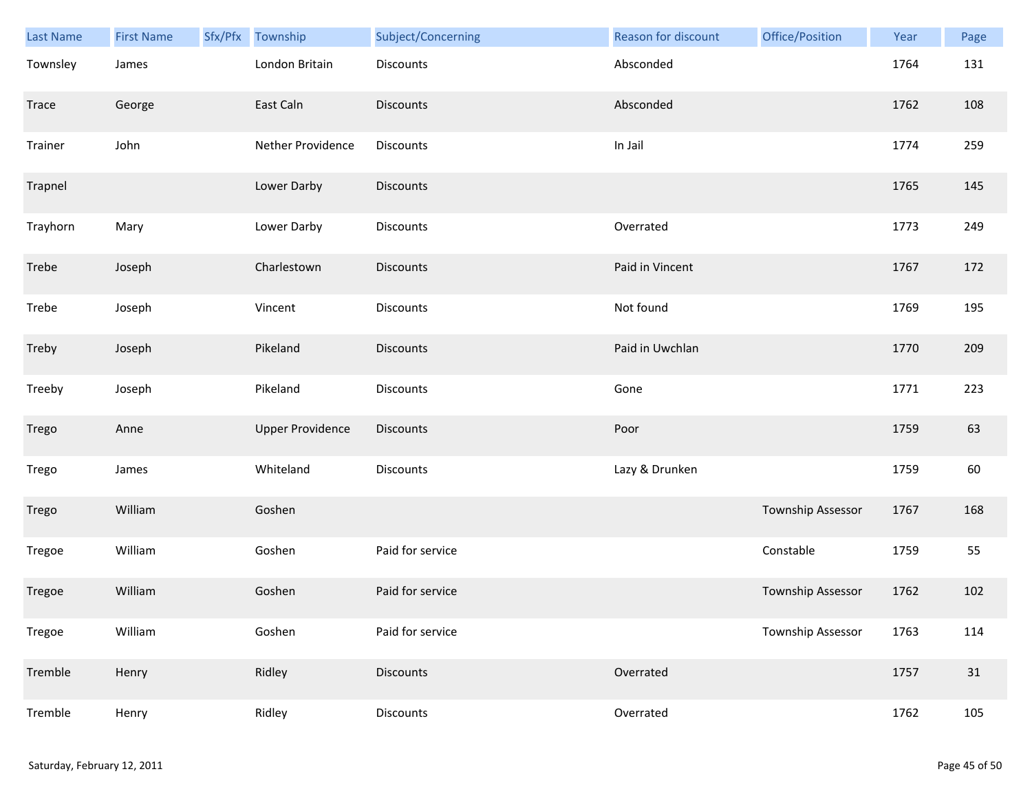| Last Name | First Name | Sfx/Pfx | Township | Subject/Concerning | Reason for discount | Office/Position | Year | Page |
|---|---|---|---|---|---|---|---|---|
| Townsley | James | | London Britain | Discounts | Absconded | | 1764 | 131 |
| Trace | George | | East Caln | Discounts | Absconded | | 1762 | 108 |
| Trainer | John | | Nether Providence | Discounts | In Jail | | 1774 | 259 |
| Trapnel | | | Lower Darby | Discounts | | | 1765 | 145 |
| Trayhorn | Mary | | Lower Darby | Discounts | Overrated | | 1773 | 249 |
| Trebe | Joseph | | Charlestown | Discounts | Paid in Vincent | | 1767 | 172 |
| Trebe | Joseph | | Vincent | Discounts | Not found | | 1769 | 195 |
| Treby | Joseph | | Pikeland | Discounts | Paid in Uwchlan | | 1770 | 209 |
| Treeby | Joseph | | Pikeland | Discounts | Gone | | 1771 | 223 |
| Trego | Anne | | Upper Providence | Discounts | Poor | | 1759 | 63 |
| Trego | James | | Whiteland | Discounts | Lazy & Drunken | | 1759 | 60 |
| Trego | William | | Goshen | | | Township Assessor | 1767 | 168 |
| Tregoe | William | | Goshen | Paid for service | | Constable | 1759 | 55 |
| Tregoe | William | | Goshen | Paid for service | | Township Assessor | 1762 | 102 |
| Tregoe | William | | Goshen | Paid for service | | Township Assessor | 1763 | 114 |
| Tremble | Henry | | Ridley | Discounts | Overrated | | 1757 | 31 |
| Tremble | Henry | | Ridley | Discounts | Overrated | | 1762 | 105 |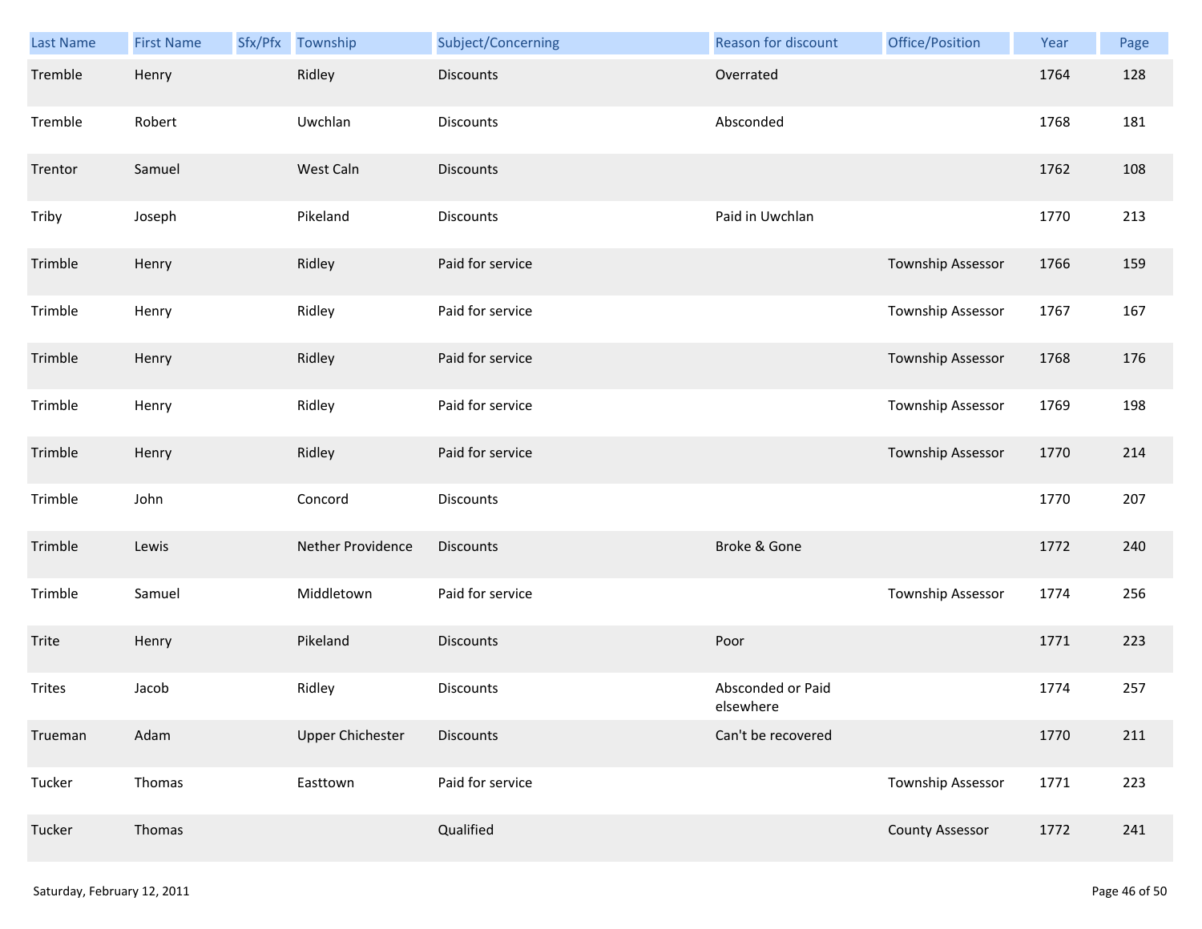| Last Name | First Name | Sfx/Pfx | Township | Subject/Concerning | Reason for discount | Office/Position | Year | Page |
|---|---|---|---|---|---|---|---|---|
| Tremble | Henry | | Ridley | Discounts | Overrated | | 1764 | 128 |
| Tremble | Robert | | Uwchlan | Discounts | Absconded | | 1768 | 181 |
| Trentor | Samuel | | West Caln | Discounts | | | 1762 | 108 |
| Triby | Joseph | | Pikeland | Discounts | Paid in Uwchlan | | 1770 | 213 |
| Trimble | Henry | | Ridley | Paid for service | | Township Assessor | 1766 | 159 |
| Trimble | Henry | | Ridley | Paid for service | | Township Assessor | 1767 | 167 |
| Trimble | Henry | | Ridley | Paid for service | | Township Assessor | 1768 | 176 |
| Trimble | Henry | | Ridley | Paid for service | | Township Assessor | 1769 | 198 |
| Trimble | Henry | | Ridley | Paid for service | | Township Assessor | 1770 | 214 |
| Trimble | John | | Concord | Discounts | | | 1770 | 207 |
| Trimble | Lewis | | Nether Providence | Discounts | Broke & Gone | | 1772 | 240 |
| Trimble | Samuel | | Middletown | Paid for service | | Township Assessor | 1774 | 256 |
| Trite | Henry | | Pikeland | Discounts | Poor | | 1771 | 223 |
| Trites | Jacob | | Ridley | Discounts | Absconded or Paid elsewhere | | 1774 | 257 |
| Trueman | Adam | | Upper Chichester | Discounts | Can't be recovered | | 1770 | 211 |
| Tucker | Thomas | | Easttown | Paid for service | | Township Assessor | 1771 | 223 |
| Tucker | Thomas | | | Qualified | | County Assessor | 1772 | 241 |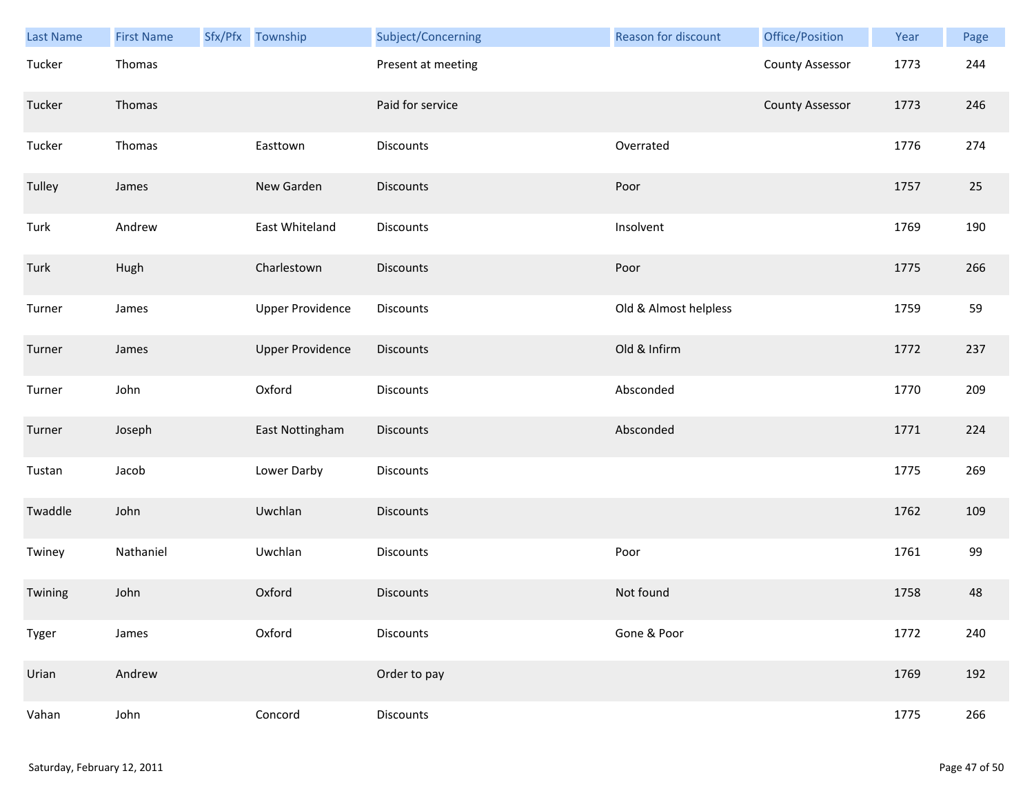| Last Name | First Name | Sfx/Pfx | Township | Subject/Concerning | Reason for discount | Office/Position | Year | Page |
|---|---|---|---|---|---|---|---|---|
| Tucker | Thomas | | | Present at meeting | | County Assessor | 1773 | 244 |
| Tucker | Thomas | | | Paid for service | | County Assessor | 1773 | 246 |
| Tucker | Thomas | | Easttown | Discounts | Overrated | | 1776 | 274 |
| Tulley | James | | New Garden | Discounts | Poor | | 1757 | 25 |
| Turk | Andrew | | East Whiteland | Discounts | Insolvent | | 1769 | 190 |
| Turk | Hugh | | Charlestown | Discounts | Poor | | 1775 | 266 |
| Turner | James | | Upper Providence | Discounts | Old & Almost helpless | | 1759 | 59 |
| Turner | James | | Upper Providence | Discounts | Old & Infirm | | 1772 | 237 |
| Turner | John | | Oxford | Discounts | Absconded | | 1770 | 209 |
| Turner | Joseph | | East Nottingham | Discounts | Absconded | | 1771 | 224 |
| Tustan | Jacob | | Lower Darby | Discounts | | | 1775 | 269 |
| Twaddle | John | | Uwchlan | Discounts | | | 1762 | 109 |
| Twiney | Nathaniel | | Uwchlan | Discounts | Poor | | 1761 | 99 |
| Twining | John | | Oxford | Discounts | Not found | | 1758 | 48 |
| Tyger | James | | Oxford | Discounts | Gone & Poor | | 1772 | 240 |
| Urian | Andrew | | | Order to pay | | | 1769 | 192 |
| Vahan | John | | Concord | Discounts | | | 1775 | 266 |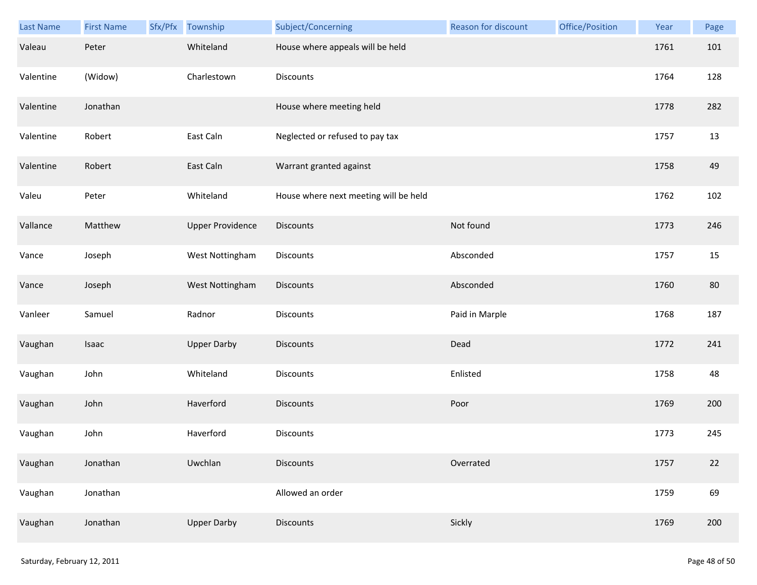| Last Name | First Name | Sfx/Pfx | Township | Subject/Concerning | Reason for discount | Office/Position | Year | Page |
|---|---|---|---|---|---|---|---|---|
| Valeau | Peter | | Whiteland | House where appeals will be held | | | 1761 | 101 |
| Valentine | (Widow) | | Charlestown | Discounts | | | 1764 | 128 |
| Valentine | Jonathan | | | House where meeting held | | | 1778 | 282 |
| Valentine | Robert | | East Caln | Neglected or refused to pay tax | | | 1757 | 13 |
| Valentine | Robert | | East Caln | Warrant granted against | | | 1758 | 49 |
| Valeu | Peter | | Whiteland | House where next meeting will be held | | | 1762 | 102 |
| Vallance | Matthew | | Upper Providence | Discounts | Not found | | 1773 | 246 |
| Vance | Joseph | | West Nottingham | Discounts | Absconded | | 1757 | 15 |
| Vance | Joseph | | West Nottingham | Discounts | Absconded | | 1760 | 80 |
| Vanleer | Samuel | | Radnor | Discounts | Paid in Marple | | 1768 | 187 |
| Vaughan | Isaac | | Upper Darby | Discounts | Dead | | 1772 | 241 |
| Vaughan | John | | Whiteland | Discounts | Enlisted | | 1758 | 48 |
| Vaughan | John | | Haverford | Discounts | Poor | | 1769 | 200 |
| Vaughan | John | | Haverford | Discounts | | | 1773 | 245 |
| Vaughan | Jonathan | | Uwchlan | Discounts | Overrated | | 1757 | 22 |
| Vaughan | Jonathan | | | Allowed an order | | | 1759 | 69 |
| Vaughan | Jonathan | | Upper Darby | Discounts | Sickly | | 1769 | 200 |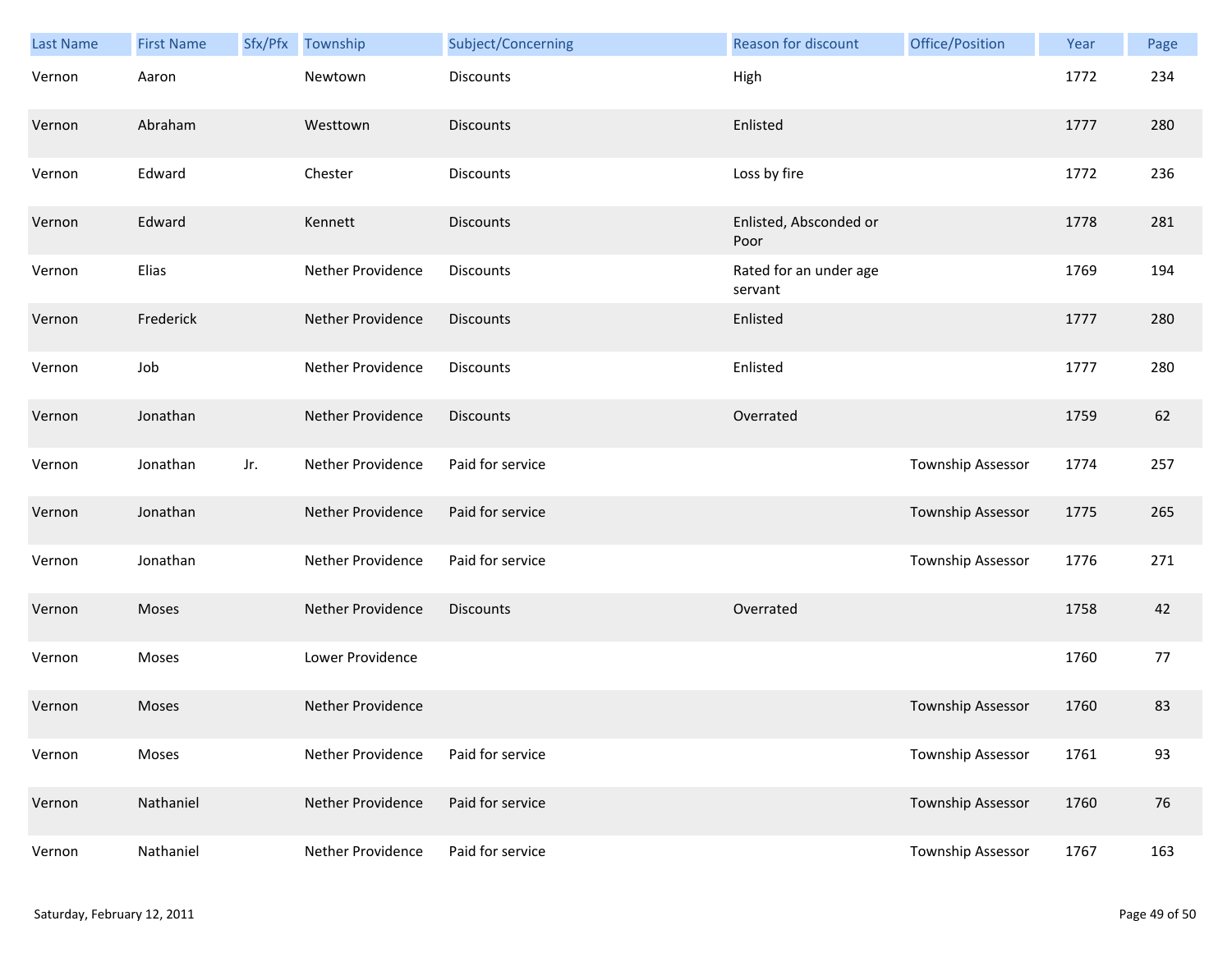| Last Name | First Name | Sfx/Pfx | Township | Subject/Concerning | Reason for discount | Office/Position | Year | Page |
|---|---|---|---|---|---|---|---|---|
| Vernon | Aaron | | Newtown | Discounts | High | | 1772 | 234 |
| Vernon | Abraham | | Westtown | Discounts | Enlisted | | 1777 | 280 |
| Vernon | Edward | | Chester | Discounts | Loss by fire | | 1772 | 236 |
| Vernon | Edward | | Kennett | Discounts | Enlisted, Absconded or Poor | | 1778 | 281 |
| Vernon | Elias | | Nether Providence | Discounts | Rated for an under age servant | | 1769 | 194 |
| Vernon | Frederick | | Nether Providence | Discounts | Enlisted | | 1777 | 280 |
| Vernon | Job | | Nether Providence | Discounts | Enlisted | | 1777 | 280 |
| Vernon | Jonathan | | Nether Providence | Discounts | Overrated | | 1759 | 62 |
| Vernon | Jonathan | Jr. | Nether Providence | Paid for service | | Township Assessor | 1774 | 257 |
| Vernon | Jonathan | | Nether Providence | Paid for service | | Township Assessor | 1775 | 265 |
| Vernon | Jonathan | | Nether Providence | Paid for service | | Township Assessor | 1776 | 271 |
| Vernon | Moses | | Nether Providence | Discounts | Overrated | | 1758 | 42 |
| Vernon | Moses | | Lower Providence | | | | 1760 | 77 |
| Vernon | Moses | | Nether Providence | | | Township Assessor | 1760 | 83 |
| Vernon | Moses | | Nether Providence | Paid for service | | Township Assessor | 1761 | 93 |
| Vernon | Nathaniel | | Nether Providence | Paid for service | | Township Assessor | 1760 | 76 |
| Vernon | Nathaniel | | Nether Providence | Paid for service | | Township Assessor | 1767 | 163 |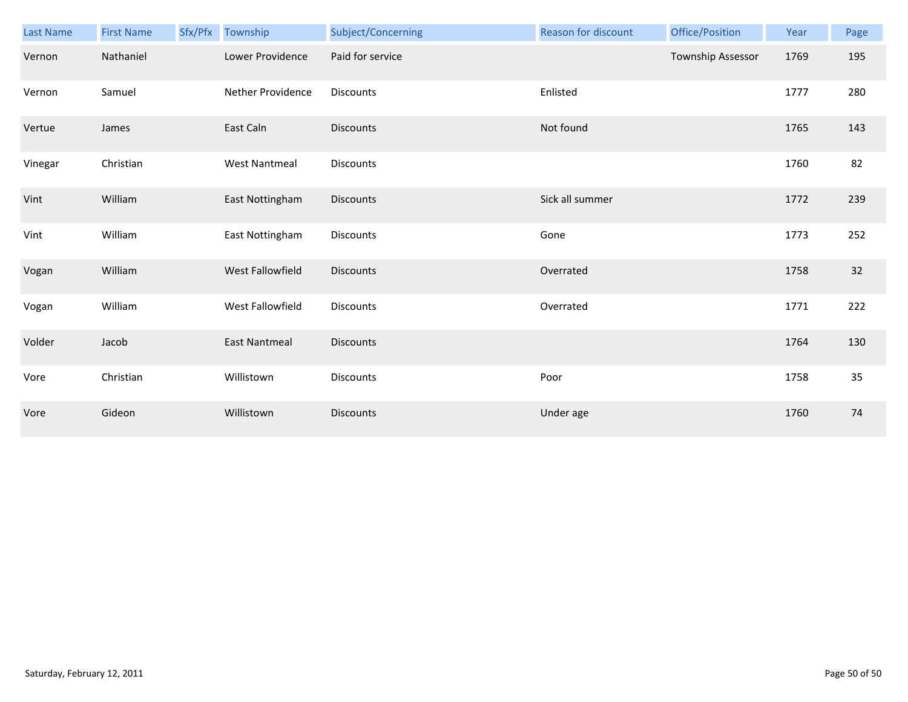| Last Name | First Name | Sfx/Pfx | Township | Subject/Concerning | Reason for discount | Office/Position | Year | Page |
|---|---|---|---|---|---|---|---|---|
| Vernon | Nathaniel | | Lower Providence | Paid for service | | Township Assessor | 1769 | 195 |
| Vernon | Samuel | | Nether Providence | Discounts | Enlisted | | 1777 | 280 |
| Vertue | James | | East Caln | Discounts | Not found | | 1765 | 143 |
| Vinegar | Christian | | West Nantmeal | Discounts | | | 1760 | 82 |
| Vint | William | | East Nottingham | Discounts | Sick all summer | | 1772 | 239 |
| Vint | William | | East Nottingham | Discounts | Gone | | 1773 | 252 |
| Vogan | William | | West Fallowfield | Discounts | Overrated | | 1758 | 32 |
| Vogan | William | | West Fallowfield | Discounts | Overrated | | 1771 | 222 |
| Volder | Jacob | | East Nantmeal | Discounts | | | 1764 | 130 |
| Vore | Christian | | Willistown | Discounts | Poor | | 1758 | 35 |
| Vore | Gideon | | Willistown | Discounts | Under age | | 1760 | 74 |

Saturday, February 12, 2011